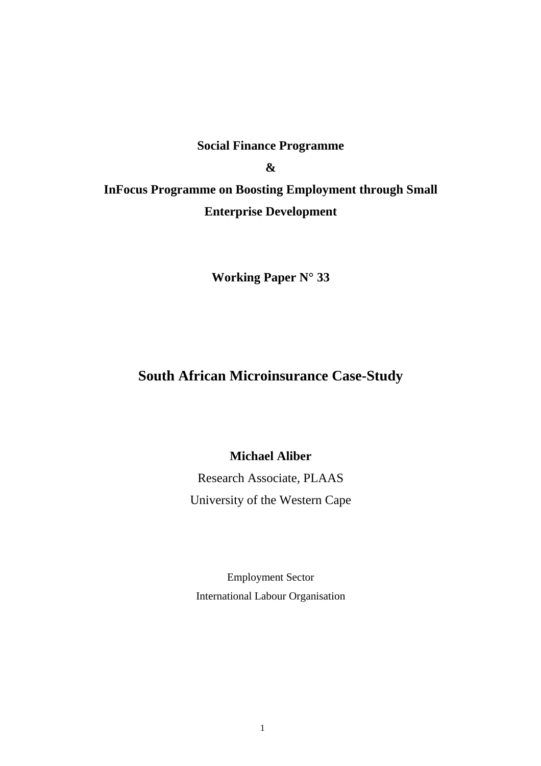**Social Finance Programme**

**&**

**InFocus Programme on Boosting Employment through Small Enterprise Development**

**Working Paper N° 33**

# South African Microinsurance Case-Study

**Michael Aliber**

Research Associate, PLAAS

University of the Western Cape

Employment Sector

International Labour Organisation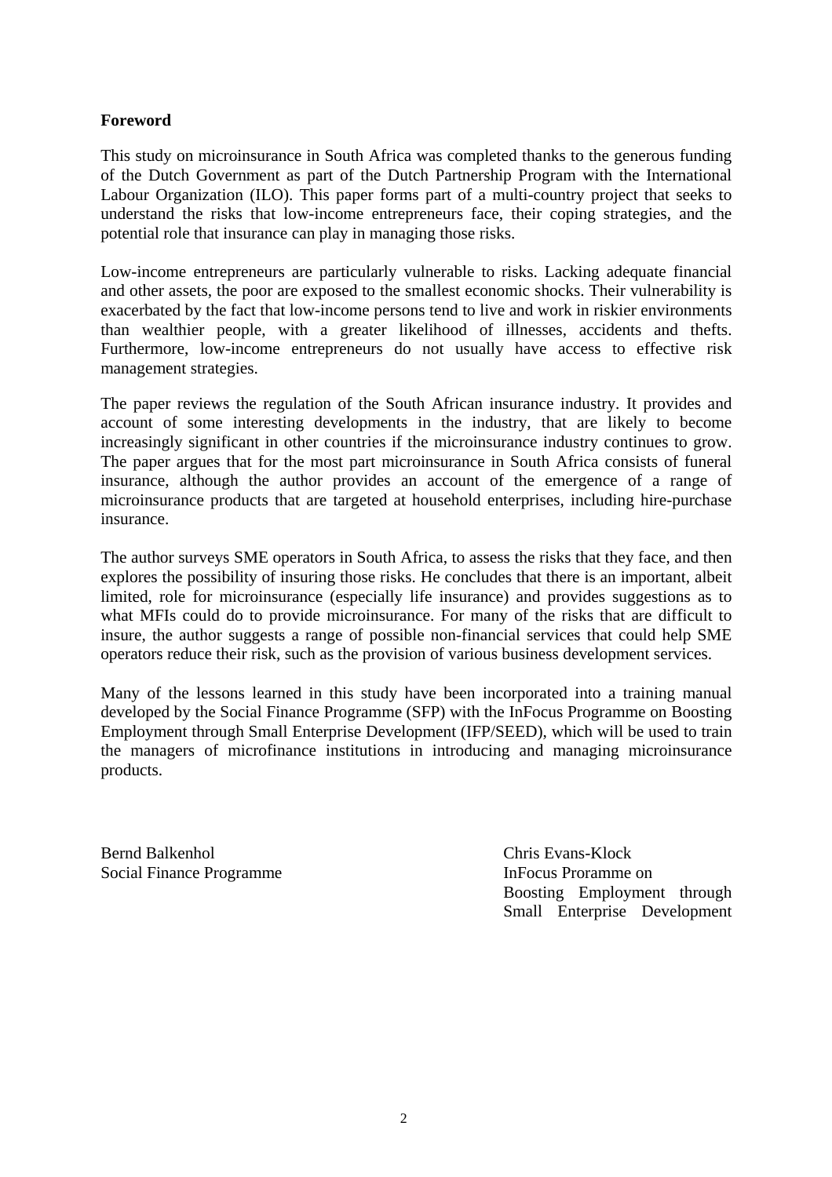**Foreword**

This study on microinsurance in South Africa was completed thanks to the generous funding of the Dutch Government as part of the Dutch Partnership Program with the International Labour Organization (ILO). This paper forms part of a multi-country project that seeks to understand the risks that low-income entrepreneurs face, their coping strategies, and the potential role that insurance can play in managing those risks.

Low-income entrepreneurs are particularly vulnerable to risks. Lacking adequate financial and other assets, the poor are exposed to the smallest economic shocks. Their vulnerability is exacerbated by the fact that low-income persons tend to live and work in riskier environments than wealthier people, with a greater likelihood of illnesses, accidents and thefts. Furthermore, low-income entrepreneurs do not usually have access to effective risk management strategies.

The paper reviews the regulation of the South African insurance industry. It provides and account of some interesting developments in the industry, that are likely to become increasingly significant in other countries if the microinsurance industry continues to grow. The paper argues that for the most part microinsurance in South Africa consists of funeral insurance, although the author provides an account of the emergence of a range of microinsurance products that are targeted at household enterprises, including hire-purchase insurance.

The author surveys SME operators in South Africa, to assess the risks that they face, and then explores the possibility of insuring those risks. He concludes that there is an important, albeit limited, role for microinsurance (especially life insurance) and provides suggestions as to what MFIs could do to provide microinsurance. For many of the risks that are difficult to insure, the author suggests a range of possible non-financial services that could help SME operators reduce their risk, such as the provision of various business development services.

Many of the lessons learned in this study have been incorporated into a training manual developed by the Social Finance Programme (SFP) with the InFocus Programme on Boosting Employment through Small Enterprise Development (IFP/SEED), which will be used to train the managers of microfinance institutions in introducing and managing microinsurance products.

Bernd Balkenhol
Social Finance Programme

Chris Evans-Klock
InFocus Proramme on
Boosting Employment through Small Enterprise Development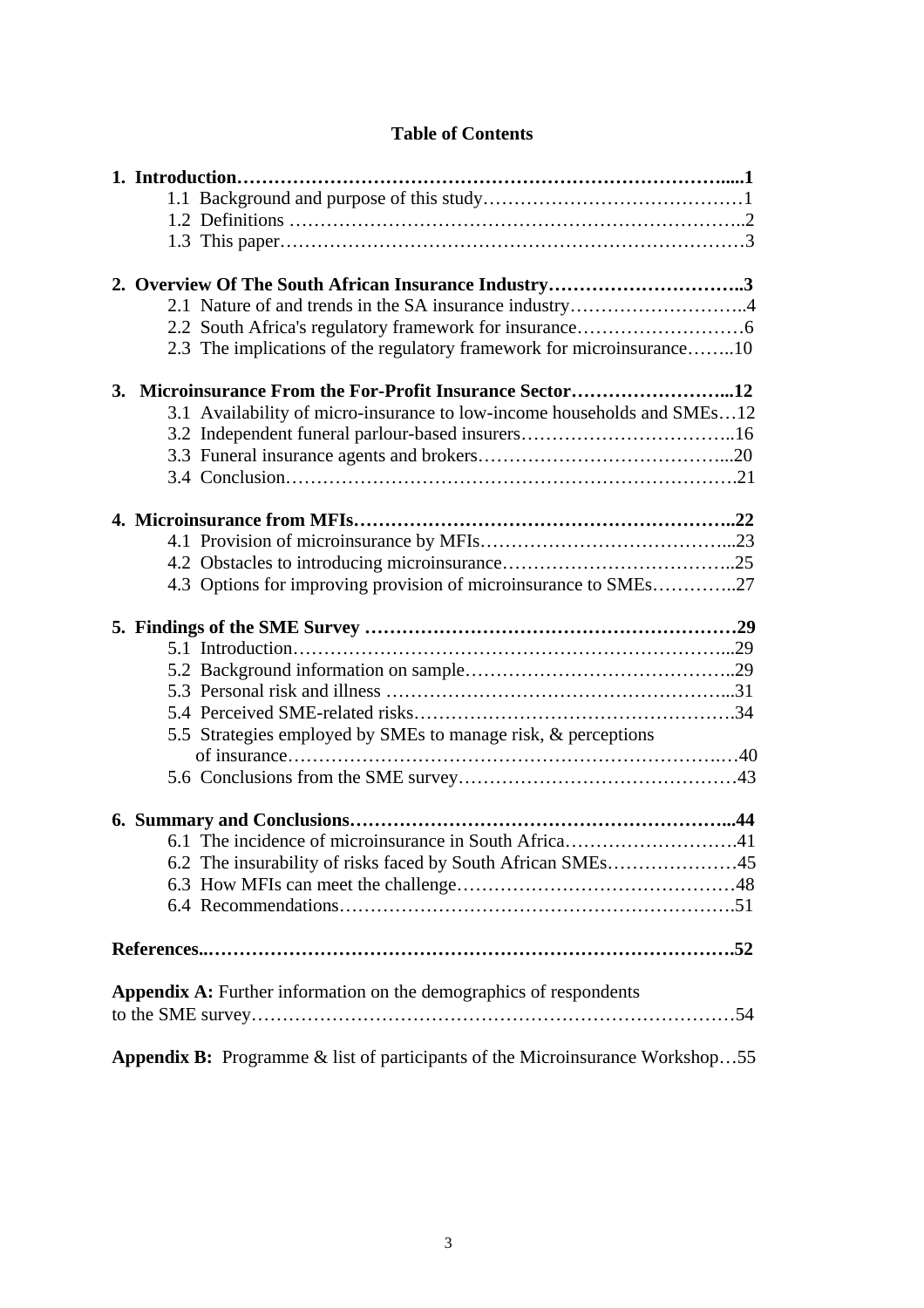# Table of Contents

**1. Introduction……………………………………………………………………......1**
- 1.1 Background and purpose of this study……………………………………1
- 1.2 Definitions ………………………………………………………………..2
- 1.3 This paper…………………………………………………………………3

**2. Overview Of The South African Insurance Industry…………………………..3**
- 2.1 Nature of and trends in the SA insurance industry………………………..4
- 2.2 South Africa's regulatory framework for insurance………………………6
- 2.3 The implications of the regulatory framework for microinsurance……..10

**3. Microinsurance From the For-Profit Insurance Sector……………………...12**
- 3.1 Availability of micro-insurance to low-income households and SMEs…12
- 3.2 Independent funeral parlour-based insurers……………………………..16
- 3.3 Funeral insurance agents and brokers…………………………………...20
- 3.4 Conclusion……………………………………………………………….21

**4. Microinsurance from MFIs……………………………………………………..22**
- 4.1 Provision of microinsurance by MFIs…………………………………...23
- 4.2 Obstacles to introducing microinsurance………………………………..25
- 4.3 Options for improving provision of microinsurance to SMEs…………..27

**5. Findings of the SME Survey …………………………………………………29**
- 5.1 Introduction……………………………………………………………...29
- 5.2 Background information on sample……………………………………..29
- 5.3 Personal risk and illness ………………………………………………...31
- 5.4 Perceived SME-related risks…………………………………………….34
- 5.5 Strategies employed by SMEs to manage risk, & perceptions of insurance………………………………………………………………..…40
- 5.6 Conclusions from the SME survey………………………………………43

**6. Summary and Conclusions…………………………………………………...44**
- 6.1 The incidence of microinsurance in South Africa……………………….41
- 6.2 The insurability of risks faced by South African SMEs…………………45
- 6.3 How MFIs can meet the challenge………………………………………48
- 6.4 Recommendations……………………………………………………….51

**References..……………………………………………………………………….52**

**Appendix A:** Further information on the demographics of respondents to the SME survey……………………………………………………………………54

**Appendix B:** Programme & list of participants of the Microinsurance Workshop…55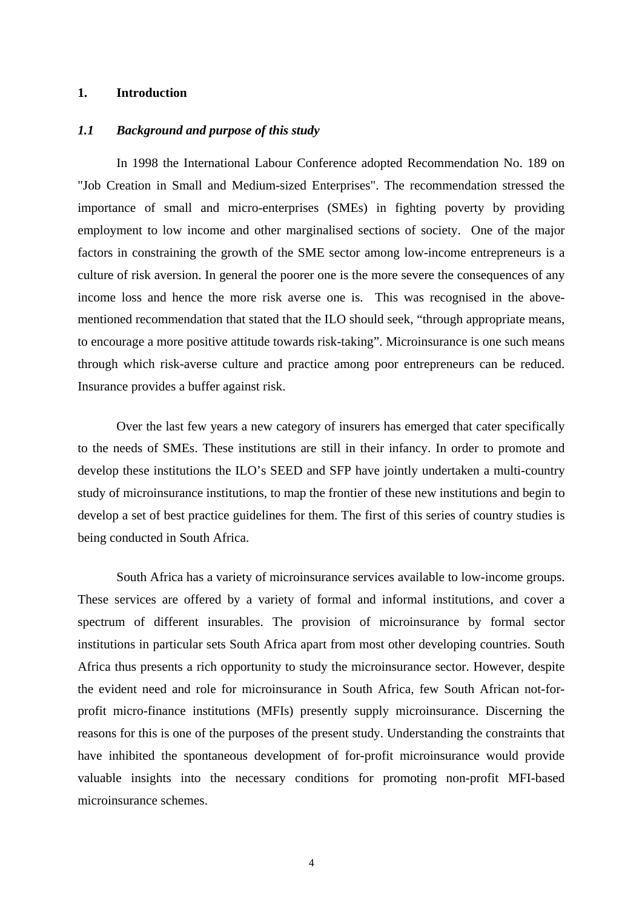# 1. Introduction

## *1.1 Background and purpose of this study*

In 1998 the International Labour Conference adopted Recommendation No. 189 on "Job Creation in Small and Medium-sized Enterprises". The recommendation stressed the importance of small and micro-enterprises (SMEs) in fighting poverty by providing employment to low income and other marginalised sections of society. One of the major factors in constraining the growth of the SME sector among low-income entrepreneurs is a culture of risk aversion. In general the poorer one is the more severe the consequences of any income loss and hence the more risk averse one is. This was recognised in the above-mentioned recommendation that stated that the ILO should seek, "through appropriate means, to encourage a more positive attitude towards risk-taking". Microinsurance is one such means through which risk-averse culture and practice among poor entrepreneurs can be reduced. Insurance provides a buffer against risk.

Over the last few years a new category of insurers has emerged that cater specifically to the needs of SMEs. These institutions are still in their infancy. In order to promote and develop these institutions the ILO's SEED and SFP have jointly undertaken a multi-country study of microinsurance institutions, to map the frontier of these new institutions and begin to develop a set of best practice guidelines for them. The first of this series of country studies is being conducted in South Africa.

South Africa has a variety of microinsurance services available to low-income groups. These services are offered by a variety of formal and informal institutions, and cover a spectrum of different insurables. The provision of microinsurance by formal sector institutions in particular sets South Africa apart from most other developing countries. South Africa thus presents a rich opportunity to study the microinsurance sector. However, despite the evident need and role for microinsurance in South Africa, few South African not-for-profit micro-finance institutions (MFIs) presently supply microinsurance. Discerning the reasons for this is one of the purposes of the present study. Understanding the constraints that have inhibited the spontaneous development of for-profit microinsurance would provide valuable insights into the necessary conditions for promoting non-profit MFI-based microinsurance schemes.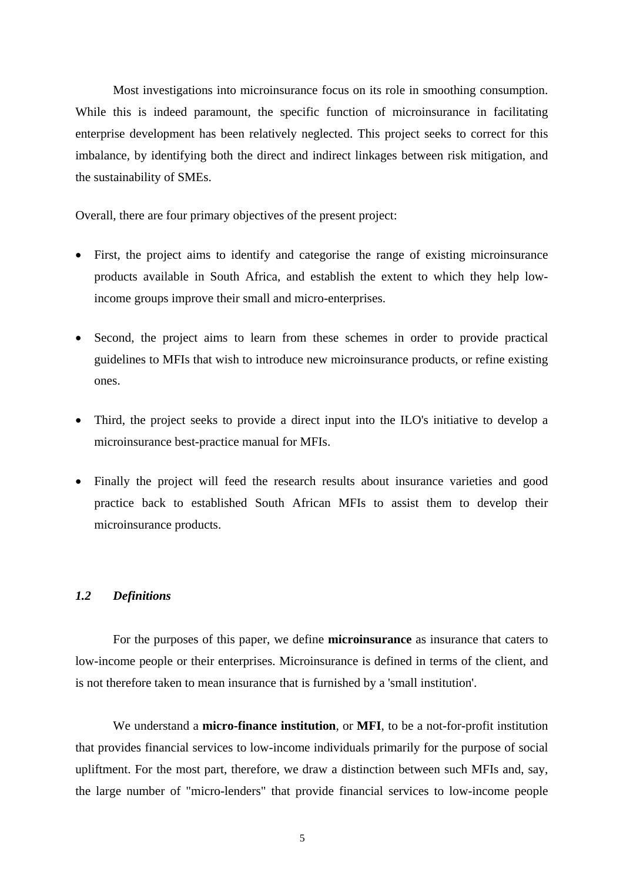Most investigations into microinsurance focus on its role in smoothing consumption. While this is indeed paramount, the specific function of microinsurance in facilitating enterprise development has been relatively neglected. This project seeks to correct for this imbalance, by identifying both the direct and indirect linkages between risk mitigation, and the sustainability of SMEs.

Overall, there are four primary objectives of the present project:

- First, the project aims to identify and categorise the range of existing microinsurance products available in South Africa, and establish the extent to which they help low-income groups improve their small and micro-enterprises.
- Second, the project aims to learn from these schemes in order to provide practical guidelines to MFIs that wish to introduce new microinsurance products, or refine existing ones.
- Third, the project seeks to provide a direct input into the ILO's initiative to develop a microinsurance best-practice manual for MFIs.
- Finally the project will feed the research results about insurance varieties and good practice back to established South African MFIs to assist them to develop their microinsurance products.

### *1.2 Definitions*

For the purposes of this paper, we define **microinsurance** as insurance that caters to low-income people or their enterprises. Microinsurance is defined in terms of the client, and is not therefore taken to mean insurance that is furnished by a 'small institution'.

We understand a **micro-finance institution**, or **MFI**, to be a not-for-profit institution that provides financial services to low-income individuals primarily for the purpose of social upliftment. For the most part, therefore, we draw a distinction between such MFIs and, say, the large number of "micro-lenders" that provide financial services to low-income people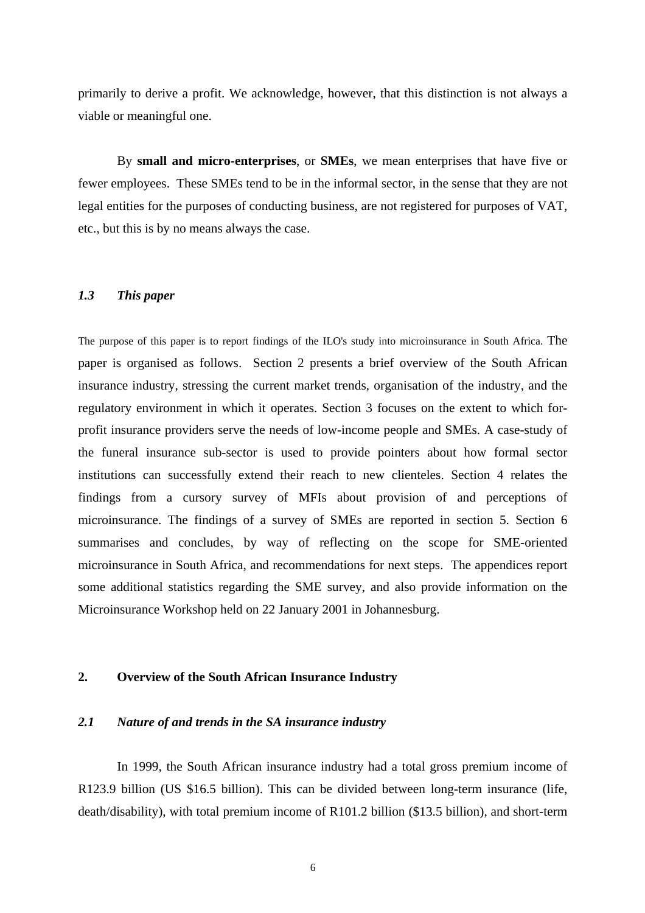primarily to derive a profit. We acknowledge, however, that this distinction is not always a viable or meaningful one.

By **small and micro-enterprises**, or **SMEs**, we mean enterprises that have five or fewer employees. These SMEs tend to be in the informal sector, in the sense that they are not legal entities for the purposes of conducting business, are not registered for purposes of VAT, etc., but this is by no means always the case.

### *1.3 This paper*

The purpose of this paper is to report findings of the ILO's study into microinsurance in South Africa. The paper is organised as follows. Section 2 presents a brief overview of the South African insurance industry, stressing the current market trends, organisation of the industry, and the regulatory environment in which it operates. Section 3 focuses on the extent to which for-profit insurance providers serve the needs of low-income people and SMEs. A case-study of the funeral insurance sub-sector is used to provide pointers about how formal sector institutions can successfully extend their reach to new clienteles. Section 4 relates the findings from a cursory survey of MFIs about provision of and perceptions of microinsurance. The findings of a survey of SMEs are reported in section 5. Section 6 summarises and concludes, by way of reflecting on the scope for SME-oriented microinsurance in South Africa, and recommendations for next steps. The appendices report some additional statistics regarding the SME survey, and also provide information on the Microinsurance Workshop held on 22 January 2001 in Johannesburg.

## 2. Overview of the South African Insurance Industry

### *2.1 Nature of and trends in the SA insurance industry*

In 1999, the South African insurance industry had a total gross premium income of R123.9 billion (US $16.5 billion). This can be divided between long-term insurance (life, death/disability), with total premium income of R101.2 billion ($13.5 billion), and short-term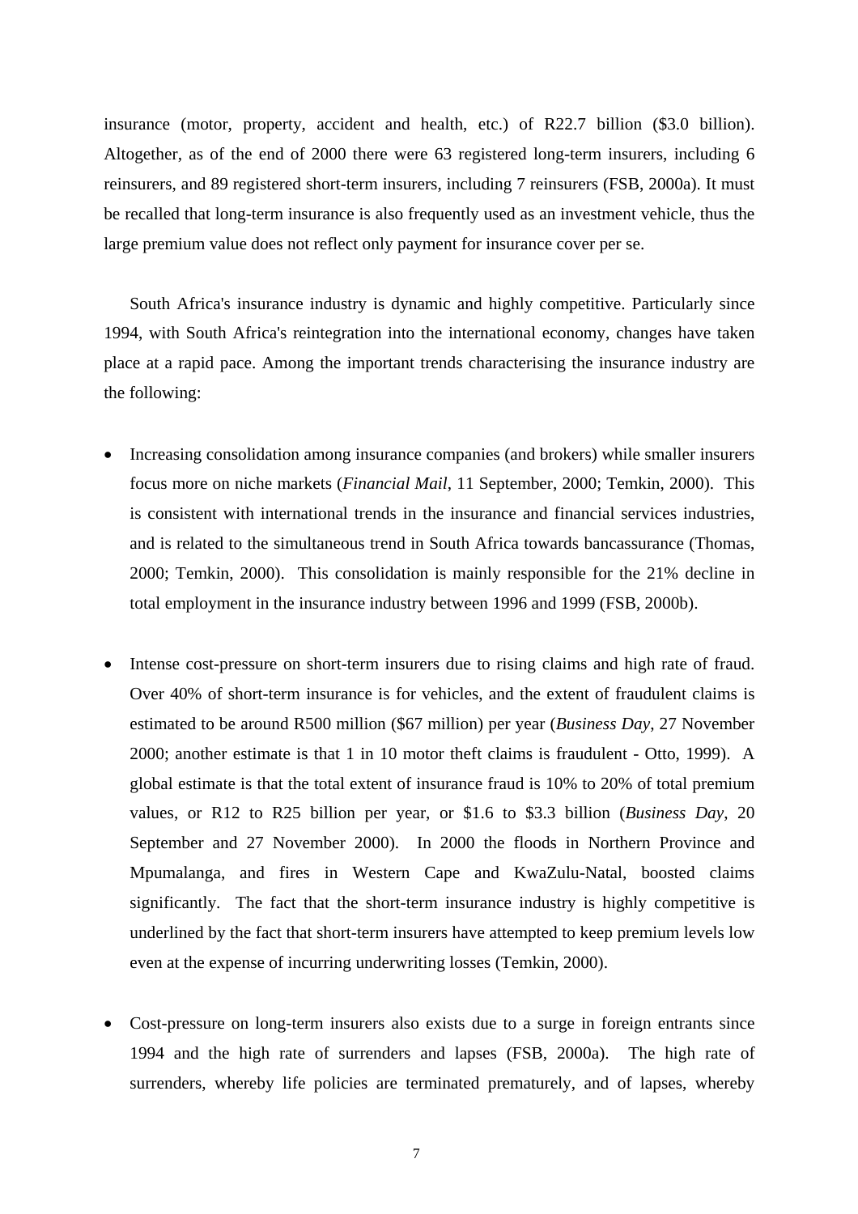insurance (motor, property, accident and health, etc.) of R22.7 billion ($3.0 billion). Altogether, as of the end of 2000 there were 63 registered long-term insurers, including 6 reinsurers, and 89 registered short-term insurers, including 7 reinsurers (FSB, 2000a). It must be recalled that long-term insurance is also frequently used as an investment vehicle, thus the large premium value does not reflect only payment for insurance cover per se.

South Africa's insurance industry is dynamic and highly competitive. Particularly since 1994, with South Africa's reintegration into the international economy, changes have taken place at a rapid pace. Among the important trends characterising the insurance industry are the following:

- Increasing consolidation among insurance companies (and brokers) while smaller insurers focus more on niche markets (*Financial Mail*, 11 September, 2000; Temkin, 2000). This is consistent with international trends in the insurance and financial services industries, and is related to the simultaneous trend in South Africa towards bancassurance (Thomas, 2000; Temkin, 2000). This consolidation is mainly responsible for the 21% decline in total employment in the insurance industry between 1996 and 1999 (FSB, 2000b).

- Intense cost-pressure on short-term insurers due to rising claims and high rate of fraud. Over 40% of short-term insurance is for vehicles, and the extent of fraudulent claims is estimated to be around R500 million ($67 million) per year (*Business Day*, 27 November 2000; another estimate is that 1 in 10 motor theft claims is fraudulent - Otto, 1999). A global estimate is that the total extent of insurance fraud is 10% to 20% of total premium values, or R12 to R25 billion per year, or $1.6 to $3.3 billion (*Business Day*, 20 September and 27 November 2000). In 2000 the floods in Northern Province and Mpumalanga, and fires in Western Cape and KwaZulu-Natal, boosted claims significantly. The fact that the short-term insurance industry is highly competitive is underlined by the fact that short-term insurers have attempted to keep premium levels low even at the expense of incurring underwriting losses (Temkin, 2000).

- Cost-pressure on long-term insurers also exists due to a surge in foreign entrants since 1994 and the high rate of surrenders and lapses (FSB, 2000a). The high rate of surrenders, whereby life policies are terminated prematurely, and of lapses, whereby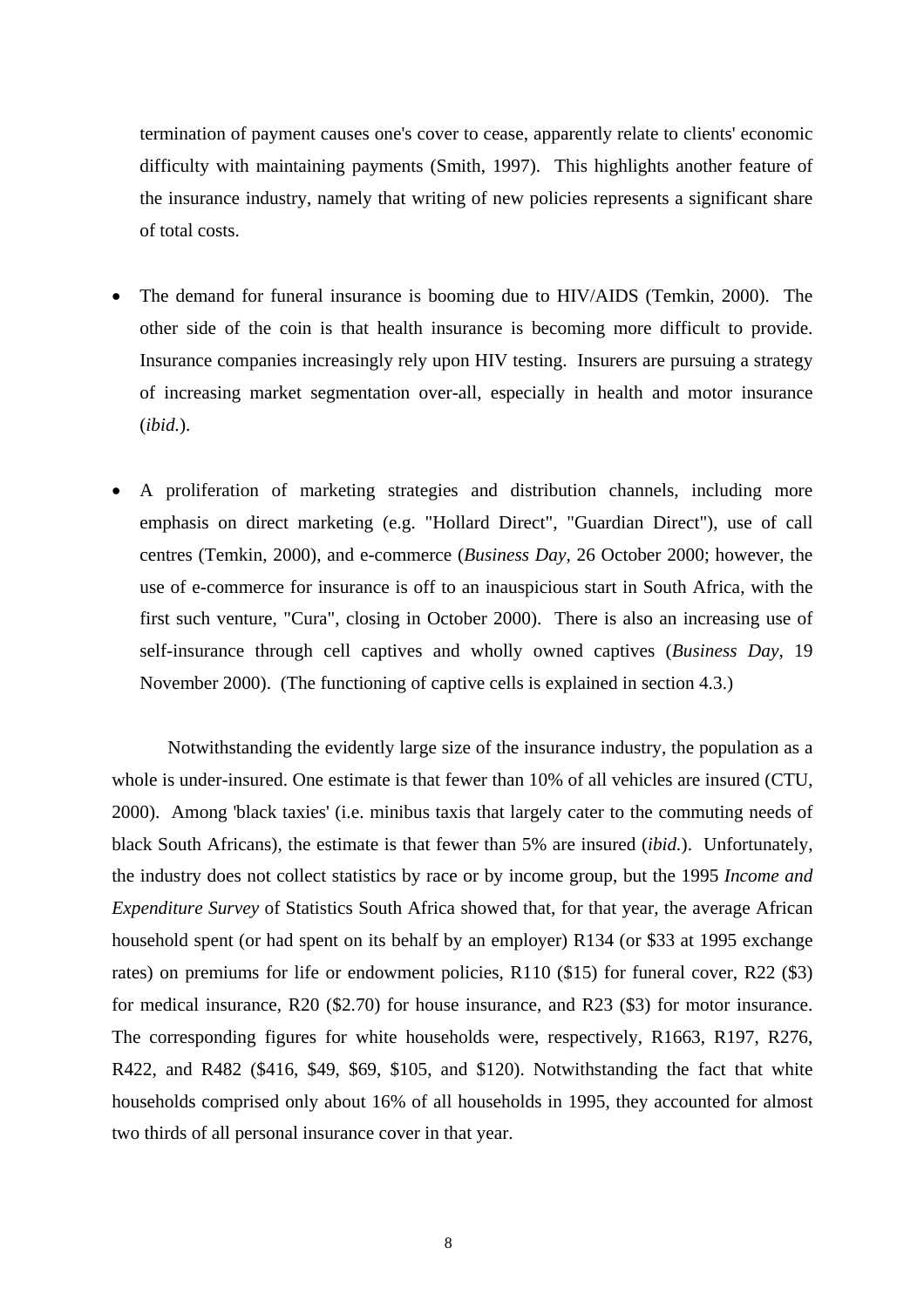termination of payment causes one's cover to cease, apparently relate to clients' economic difficulty with maintaining payments (Smith, 1997). This highlights another feature of the insurance industry, namely that writing of new policies represents a significant share of total costs.

- The demand for funeral insurance is booming due to HIV/AIDS (Temkin, 2000). The other side of the coin is that health insurance is becoming more difficult to provide. Insurance companies increasingly rely upon HIV testing. Insurers are pursuing a strategy of increasing market segmentation over-all, especially in health and motor insurance (*ibid.*).

- A proliferation of marketing strategies and distribution channels, including more emphasis on direct marketing (e.g. "Hollard Direct", "Guardian Direct"), use of call centres (Temkin, 2000), and e-commerce (*Business Day*, 26 October 2000; however, the use of e-commerce for insurance is off to an inauspicious start in South Africa, with the first such venture, "Cura", closing in October 2000). There is also an increasing use of self-insurance through cell captives and wholly owned captives (*Business Day*, 19 November 2000). (The functioning of captive cells is explained in section 4.3.)

Notwithstanding the evidently large size of the insurance industry, the population as a whole is under-insured. One estimate is that fewer than 10% of all vehicles are insured (CTU, 2000). Among 'black taxies' (i.e. minibus taxis that largely cater to the commuting needs of black South Africans), the estimate is that fewer than 5% are insured (*ibid.*). Unfortunately, the industry does not collect statistics by race or by income group, but the 1995 *Income and Expenditure Survey* of Statistics South Africa showed that, for that year, the average African household spent (or had spent on its behalf by an employer) R134 (or $33 at 1995 exchange rates) on premiums for life or endowment policies, R110 ($15) for funeral cover, R22 ($3) for medical insurance, R20 ($2.70) for house insurance, and R23 ($3) for motor insurance. The corresponding figures for white households were, respectively, R1663, R197, R276, R422, and R482 ($416, $49, $69, $105, and $120). Notwithstanding the fact that white households comprised only about 16% of all households in 1995, they accounted for almost two thirds of all personal insurance cover in that year.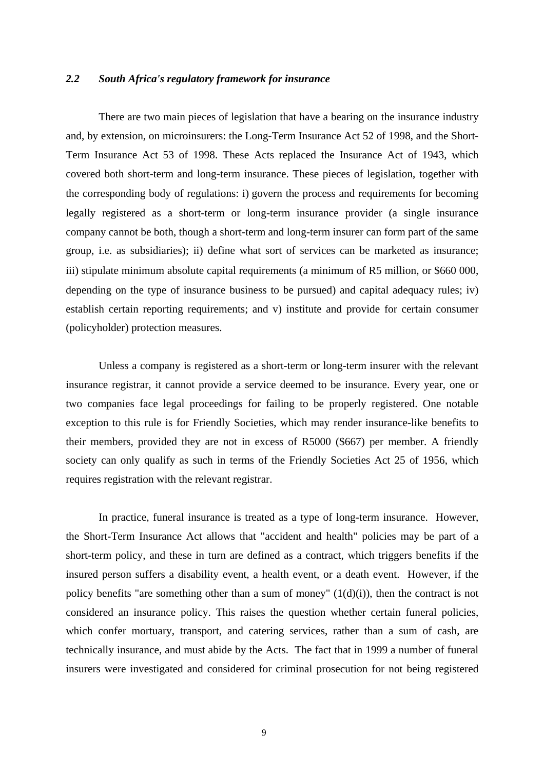### *2.2 South Africa's regulatory framework for insurance*

There are two main pieces of legislation that have a bearing on the insurance industry and, by extension, on microinsurers: the Long-Term Insurance Act 52 of 1998, and the Short-Term Insurance Act 53 of 1998. These Acts replaced the Insurance Act of 1943, which covered both short-term and long-term insurance. These pieces of legislation, together with the corresponding body of regulations: i) govern the process and requirements for becoming legally registered as a short-term or long-term insurance provider (a single insurance company cannot be both, though a short-term and long-term insurer can form part of the same group, i.e. as subsidiaries); ii) define what sort of services can be marketed as insurance; iii) stipulate minimum absolute capital requirements (a minimum of R5 million, or $660 000, depending on the type of insurance business to be pursued) and capital adequacy rules; iv) establish certain reporting requirements; and v) institute and provide for certain consumer (policyholder) protection measures.

Unless a company is registered as a short-term or long-term insurer with the relevant insurance registrar, it cannot provide a service deemed to be insurance. Every year, one or two companies face legal proceedings for failing to be properly registered. One notable exception to this rule is for Friendly Societies, which may render insurance-like benefits to their members, provided they are not in excess of R5000 ($667) per member. A friendly society can only qualify as such in terms of the Friendly Societies Act 25 of 1956, which requires registration with the relevant registrar.

In practice, funeral insurance is treated as a type of long-term insurance. However, the Short-Term Insurance Act allows that "accident and health" policies may be part of a short-term policy, and these in turn are defined as a contract, which triggers benefits if the insured person suffers a disability event, a health event, or a death event. However, if the policy benefits "are something other than a sum of money" (1(d)(i)), then the contract is not considered an insurance policy. This raises the question whether certain funeral policies, which confer mortuary, transport, and catering services, rather than a sum of cash, are technically insurance, and must abide by the Acts. The fact that in 1999 a number of funeral insurers were investigated and considered for criminal prosecution for not being registered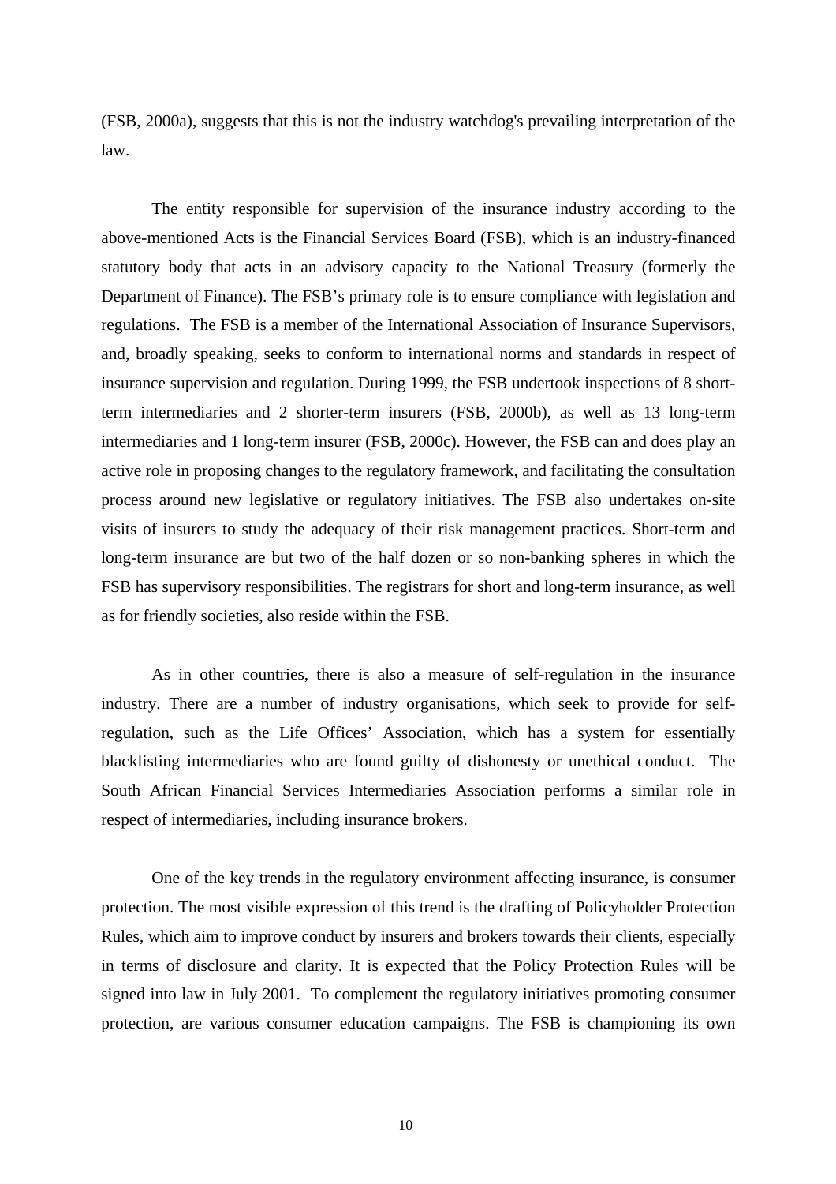(FSB, 2000a), suggests that this is not the industry watchdog's prevailing interpretation of the law.

The entity responsible for supervision of the insurance industry according to the above-mentioned Acts is the Financial Services Board (FSB), which is an industry-financed statutory body that acts in an advisory capacity to the National Treasury (formerly the Department of Finance). The FSB's primary role is to ensure compliance with legislation and regulations. The FSB is a member of the International Association of Insurance Supervisors, and, broadly speaking, seeks to conform to international norms and standards in respect of insurance supervision and regulation. During 1999, the FSB undertook inspections of 8 short-term intermediaries and 2 shorter-term insurers (FSB, 2000b), as well as 13 long-term intermediaries and 1 long-term insurer (FSB, 2000c). However, the FSB can and does play an active role in proposing changes to the regulatory framework, and facilitating the consultation process around new legislative or regulatory initiatives. The FSB also undertakes on-site visits of insurers to study the adequacy of their risk management practices. Short-term and long-term insurance are but two of the half dozen or so non-banking spheres in which the FSB has supervisory responsibilities. The registrars for short and long-term insurance, as well as for friendly societies, also reside within the FSB.

As in other countries, there is also a measure of self-regulation in the insurance industry. There are a number of industry organisations, which seek to provide for self-regulation, such as the Life Offices' Association, which has a system for essentially blacklisting intermediaries who are found guilty of dishonesty or unethical conduct. The South African Financial Services Intermediaries Association performs a similar role in respect of intermediaries, including insurance brokers.

One of the key trends in the regulatory environment affecting insurance, is consumer protection. The most visible expression of this trend is the drafting of Policyholder Protection Rules, which aim to improve conduct by insurers and brokers towards their clients, especially in terms of disclosure and clarity. It is expected that the Policy Protection Rules will be signed into law in July 2001. To complement the regulatory initiatives promoting consumer protection, are various consumer education campaigns. The FSB is championing its own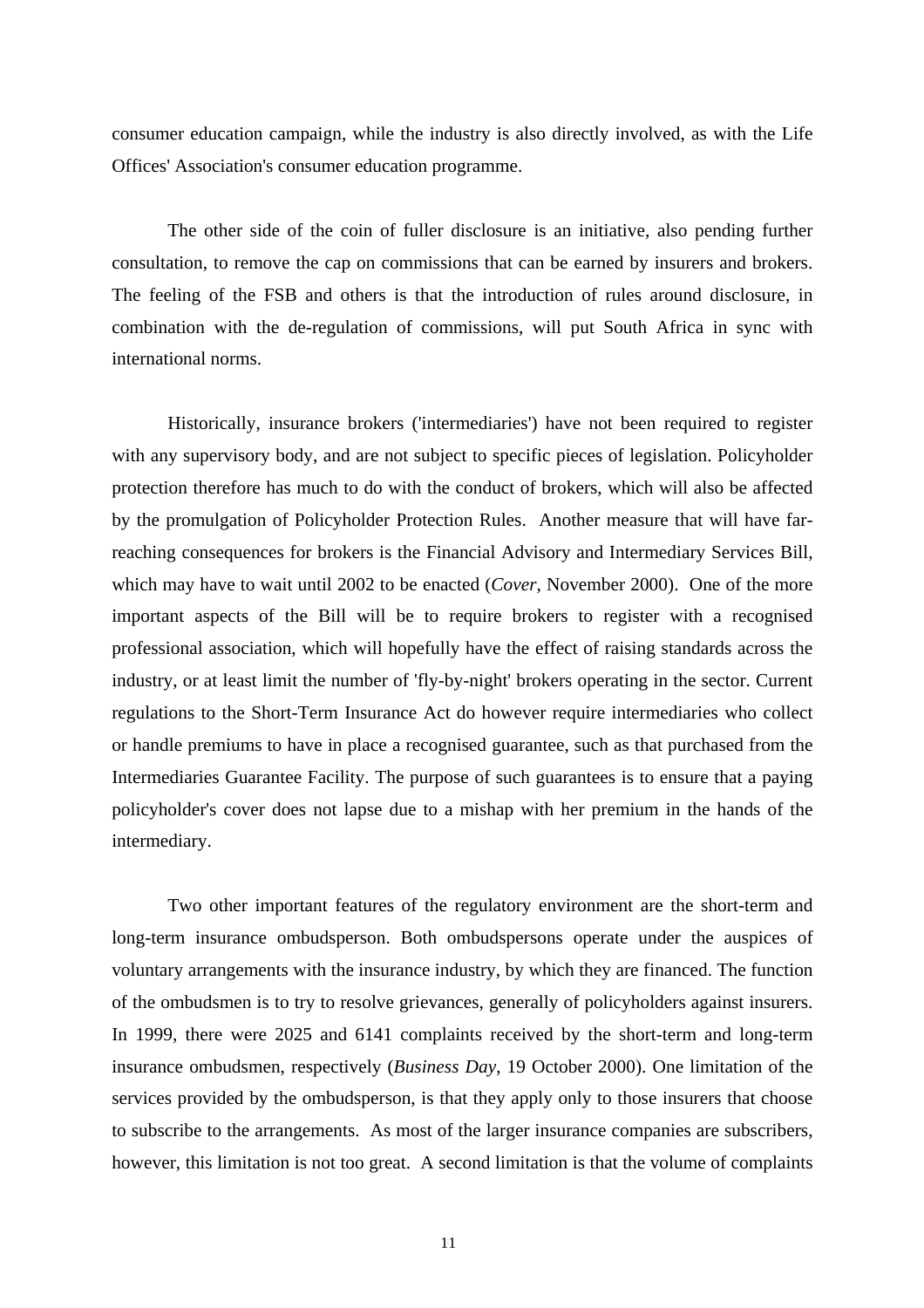consumer education campaign, while the industry is also directly involved, as with the Life Offices' Association's consumer education programme.

The other side of the coin of fuller disclosure is an initiative, also pending further consultation, to remove the cap on commissions that can be earned by insurers and brokers. The feeling of the FSB and others is that the introduction of rules around disclosure, in combination with the de-regulation of commissions, will put South Africa in sync with international norms.

Historically, insurance brokers ('intermediaries') have not been required to register with any supervisory body, and are not subject to specific pieces of legislation. Policyholder protection therefore has much to do with the conduct of brokers, which will also be affected by the promulgation of Policyholder Protection Rules. Another measure that will have far-reaching consequences for brokers is the Financial Advisory and Intermediary Services Bill, which may have to wait until 2002 to be enacted (*Cover*, November 2000). One of the more important aspects of the Bill will be to require brokers to register with a recognised professional association, which will hopefully have the effect of raising standards across the industry, or at least limit the number of 'fly-by-night' brokers operating in the sector. Current regulations to the Short-Term Insurance Act do however require intermediaries who collect or handle premiums to have in place a recognised guarantee, such as that purchased from the Intermediaries Guarantee Facility. The purpose of such guarantees is to ensure that a paying policyholder's cover does not lapse due to a mishap with her premium in the hands of the intermediary.

Two other important features of the regulatory environment are the short-term and long-term insurance ombudsperson. Both ombudspersons operate under the auspices of voluntary arrangements with the insurance industry, by which they are financed. The function of the ombudsmen is to try to resolve grievances, generally of policyholders against insurers. In 1999, there were 2025 and 6141 complaints received by the short-term and long-term insurance ombudsmen, respectively (*Business Day*, 19 October 2000). One limitation of the services provided by the ombudsperson, is that they apply only to those insurers that choose to subscribe to the arrangements. As most of the larger insurance companies are subscribers, however, this limitation is not too great. A second limitation is that the volume of complaints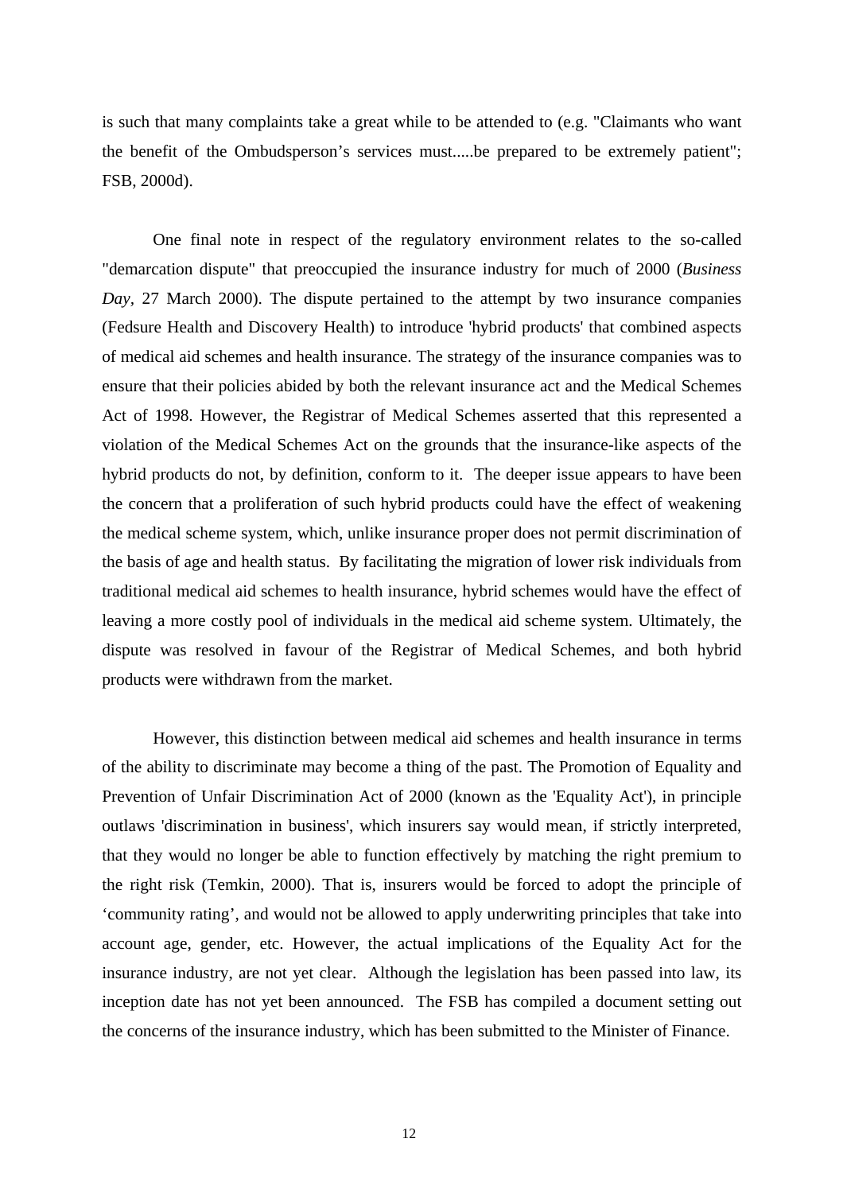is such that many complaints take a great while to be attended to (e.g. "Claimants who want the benefit of the Ombudsperson's services must.....be prepared to be extremely patient"; FSB, 2000d).

One final note in respect of the regulatory environment relates to the so-called "demarcation dispute" that preoccupied the insurance industry for much of 2000 (*Business Day*, 27 March 2000). The dispute pertained to the attempt by two insurance companies (Fedsure Health and Discovery Health) to introduce 'hybrid products' that combined aspects of medical aid schemes and health insurance. The strategy of the insurance companies was to ensure that their policies abided by both the relevant insurance act and the Medical Schemes Act of 1998. However, the Registrar of Medical Schemes asserted that this represented a violation of the Medical Schemes Act on the grounds that the insurance-like aspects of the hybrid products do not, by definition, conform to it. The deeper issue appears to have been the concern that a proliferation of such hybrid products could have the effect of weakening the medical scheme system, which, unlike insurance proper does not permit discrimination of the basis of age and health status. By facilitating the migration of lower risk individuals from traditional medical aid schemes to health insurance, hybrid schemes would have the effect of leaving a more costly pool of individuals in the medical aid scheme system. Ultimately, the dispute was resolved in favour of the Registrar of Medical Schemes, and both hybrid products were withdrawn from the market.

However, this distinction between medical aid schemes and health insurance in terms of the ability to discriminate may become a thing of the past. The Promotion of Equality and Prevention of Unfair Discrimination Act of 2000 (known as the 'Equality Act'), in principle outlaws 'discrimination in business', which insurers say would mean, if strictly interpreted, that they would no longer be able to function effectively by matching the right premium to the right risk (Temkin, 2000). That is, insurers would be forced to adopt the principle of 'community rating', and would not be allowed to apply underwriting principles that take into account age, gender, etc. However, the actual implications of the Equality Act for the insurance industry, are not yet clear. Although the legislation has been passed into law, its inception date has not yet been announced. The FSB has compiled a document setting out the concerns of the insurance industry, which has been submitted to the Minister of Finance.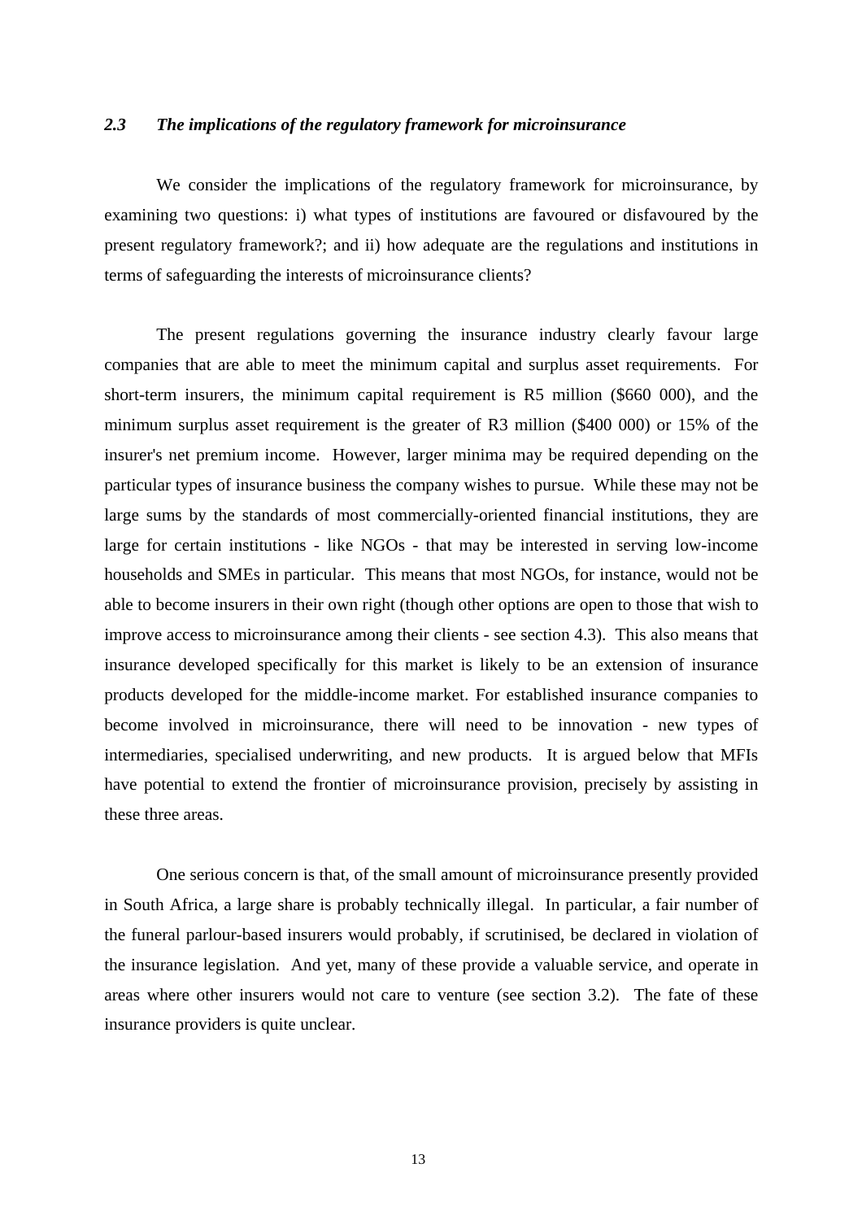### *2.3 The implications of the regulatory framework for microinsurance*

We consider the implications of the regulatory framework for microinsurance, by examining two questions: i) what types of institutions are favoured or disfavoured by the present regulatory framework?; and ii) how adequate are the regulations and institutions in terms of safeguarding the interests of microinsurance clients?

The present regulations governing the insurance industry clearly favour large companies that are able to meet the minimum capital and surplus asset requirements. For short-term insurers, the minimum capital requirement is R5 million ($660 000), and the minimum surplus asset requirement is the greater of R3 million ($400 000) or 15% of the insurer's net premium income. However, larger minima may be required depending on the particular types of insurance business the company wishes to pursue. While these may not be large sums by the standards of most commercially-oriented financial institutions, they are large for certain institutions - like NGOs - that may be interested in serving low-income households and SMEs in particular. This means that most NGOs, for instance, would not be able to become insurers in their own right (though other options are open to those that wish to improve access to microinsurance among their clients - see section 4.3). This also means that insurance developed specifically for this market is likely to be an extension of insurance products developed for the middle-income market. For established insurance companies to become involved in microinsurance, there will need to be innovation - new types of intermediaries, specialised underwriting, and new products. It is argued below that MFIs have potential to extend the frontier of microinsurance provision, precisely by assisting in these three areas.

One serious concern is that, of the small amount of microinsurance presently provided in South Africa, a large share is probably technically illegal. In particular, a fair number of the funeral parlour-based insurers would probably, if scrutinised, be declared in violation of the insurance legislation. And yet, many of these provide a valuable service, and operate in areas where other insurers would not care to venture (see section 3.2). The fate of these insurance providers is quite unclear.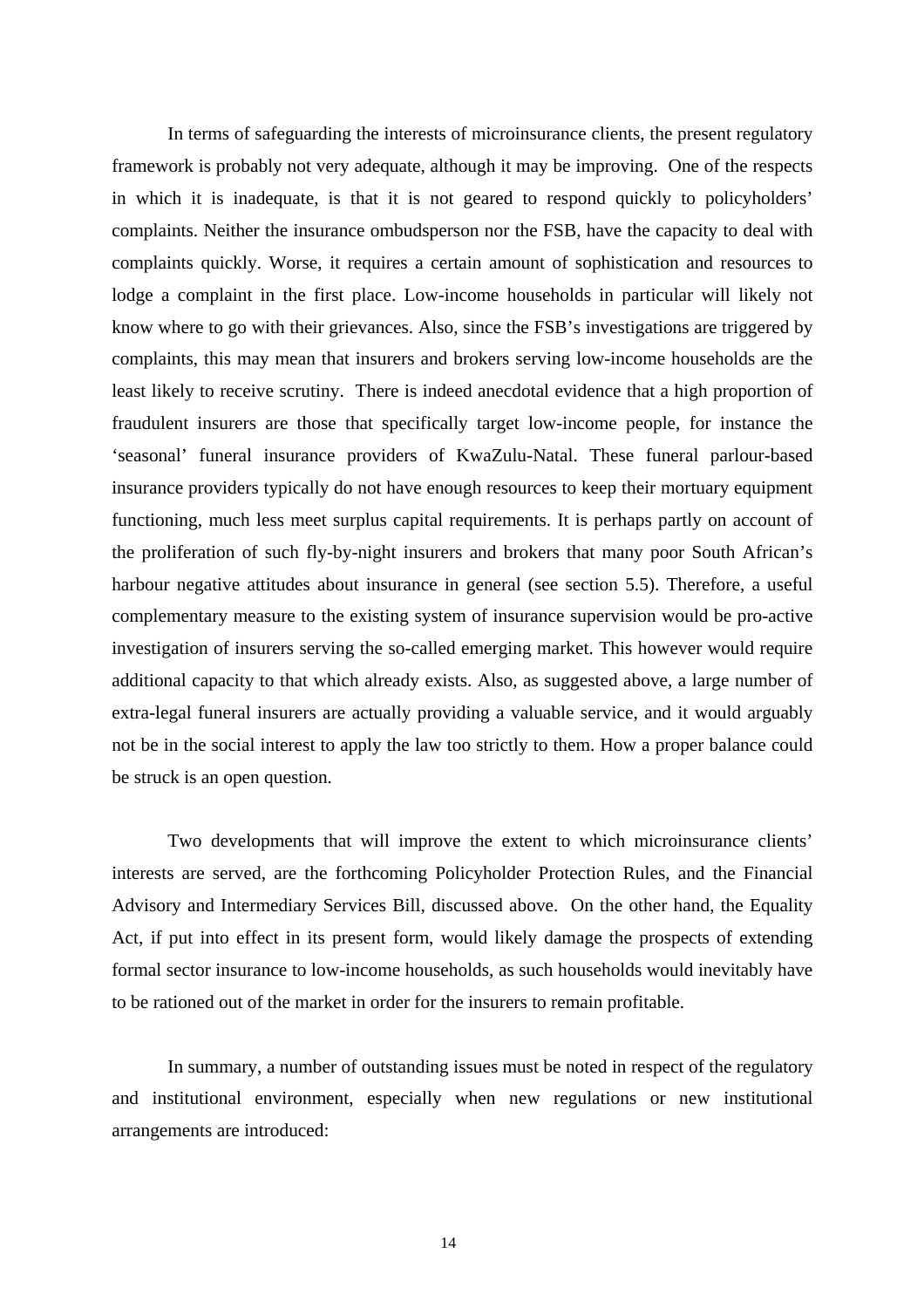In terms of safeguarding the interests of microinsurance clients, the present regulatory framework is probably not very adequate, although it may be improving. One of the respects in which it is inadequate, is that it is not geared to respond quickly to policyholders' complaints. Neither the insurance ombudsperson nor the FSB, have the capacity to deal with complaints quickly. Worse, it requires a certain amount of sophistication and resources to lodge a complaint in the first place. Low-income households in particular will likely not know where to go with their grievances. Also, since the FSB's investigations are triggered by complaints, this may mean that insurers and brokers serving low-income households are the least likely to receive scrutiny. There is indeed anecdotal evidence that a high proportion of fraudulent insurers are those that specifically target low-income people, for instance the 'seasonal' funeral insurance providers of KwaZulu-Natal. These funeral parlour-based insurance providers typically do not have enough resources to keep their mortuary equipment functioning, much less meet surplus capital requirements. It is perhaps partly on account of the proliferation of such fly-by-night insurers and brokers that many poor South African's harbour negative attitudes about insurance in general (see section 5.5). Therefore, a useful complementary measure to the existing system of insurance supervision would be pro-active investigation of insurers serving the so-called emerging market. This however would require additional capacity to that which already exists. Also, as suggested above, a large number of extra-legal funeral insurers are actually providing a valuable service, and it would arguably not be in the social interest to apply the law too strictly to them. How a proper balance could be struck is an open question.

Two developments that will improve the extent to which microinsurance clients' interests are served, are the forthcoming Policyholder Protection Rules, and the Financial Advisory and Intermediary Services Bill, discussed above. On the other hand, the Equality Act, if put into effect in its present form, would likely damage the prospects of extending formal sector insurance to low-income households, as such households would inevitably have to be rationed out of the market in order for the insurers to remain profitable.

In summary, a number of outstanding issues must be noted in respect of the regulatory and institutional environment, especially when new regulations or new institutional arrangements are introduced: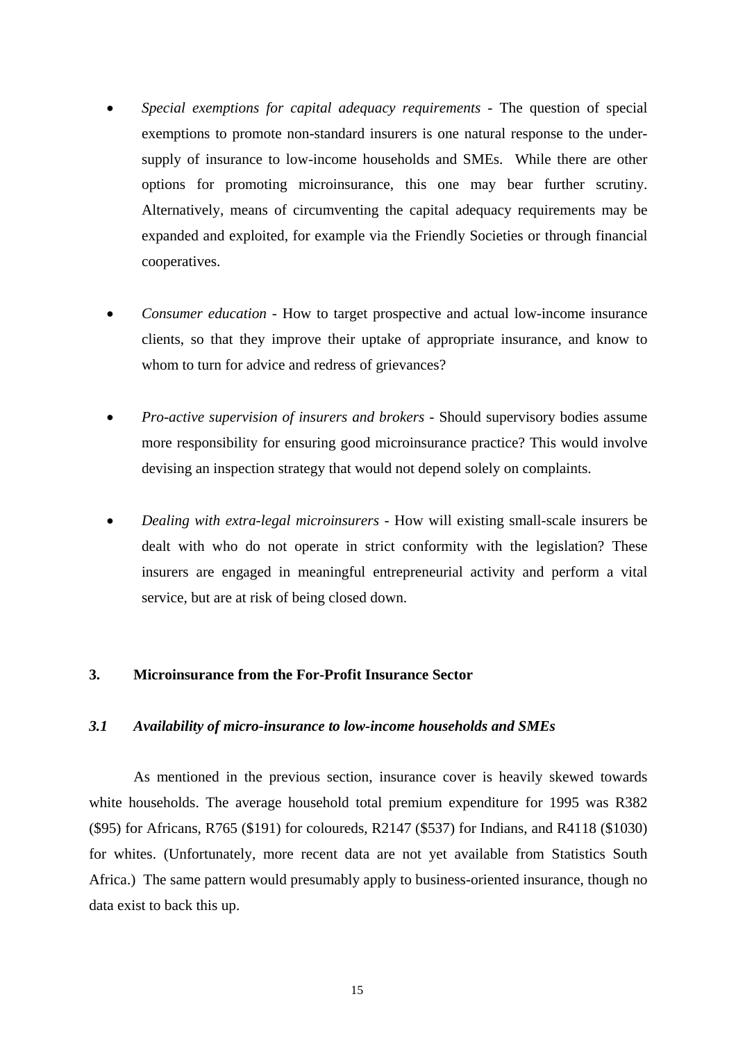- *Special exemptions for capital adequacy requirements* - The question of special exemptions to promote non-standard insurers is one natural response to the under-supply of insurance to low-income households and SMEs. While there are other options for promoting microinsurance, this one may bear further scrutiny. Alternatively, means of circumventing the capital adequacy requirements may be expanded and exploited, for example via the Friendly Societies or through financial cooperatives.

- *Consumer education* - How to target prospective and actual low-income insurance clients, so that they improve their uptake of appropriate insurance, and know to whom to turn for advice and redress of grievances?

- *Pro-active supervision of insurers and brokers* - Should supervisory bodies assume more responsibility for ensuring good microinsurance practice? This would involve devising an inspection strategy that would not depend solely on complaints.

- *Dealing with extra-legal microinsurers* - How will existing small-scale insurers be dealt with who do not operate in strict conformity with the legislation? These insurers are engaged in meaningful entrepreneurial activity and perform a vital service, but are at risk of being closed down.

## 3. Microinsurance from the For-Profit Insurance Sector

### *3.1 Availability of micro-insurance to low-income households and SMEs*

As mentioned in the previous section, insurance cover is heavily skewed towards white households. The average household total premium expenditure for 1995 was R382 ($95) for Africans, R765 ($191) for coloureds, R2147 ($537) for Indians, and R4118 ($1030) for whites. (Unfortunately, more recent data are not yet available from Statistics South Africa.) The same pattern would presumably apply to business-oriented insurance, though no data exist to back this up.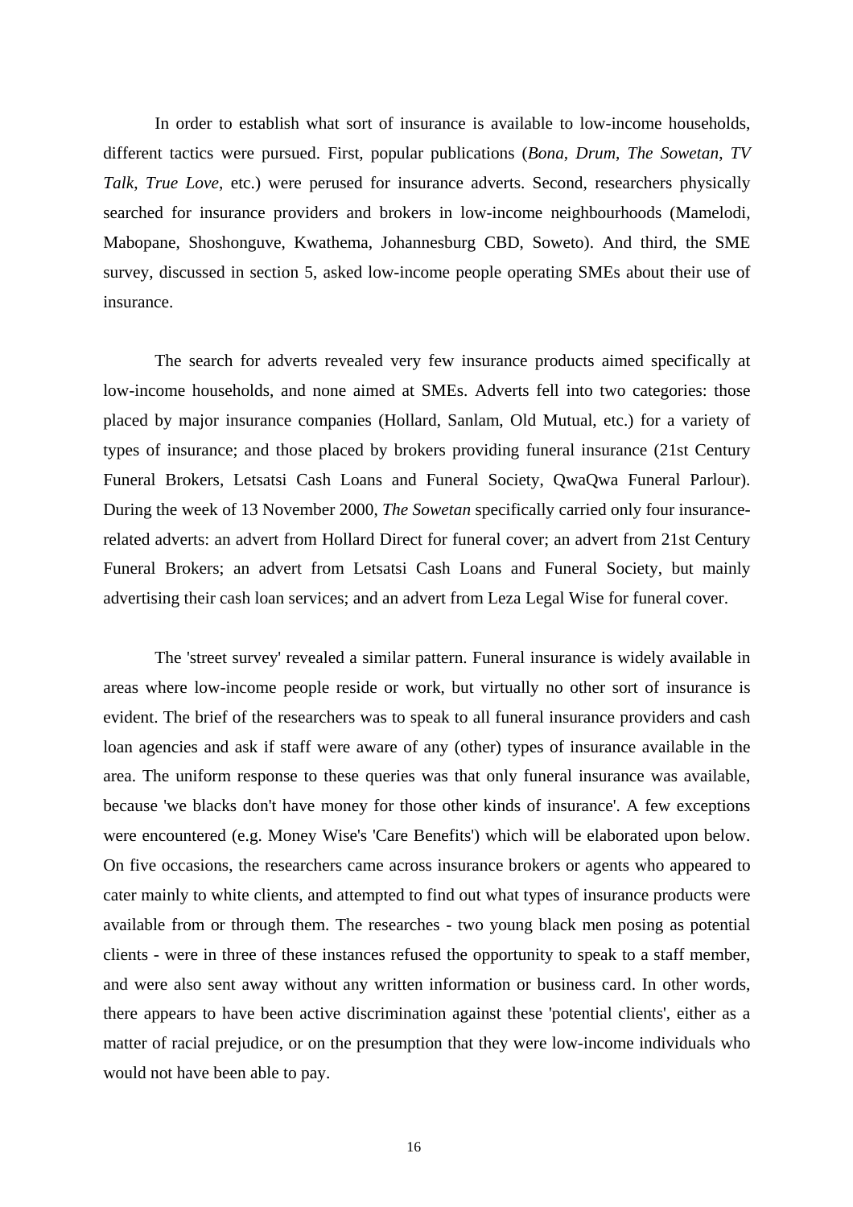In order to establish what sort of insurance is available to low-income households, different tactics were pursued. First, popular publications (*Bona*, *Drum*, *The Sowetan*, *TV Talk*, *True Love*, etc.) were perused for insurance adverts. Second, researchers physically searched for insurance providers and brokers in low-income neighbourhoods (Mamelodi, Mabopane, Shoshonguve, Kwathema, Johannesburg CBD, Soweto). And third, the SME survey, discussed in section 5, asked low-income people operating SMEs about their use of insurance.

The search for adverts revealed very few insurance products aimed specifically at low-income households, and none aimed at SMEs. Adverts fell into two categories: those placed by major insurance companies (Hollard, Sanlam, Old Mutual, etc.) for a variety of types of insurance; and those placed by brokers providing funeral insurance (21st Century Funeral Brokers, Letsatsi Cash Loans and Funeral Society, QwaQwa Funeral Parlour). During the week of 13 November 2000, *The Sowetan* specifically carried only four insurance-related adverts: an advert from Hollard Direct for funeral cover; an advert from 21st Century Funeral Brokers; an advert from Letsatsi Cash Loans and Funeral Society, but mainly advertising their cash loan services; and an advert from Leza Legal Wise for funeral cover.

The 'street survey' revealed a similar pattern. Funeral insurance is widely available in areas where low-income people reside or work, but virtually no other sort of insurance is evident. The brief of the researchers was to speak to all funeral insurance providers and cash loan agencies and ask if staff were aware of any (other) types of insurance available in the area. The uniform response to these queries was that only funeral insurance was available, because 'we blacks don't have money for those other kinds of insurance'. A few exceptions were encountered (e.g. Money Wise's 'Care Benefits') which will be elaborated upon below. On five occasions, the researchers came across insurance brokers or agents who appeared to cater mainly to white clients, and attempted to find out what types of insurance products were available from or through them. The researches - two young black men posing as potential clients - were in three of these instances refused the opportunity to speak to a staff member, and were also sent away without any written information or business card. In other words, there appears to have been active discrimination against these 'potential clients', either as a matter of racial prejudice, or on the presumption that they were low-income individuals who would not have been able to pay.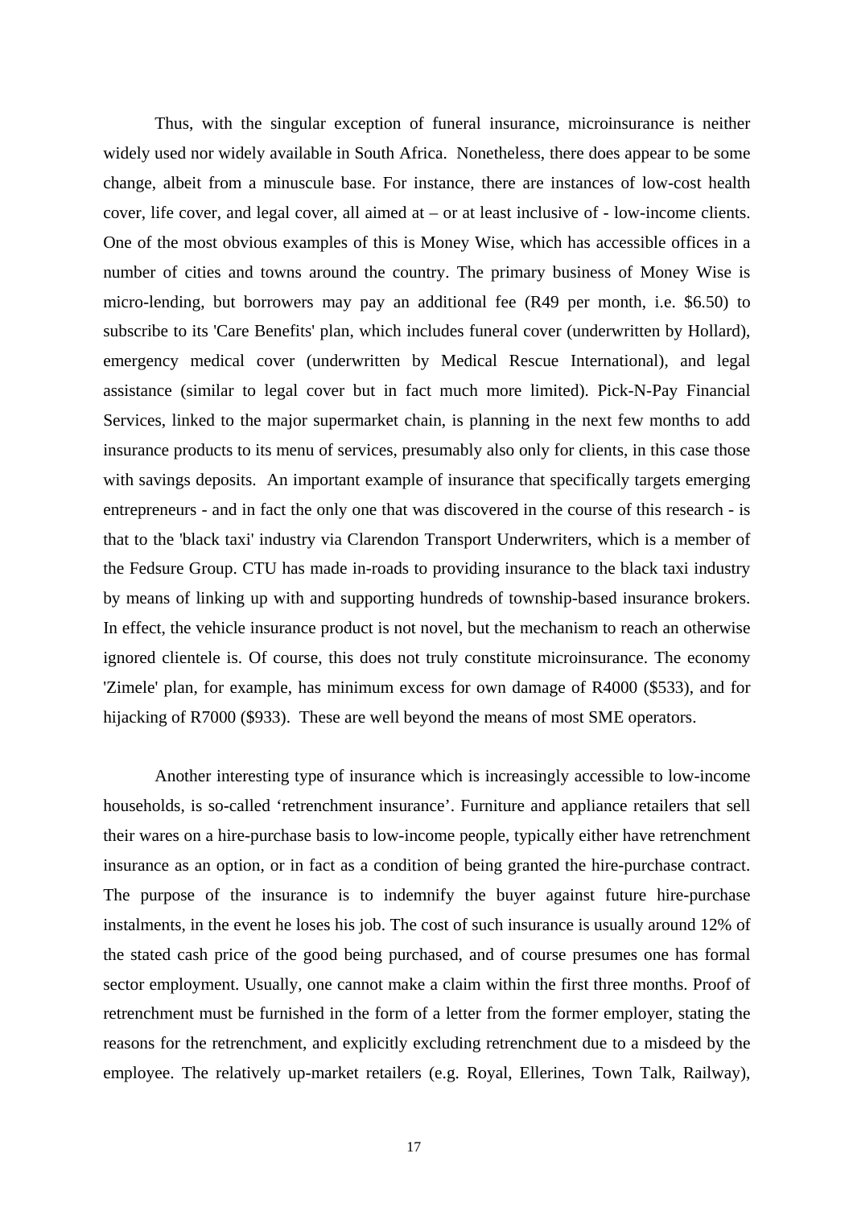Thus, with the singular exception of funeral insurance, microinsurance is neither widely used nor widely available in South Africa. Nonetheless, there does appear to be some change, albeit from a minuscule base. For instance, there are instances of low-cost health cover, life cover, and legal cover, all aimed at – or at least inclusive of - low-income clients. One of the most obvious examples of this is Money Wise, which has accessible offices in a number of cities and towns around the country. The primary business of Money Wise is micro-lending, but borrowers may pay an additional fee (R49 per month, i.e. $6.50) to subscribe to its 'Care Benefits' plan, which includes funeral cover (underwritten by Hollard), emergency medical cover (underwritten by Medical Rescue International), and legal assistance (similar to legal cover but in fact much more limited). Pick-N-Pay Financial Services, linked to the major supermarket chain, is planning in the next few months to add insurance products to its menu of services, presumably also only for clients, in this case those with savings deposits. An important example of insurance that specifically targets emerging entrepreneurs - and in fact the only one that was discovered in the course of this research - is that to the 'black taxi' industry via Clarendon Transport Underwriters, which is a member of the Fedsure Group. CTU has made in-roads to providing insurance to the black taxi industry by means of linking up with and supporting hundreds of township-based insurance brokers. In effect, the vehicle insurance product is not novel, but the mechanism to reach an otherwise ignored clientele is. Of course, this does not truly constitute microinsurance. The economy 'Zimele' plan, for example, has minimum excess for own damage of R4000 ($533), and for hijacking of R7000 ($933). These are well beyond the means of most SME operators.

Another interesting type of insurance which is increasingly accessible to low-income households, is so-called 'retrenchment insurance'. Furniture and appliance retailers that sell their wares on a hire-purchase basis to low-income people, typically either have retrenchment insurance as an option, or in fact as a condition of being granted the hire-purchase contract. The purpose of the insurance is to indemnify the buyer against future hire-purchase instalments, in the event he loses his job. The cost of such insurance is usually around 12% of the stated cash price of the good being purchased, and of course presumes one has formal sector employment. Usually, one cannot make a claim within the first three months. Proof of retrenchment must be furnished in the form of a letter from the former employer, stating the reasons for the retrenchment, and explicitly excluding retrenchment due to a misdeed by the employee. The relatively up-market retailers (e.g. Royal, Ellerines, Town Talk, Railway),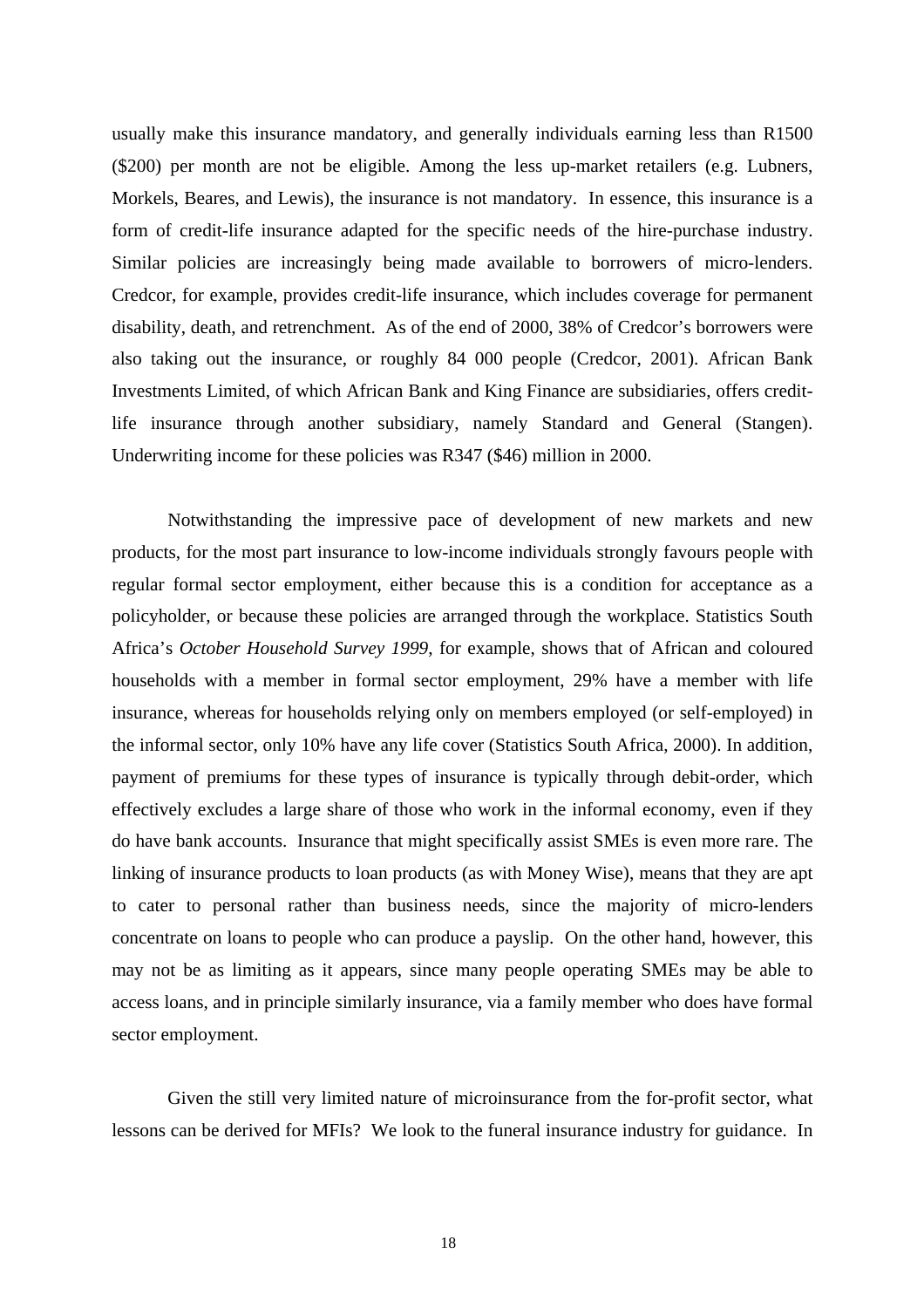usually make this insurance mandatory, and generally individuals earning less than R1500 ($200) per month are not be eligible. Among the less up-market retailers (e.g. Lubners, Morkels, Beares, and Lewis), the insurance is not mandatory. In essence, this insurance is a form of credit-life insurance adapted for the specific needs of the hire-purchase industry. Similar policies are increasingly being made available to borrowers of micro-lenders. Credcor, for example, provides credit-life insurance, which includes coverage for permanent disability, death, and retrenchment. As of the end of 2000, 38% of Credcor's borrowers were also taking out the insurance, or roughly 84 000 people (Credcor, 2001). African Bank Investments Limited, of which African Bank and King Finance are subsidiaries, offers credit-life insurance through another subsidiary, namely Standard and General (Stangen). Underwriting income for these policies was R347 ($46) million in 2000.

Notwithstanding the impressive pace of development of new markets and new products, for the most part insurance to low-income individuals strongly favours people with regular formal sector employment, either because this is a condition for acceptance as a policyholder, or because these policies are arranged through the workplace. Statistics South Africa's *October Household Survey 1999*, for example, shows that of African and coloured households with a member in formal sector employment, 29% have a member with life insurance, whereas for households relying only on members employed (or self-employed) in the informal sector, only 10% have any life cover (Statistics South Africa, 2000). In addition, payment of premiums for these types of insurance is typically through debit-order, which effectively excludes a large share of those who work in the informal economy, even if they do have bank accounts. Insurance that might specifically assist SMEs is even more rare. The linking of insurance products to loan products (as with Money Wise), means that they are apt to cater to personal rather than business needs, since the majority of micro-lenders concentrate on loans to people who can produce a payslip. On the other hand, however, this may not be as limiting as it appears, since many people operating SMEs may be able to access loans, and in principle similarly insurance, via a family member who does have formal sector employment.

Given the still very limited nature of microinsurance from the for-profit sector, what lessons can be derived for MFIs? We look to the funeral insurance industry for guidance. In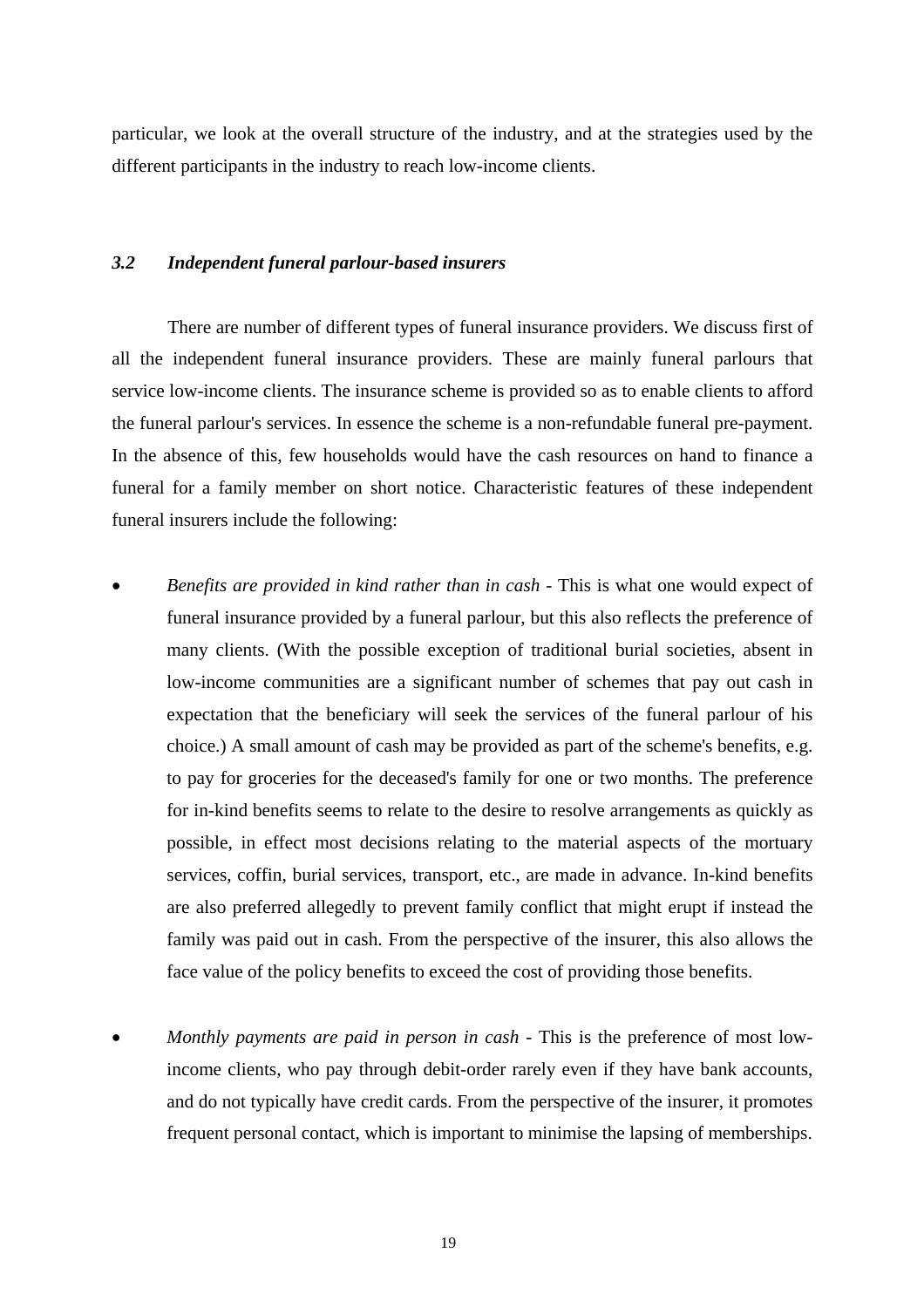particular, we look at the overall structure of the industry, and at the strategies used by the different participants in the industry to reach low-income clients.

### *3.2 Independent funeral parlour-based insurers*

There are number of different types of funeral insurance providers. We discuss first of all the independent funeral insurance providers. These are mainly funeral parlours that service low-income clients. The insurance scheme is provided so as to enable clients to afford the funeral parlour's services. In essence the scheme is a non-refundable funeral pre-payment. In the absence of this, few households would have the cash resources on hand to finance a funeral for a family member on short notice. Characteristic features of these independent funeral insurers include the following:

- *Benefits are provided in kind rather than in cash* - This is what one would expect of funeral insurance provided by a funeral parlour, but this also reflects the preference of many clients. (With the possible exception of traditional burial societies, absent in low-income communities are a significant number of schemes that pay out cash in expectation that the beneficiary will seek the services of the funeral parlour of his choice.) A small amount of cash may be provided as part of the scheme's benefits, e.g. to pay for groceries for the deceased's family for one or two months. The preference for in-kind benefits seems to relate to the desire to resolve arrangements as quickly as possible, in effect most decisions relating to the material aspects of the mortuary services, coffin, burial services, transport, etc., are made in advance. In-kind benefits are also preferred allegedly to prevent family conflict that might erupt if instead the family was paid out in cash. From the perspective of the insurer, this also allows the face value of the policy benefits to exceed the cost of providing those benefits.

- *Monthly payments are paid in person in cash* - This is the preference of most low-income clients, who pay through debit-order rarely even if they have bank accounts, and do not typically have credit cards. From the perspective of the insurer, it promotes frequent personal contact, which is important to minimise the lapsing of memberships.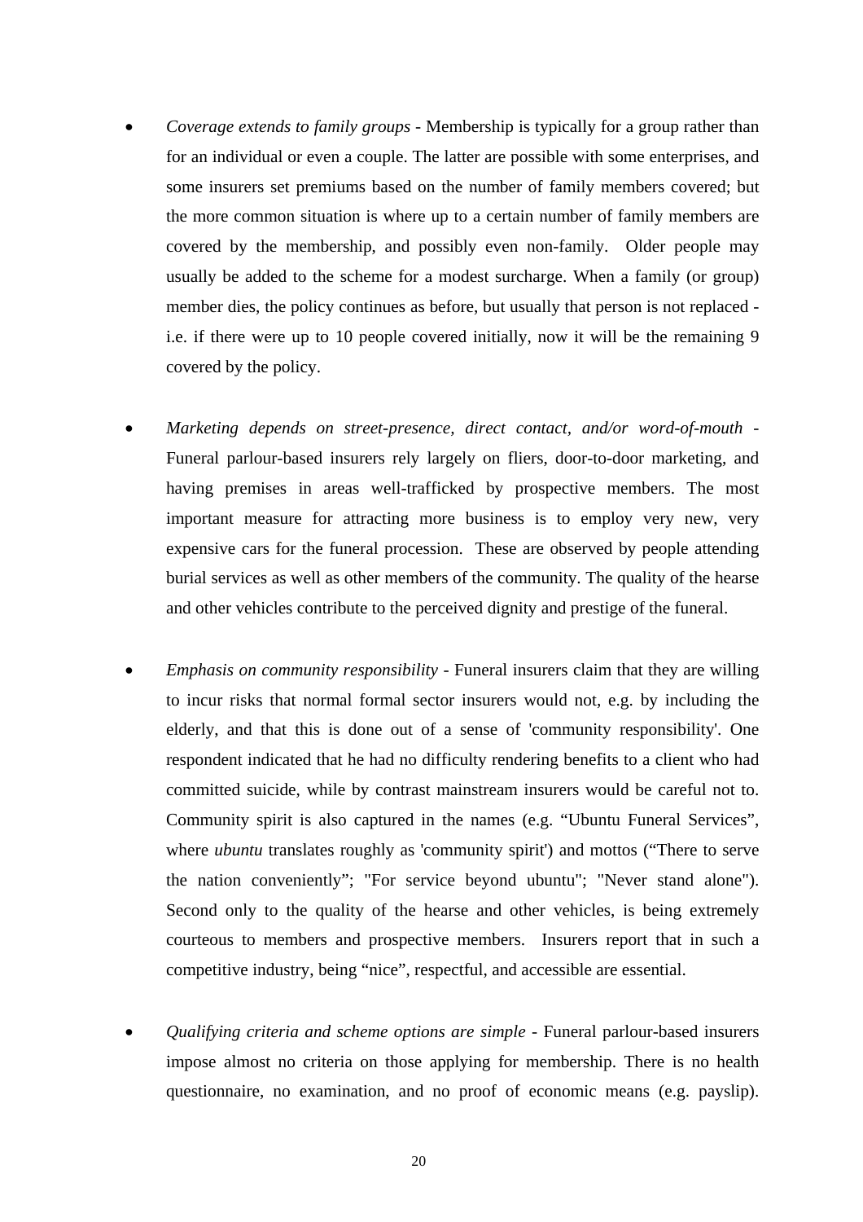- *Coverage extends to family groups* - Membership is typically for a group rather than for an individual or even a couple. The latter are possible with some enterprises, and some insurers set premiums based on the number of family members covered; but the more common situation is where up to a certain number of family members are covered by the membership, and possibly even non-family. Older people may usually be added to the scheme for a modest surcharge. When a family (or group) member dies, the policy continues as before, but usually that person is not replaced - i.e. if there were up to 10 people covered initially, now it will be the remaining 9 covered by the policy.

- *Marketing depends on street-presence, direct contact, and/or word-of-mouth* - Funeral parlour-based insurers rely largely on fliers, door-to-door marketing, and having premises in areas well-trafficked by prospective members. The most important measure for attracting more business is to employ very new, very expensive cars for the funeral procession. These are observed by people attending burial services as well as other members of the community. The quality of the hearse and other vehicles contribute to the perceived dignity and prestige of the funeral.

- *Emphasis on community responsibility* - Funeral insurers claim that they are willing to incur risks that normal formal sector insurers would not, e.g. by including the elderly, and that this is done out of a sense of 'community responsibility'. One respondent indicated that he had no difficulty rendering benefits to a client who had committed suicide, while by contrast mainstream insurers would be careful not to. Community spirit is also captured in the names (e.g. "Ubuntu Funeral Services", where *ubuntu* translates roughly as 'community spirit') and mottos ("There to serve the nation conveniently"; "For service beyond ubuntu"; "Never stand alone"). Second only to the quality of the hearse and other vehicles, is being extremely courteous to members and prospective members. Insurers report that in such a competitive industry, being "nice", respectful, and accessible are essential.

- *Qualifying criteria and scheme options are simple* - Funeral parlour-based insurers impose almost no criteria on those applying for membership. There is no health questionnaire, no examination, and no proof of economic means (e.g. payslip).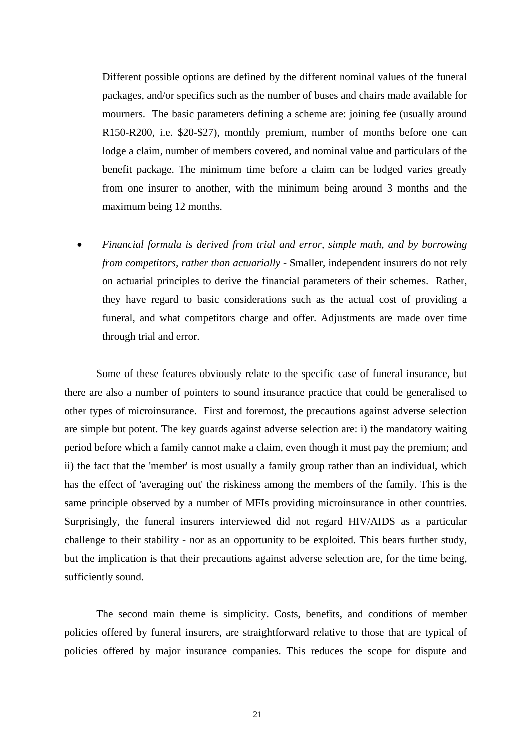Different possible options are defined by the different nominal values of the funeral packages, and/or specifics such as the number of buses and chairs made available for mourners. The basic parameters defining a scheme are: joining fee (usually around R150-R200, i.e. $20-$27), monthly premium, number of months before one can lodge a claim, number of members covered, and nominal value and particulars of the benefit package. The minimum time before a claim can be lodged varies greatly from one insurer to another, with the minimum being around 3 months and the maximum being 12 months.

- *Financial formula is derived from trial and error, simple math, and by borrowing from competitors, rather than actuarially* - Smaller, independent insurers do not rely on actuarial principles to derive the financial parameters of their schemes. Rather, they have regard to basic considerations such as the actual cost of providing a funeral, and what competitors charge and offer. Adjustments are made over time through trial and error.

Some of these features obviously relate to the specific case of funeral insurance, but there are also a number of pointers to sound insurance practice that could be generalised to other types of microinsurance. First and foremost, the precautions against adverse selection are simple but potent. The key guards against adverse selection are: i) the mandatory waiting period before which a family cannot make a claim, even though it must pay the premium; and ii) the fact that the 'member' is most usually a family group rather than an individual, which has the effect of 'averaging out' the riskiness among the members of the family. This is the same principle observed by a number of MFIs providing microinsurance in other countries. Surprisingly, the funeral insurers interviewed did not regard HIV/AIDS as a particular challenge to their stability - nor as an opportunity to be exploited. This bears further study, but the implication is that their precautions against adverse selection are, for the time being, sufficiently sound.

The second main theme is simplicity. Costs, benefits, and conditions of member policies offered by funeral insurers, are straightforward relative to those that are typical of policies offered by major insurance companies. This reduces the scope for dispute and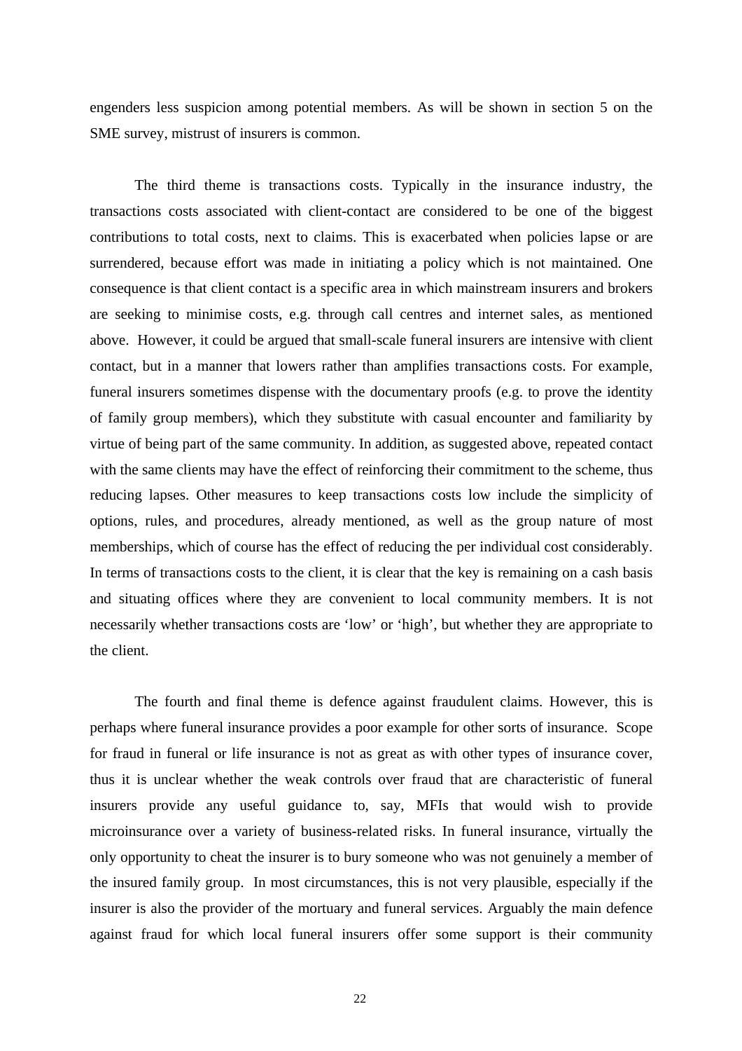engenders less suspicion among potential members. As will be shown in section 5 on the SME survey, mistrust of insurers is common.

The third theme is transactions costs. Typically in the insurance industry, the transactions costs associated with client-contact are considered to be one of the biggest contributions to total costs, next to claims. This is exacerbated when policies lapse or are surrendered, because effort was made in initiating a policy which is not maintained. One consequence is that client contact is a specific area in which mainstream insurers and brokers are seeking to minimise costs, e.g. through call centres and internet sales, as mentioned above. However, it could be argued that small-scale funeral insurers are intensive with client contact, but in a manner that lowers rather than amplifies transactions costs. For example, funeral insurers sometimes dispense with the documentary proofs (e.g. to prove the identity of family group members), which they substitute with casual encounter and familiarity by virtue of being part of the same community. In addition, as suggested above, repeated contact with the same clients may have the effect of reinforcing their commitment to the scheme, thus reducing lapses. Other measures to keep transactions costs low include the simplicity of options, rules, and procedures, already mentioned, as well as the group nature of most memberships, which of course has the effect of reducing the per individual cost considerably. In terms of transactions costs to the client, it is clear that the key is remaining on a cash basis and situating offices where they are convenient to local community members. It is not necessarily whether transactions costs are 'low' or 'high', but whether they are appropriate to the client.

The fourth and final theme is defence against fraudulent claims. However, this is perhaps where funeral insurance provides a poor example for other sorts of insurance. Scope for fraud in funeral or life insurance is not as great as with other types of insurance cover, thus it is unclear whether the weak controls over fraud that are characteristic of funeral insurers provide any useful guidance to, say, MFIs that would wish to provide microinsurance over a variety of business-related risks. In funeral insurance, virtually the only opportunity to cheat the insurer is to bury someone who was not genuinely a member of the insured family group. In most circumstances, this is not very plausible, especially if the insurer is also the provider of the mortuary and funeral services. Arguably the main defence against fraud for which local funeral insurers offer some support is their community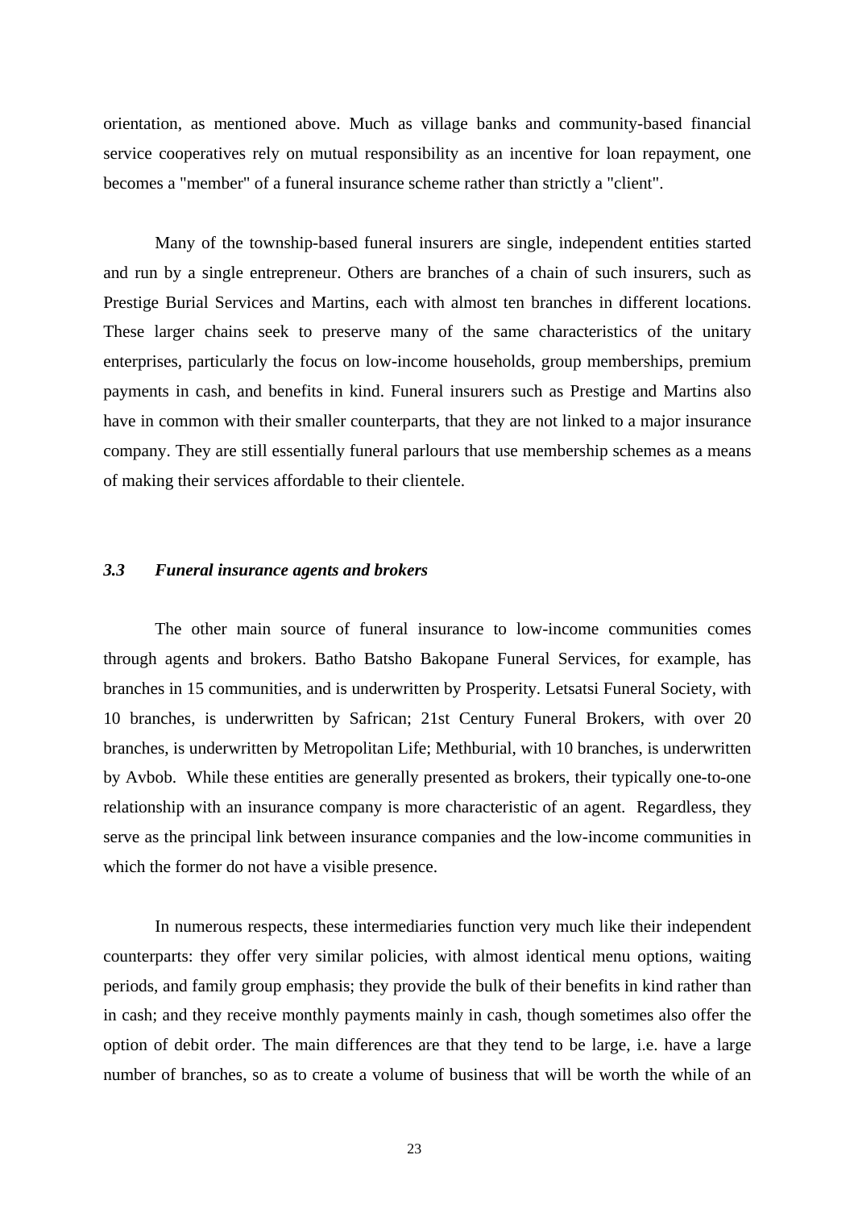orientation, as mentioned above. Much as village banks and community-based financial service cooperatives rely on mutual responsibility as an incentive for loan repayment, one becomes a "member" of a funeral insurance scheme rather than strictly a "client".

Many of the township-based funeral insurers are single, independent entities started and run by a single entrepreneur. Others are branches of a chain of such insurers, such as Prestige Burial Services and Martins, each with almost ten branches in different locations. These larger chains seek to preserve many of the same characteristics of the unitary enterprises, particularly the focus on low-income households, group memberships, premium payments in cash, and benefits in kind. Funeral insurers such as Prestige and Martins also have in common with their smaller counterparts, that they are not linked to a major insurance company. They are still essentially funeral parlours that use membership schemes as a means of making their services affordable to their clientele.

### *3.3 Funeral insurance agents and brokers*

The other main source of funeral insurance to low-income communities comes through agents and brokers. Batho Batsho Bakopane Funeral Services, for example, has branches in 15 communities, and is underwritten by Prosperity. Letsatsi Funeral Society, with 10 branches, is underwritten by Safrican; 21st Century Funeral Brokers, with over 20 branches, is underwritten by Metropolitan Life; Methburial, with 10 branches, is underwritten by Avbob. While these entities are generally presented as brokers, their typically one-to-one relationship with an insurance company is more characteristic of an agent. Regardless, they serve as the principal link between insurance companies and the low-income communities in which the former do not have a visible presence.

In numerous respects, these intermediaries function very much like their independent counterparts: they offer very similar policies, with almost identical menu options, waiting periods, and family group emphasis; they provide the bulk of their benefits in kind rather than in cash; and they receive monthly payments mainly in cash, though sometimes also offer the option of debit order. The main differences are that they tend to be large, i.e. have a large number of branches, so as to create a volume of business that will be worth the while of an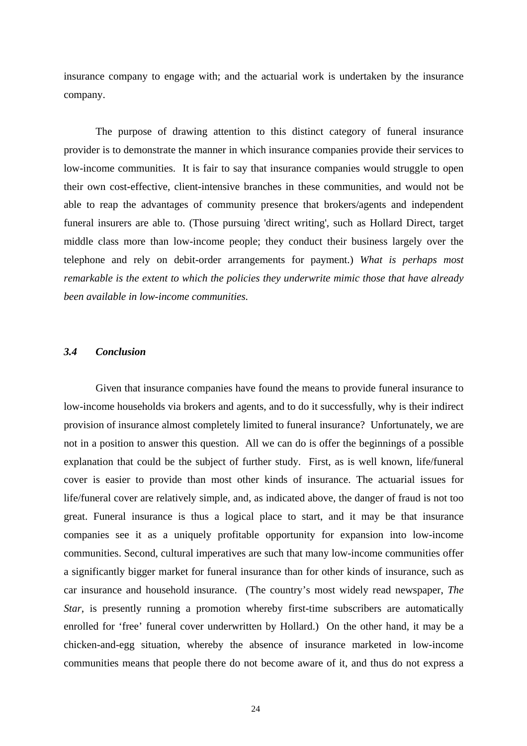insurance company to engage with; and the actuarial work is undertaken by the insurance company.

The purpose of drawing attention to this distinct category of funeral insurance provider is to demonstrate the manner in which insurance companies provide their services to low-income communities. It is fair to say that insurance companies would struggle to open their own cost-effective, client-intensive branches in these communities, and would not be able to reap the advantages of community presence that brokers/agents and independent funeral insurers are able to. (Those pursuing 'direct writing', such as Hollard Direct, target middle class more than low-income people; they conduct their business largely over the telephone and rely on debit-order arrangements for payment.) *What is perhaps most remarkable is the extent to which the policies they underwrite mimic those that have already been available in low-income communities.*

### *3.4 Conclusion*

Given that insurance companies have found the means to provide funeral insurance to low-income households via brokers and agents, and to do it successfully, why is their indirect provision of insurance almost completely limited to funeral insurance? Unfortunately, we are not in a position to answer this question. All we can do is offer the beginnings of a possible explanation that could be the subject of further study. First, as is well known, life/funeral cover is easier to provide than most other kinds of insurance. The actuarial issues for life/funeral cover are relatively simple, and, as indicated above, the danger of fraud is not too great. Funeral insurance is thus a logical place to start, and it may be that insurance companies see it as a uniquely profitable opportunity for expansion into low-income communities. Second, cultural imperatives are such that many low-income communities offer a significantly bigger market for funeral insurance than for other kinds of insurance, such as car insurance and household insurance. (The country's most widely read newspaper, *The Star*, is presently running a promotion whereby first-time subscribers are automatically enrolled for 'free' funeral cover underwritten by Hollard.) On the other hand, it may be a chicken-and-egg situation, whereby the absence of insurance marketed in low-income communities means that people there do not become aware of it, and thus do not express a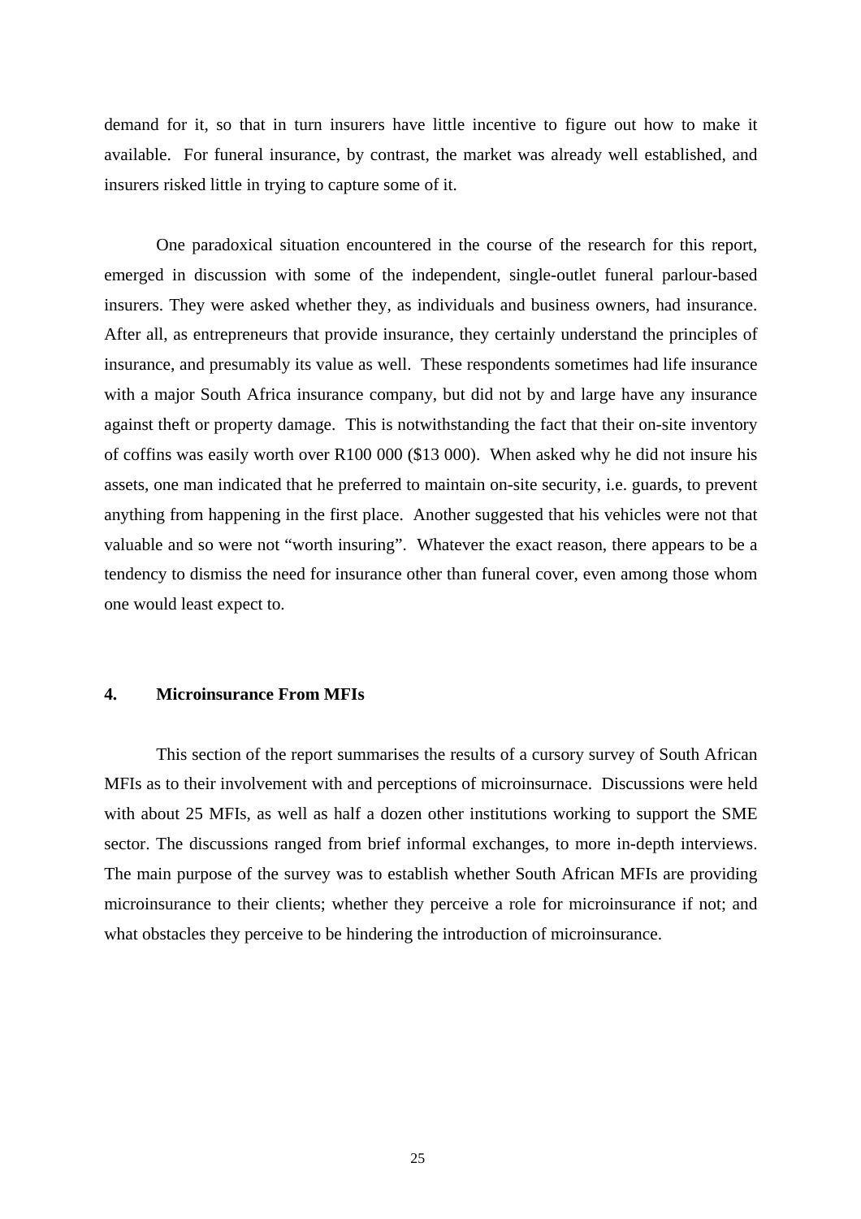demand for it, so that in turn insurers have little incentive to figure out how to make it available. For funeral insurance, by contrast, the market was already well established, and insurers risked little in trying to capture some of it.

One paradoxical situation encountered in the course of the research for this report, emerged in discussion with some of the independent, single-outlet funeral parlour-based insurers. They were asked whether they, as individuals and business owners, had insurance. After all, as entrepreneurs that provide insurance, they certainly understand the principles of insurance, and presumably its value as well. These respondents sometimes had life insurance with a major South Africa insurance company, but did not by and large have any insurance against theft or property damage. This is notwithstanding the fact that their on-site inventory of coffins was easily worth over R100 000 ($13 000). When asked why he did not insure his assets, one man indicated that he preferred to maintain on-site security, i.e. guards, to prevent anything from happening in the first place. Another suggested that his vehicles were not that valuable and so were not "worth insuring". Whatever the exact reason, there appears to be a tendency to dismiss the need for insurance other than funeral cover, even among those whom one would least expect to.

## 4. Microinsurance From MFIs

This section of the report summarises the results of a cursory survey of South African MFIs as to their involvement with and perceptions of microinsurnace. Discussions were held with about 25 MFIs, as well as half a dozen other institutions working to support the SME sector. The discussions ranged from brief informal exchanges, to more in-depth interviews. The main purpose of the survey was to establish whether South African MFIs are providing microinsurance to their clients; whether they perceive a role for microinsurance if not; and what obstacles they perceive to be hindering the introduction of microinsurance.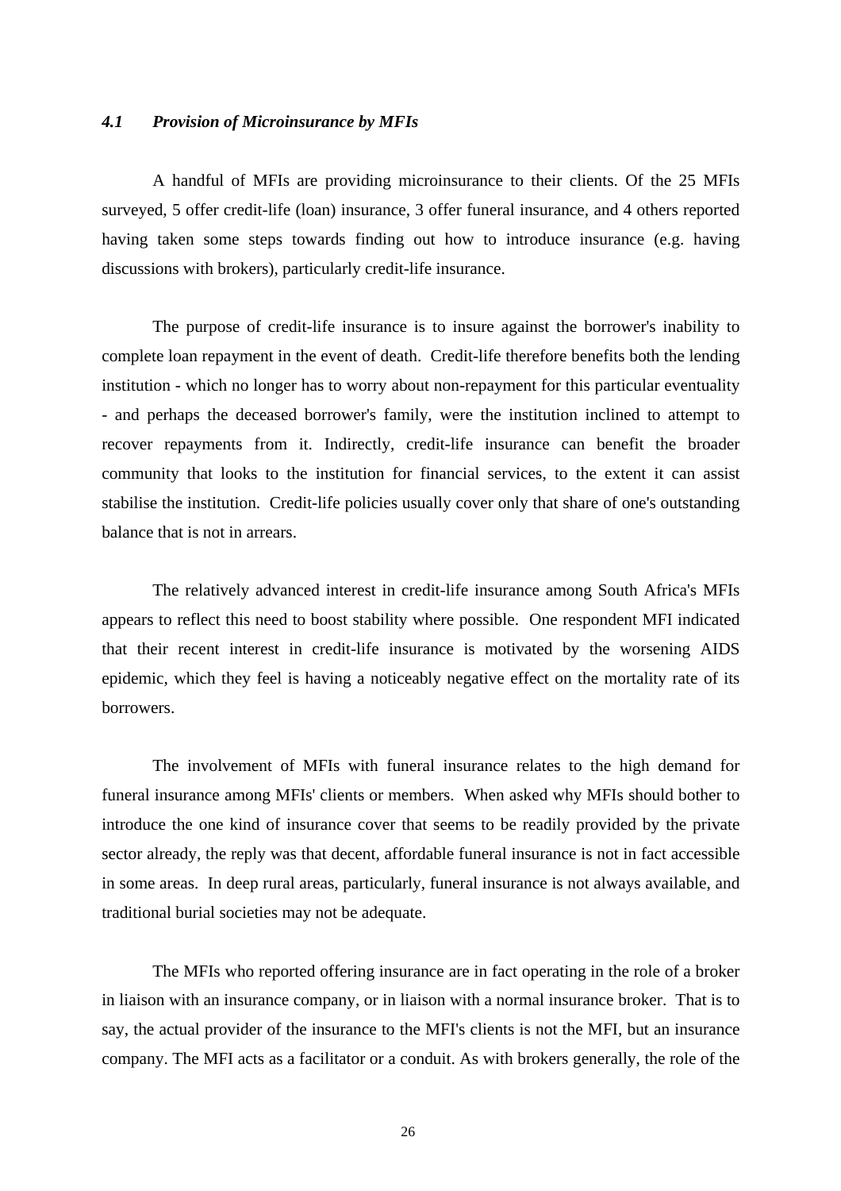### *4.1 Provision of Microinsurance by MFIs*

A handful of MFIs are providing microinsurance to their clients. Of the 25 MFIs surveyed, 5 offer credit-life (loan) insurance, 3 offer funeral insurance, and 4 others reported having taken some steps towards finding out how to introduce insurance (e.g. having discussions with brokers), particularly credit-life insurance.

The purpose of credit-life insurance is to insure against the borrower's inability to complete loan repayment in the event of death. Credit-life therefore benefits both the lending institution - which no longer has to worry about non-repayment for this particular eventuality - and perhaps the deceased borrower's family, were the institution inclined to attempt to recover repayments from it. Indirectly, credit-life insurance can benefit the broader community that looks to the institution for financial services, to the extent it can assist stabilise the institution. Credit-life policies usually cover only that share of one's outstanding balance that is not in arrears.

The relatively advanced interest in credit-life insurance among South Africa's MFIs appears to reflect this need to boost stability where possible. One respondent MFI indicated that their recent interest in credit-life insurance is motivated by the worsening AIDS epidemic, which they feel is having a noticeably negative effect on the mortality rate of its borrowers.

The involvement of MFIs with funeral insurance relates to the high demand for funeral insurance among MFIs' clients or members. When asked why MFIs should bother to introduce the one kind of insurance cover that seems to be readily provided by the private sector already, the reply was that decent, affordable funeral insurance is not in fact accessible in some areas. In deep rural areas, particularly, funeral insurance is not always available, and traditional burial societies may not be adequate.

The MFIs who reported offering insurance are in fact operating in the role of a broker in liaison with an insurance company, or in liaison with a normal insurance broker. That is to say, the actual provider of the insurance to the MFI's clients is not the MFI, but an insurance company. The MFI acts as a facilitator or a conduit. As with brokers generally, the role of the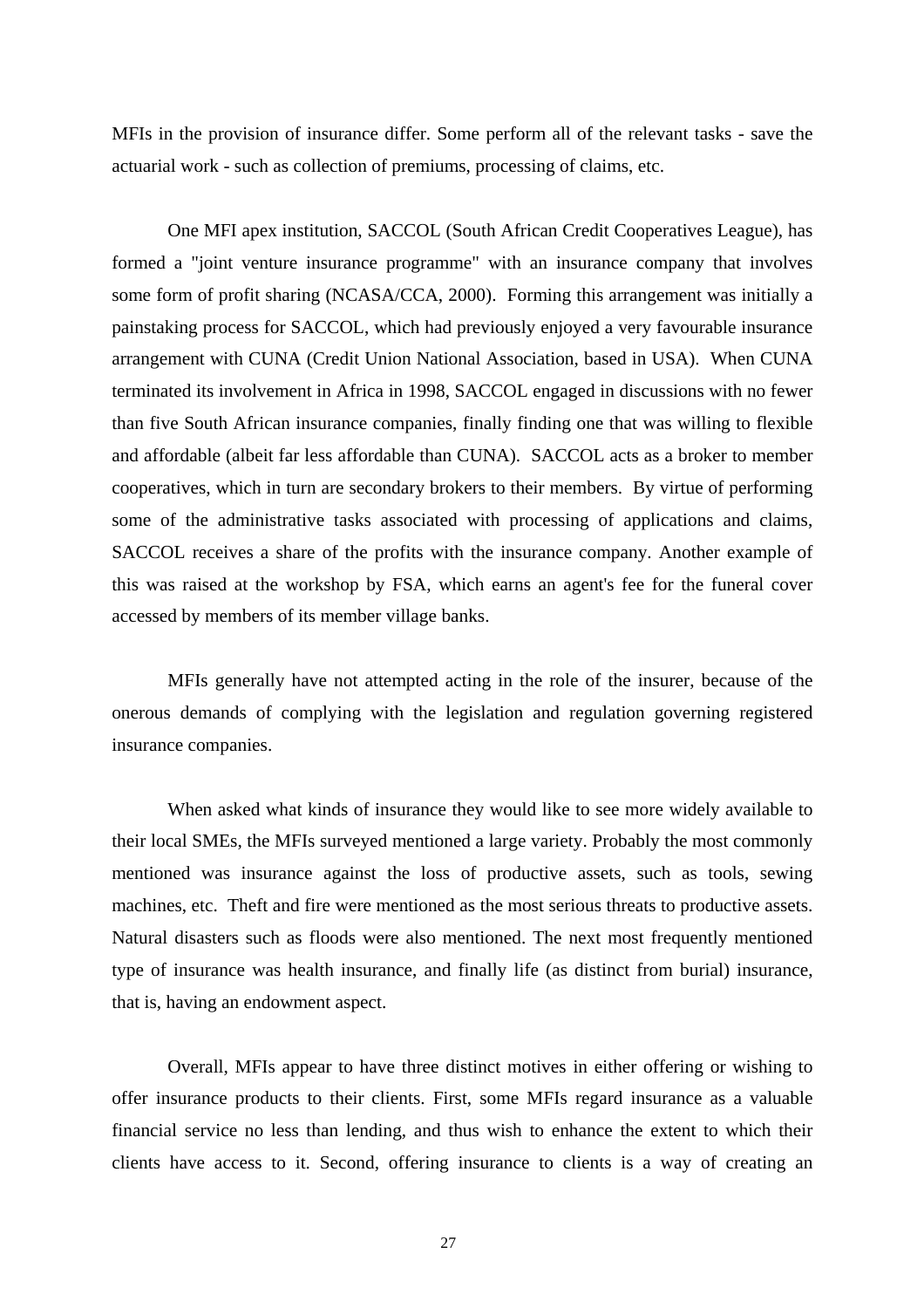MFIs in the provision of insurance differ. Some perform all of the relevant tasks - save the actuarial work - such as collection of premiums, processing of claims, etc.

One MFI apex institution, SACCOL (South African Credit Cooperatives League), has formed a "joint venture insurance programme" with an insurance company that involves some form of profit sharing (NCASA/CCA, 2000). Forming this arrangement was initially a painstaking process for SACCOL, which had previously enjoyed a very favourable insurance arrangement with CUNA (Credit Union National Association, based in USA). When CUNA terminated its involvement in Africa in 1998, SACCOL engaged in discussions with no fewer than five South African insurance companies, finally finding one that was willing to flexible and affordable (albeit far less affordable than CUNA). SACCOL acts as a broker to member cooperatives, which in turn are secondary brokers to their members. By virtue of performing some of the administrative tasks associated with processing of applications and claims, SACCOL receives a share of the profits with the insurance company. Another example of this was raised at the workshop by FSA, which earns an agent's fee for the funeral cover accessed by members of its member village banks.

MFIs generally have not attempted acting in the role of the insurer, because of the onerous demands of complying with the legislation and regulation governing registered insurance companies.

When asked what kinds of insurance they would like to see more widely available to their local SMEs, the MFIs surveyed mentioned a large variety. Probably the most commonly mentioned was insurance against the loss of productive assets, such as tools, sewing machines, etc. Theft and fire were mentioned as the most serious threats to productive assets. Natural disasters such as floods were also mentioned. The next most frequently mentioned type of insurance was health insurance, and finally life (as distinct from burial) insurance, that is, having an endowment aspect.

Overall, MFIs appear to have three distinct motives in either offering or wishing to offer insurance products to their clients. First, some MFIs regard insurance as a valuable financial service no less than lending, and thus wish to enhance the extent to which their clients have access to it. Second, offering insurance to clients is a way of creating an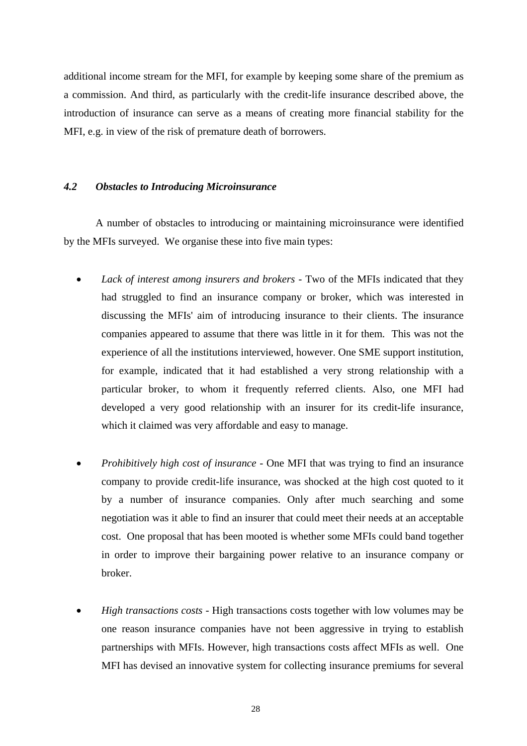additional income stream for the MFI, for example by keeping some share of the premium as a commission. And third, as particularly with the credit-life insurance described above, the introduction of insurance can serve as a means of creating more financial stability for the MFI, e.g. in view of the risk of premature death of borrowers.

### *4.2 Obstacles to Introducing Microinsurance*

A number of obstacles to introducing or maintaining microinsurance were identified by the MFIs surveyed. We organise these into five main types:

- *Lack of interest among insurers and brokers* - Two of the MFIs indicated that they had struggled to find an insurance company or broker, which was interested in discussing the MFIs' aim of introducing insurance to their clients. The insurance companies appeared to assume that there was little in it for them. This was not the experience of all the institutions interviewed, however. One SME support institution, for example, indicated that it had established a very strong relationship with a particular broker, to whom it frequently referred clients. Also, one MFI had developed a very good relationship with an insurer for its credit-life insurance, which it claimed was very affordable and easy to manage.

- *Prohibitively high cost of insurance* - One MFI that was trying to find an insurance company to provide credit-life insurance, was shocked at the high cost quoted to it by a number of insurance companies. Only after much searching and some negotiation was it able to find an insurer that could meet their needs at an acceptable cost. One proposal that has been mooted is whether some MFIs could band together in order to improve their bargaining power relative to an insurance company or broker.

- *High transactions costs* - High transactions costs together with low volumes may be one reason insurance companies have not been aggressive in trying to establish partnerships with MFIs. However, high transactions costs affect MFIs as well. One MFI has devised an innovative system for collecting insurance premiums for several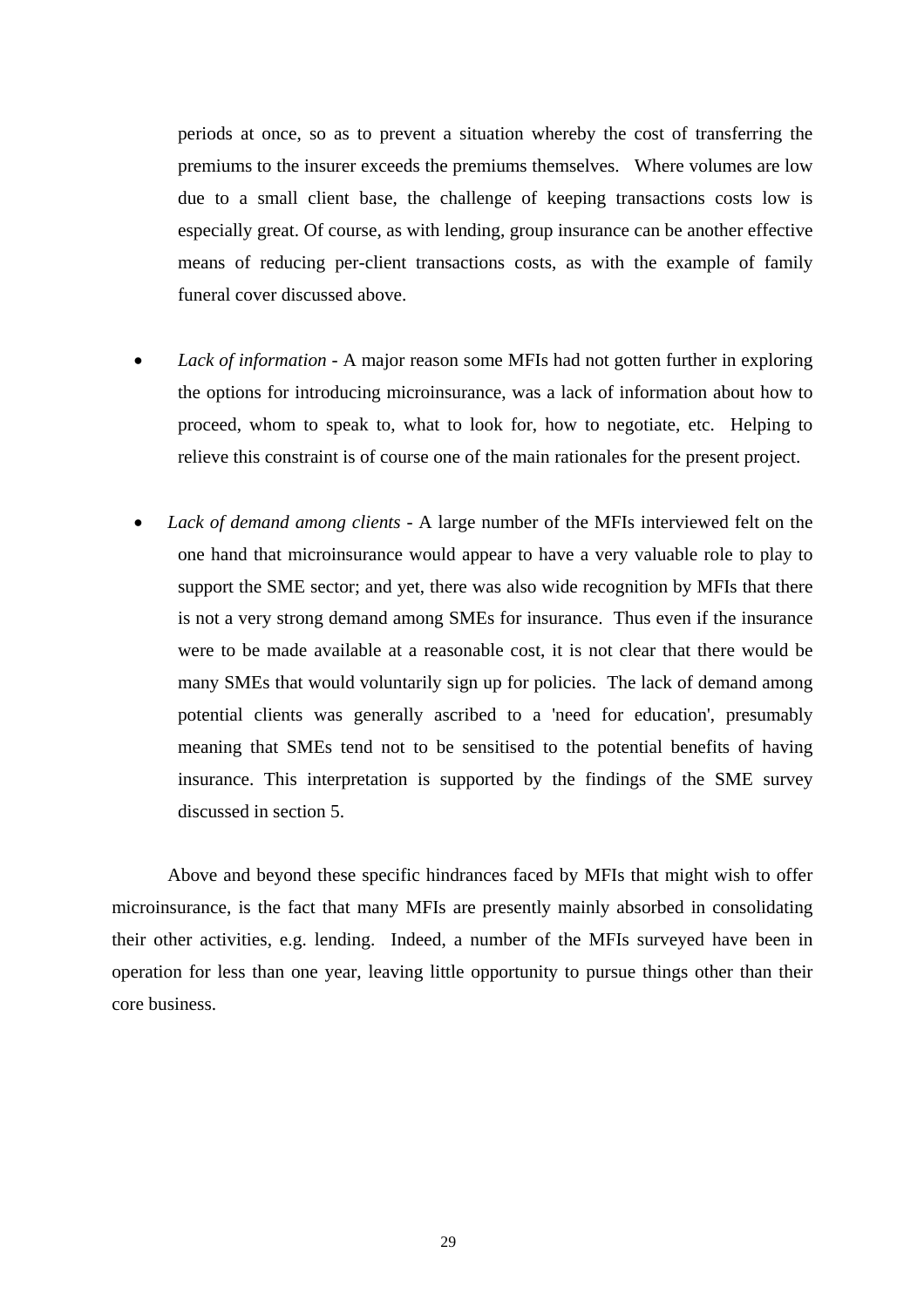periods at once, so as to prevent a situation whereby the cost of transferring the premiums to the insurer exceeds the premiums themselves. Where volumes are low due to a small client base, the challenge of keeping transactions costs low is especially great. Of course, as with lending, group insurance can be another effective means of reducing per-client transactions costs, as with the example of family funeral cover discussed above.

- *Lack of information* - A major reason some MFIs had not gotten further in exploring the options for introducing microinsurance, was a lack of information about how to proceed, whom to speak to, what to look for, how to negotiate, etc. Helping to relieve this constraint is of course one of the main rationales for the present project.

- *Lack of demand among clients* - A large number of the MFIs interviewed felt on the one hand that microinsurance would appear to have a very valuable role to play to support the SME sector; and yet, there was also wide recognition by MFIs that there is not a very strong demand among SMEs for insurance. Thus even if the insurance were to be made available at a reasonable cost, it is not clear that there would be many SMEs that would voluntarily sign up for policies. The lack of demand among potential clients was generally ascribed to a 'need for education', presumably meaning that SMEs tend not to be sensitised to the potential benefits of having insurance. This interpretation is supported by the findings of the SME survey discussed in section 5.

Above and beyond these specific hindrances faced by MFIs that might wish to offer microinsurance, is the fact that many MFIs are presently mainly absorbed in consolidating their other activities, e.g. lending. Indeed, a number of the MFIs surveyed have been in operation for less than one year, leaving little opportunity to pursue things other than their core business.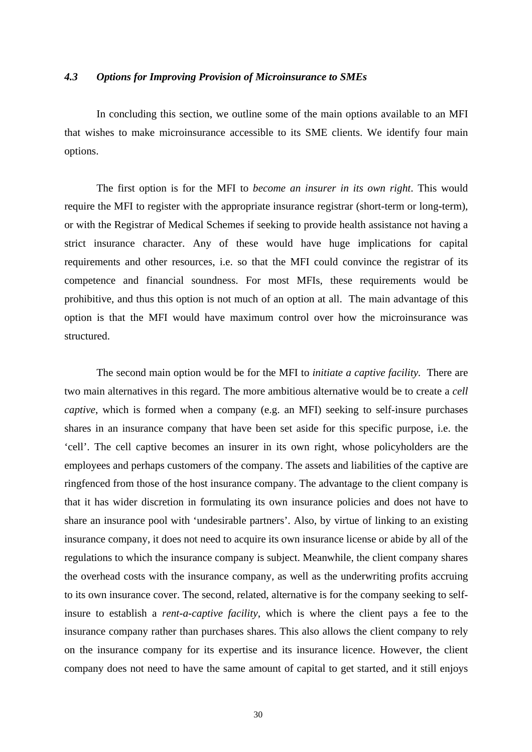### *4.3 Options for Improving Provision of Microinsurance to SMEs*

In concluding this section, we outline some of the main options available to an MFI that wishes to make microinsurance accessible to its SME clients. We identify four main options.

The first option is for the MFI to *become an insurer in its own right*. This would require the MFI to register with the appropriate insurance registrar (short-term or long-term), or with the Registrar of Medical Schemes if seeking to provide health assistance not having a strict insurance character. Any of these would have huge implications for capital requirements and other resources, i.e. so that the MFI could convince the registrar of its competence and financial soundness. For most MFIs, these requirements would be prohibitive, and thus this option is not much of an option at all. The main advantage of this option is that the MFI would have maximum control over how the microinsurance was structured.

The second main option would be for the MFI to *initiate a captive facility*. There are two main alternatives in this regard. The more ambitious alternative would be to create a *cell captive*, which is formed when a company (e.g. an MFI) seeking to self-insure purchases shares in an insurance company that have been set aside for this specific purpose, i.e. the 'cell'. The cell captive becomes an insurer in its own right, whose policyholders are the employees and perhaps customers of the company. The assets and liabilities of the captive are ringfenced from those of the host insurance company. The advantage to the client company is that it has wider discretion in formulating its own insurance policies and does not have to share an insurance pool with 'undesirable partners'. Also, by virtue of linking to an existing insurance company, it does not need to acquire its own insurance license or abide by all of the regulations to which the insurance company is subject. Meanwhile, the client company shares the overhead costs with the insurance company, as well as the underwriting profits accruing to its own insurance cover. The second, related, alternative is for the company seeking to self-insure to establish a *rent-a-captive facility*, which is where the client pays a fee to the insurance company rather than purchases shares. This also allows the client company to rely on the insurance company for its expertise and its insurance licence. However, the client company does not need to have the same amount of capital to get started, and it still enjoys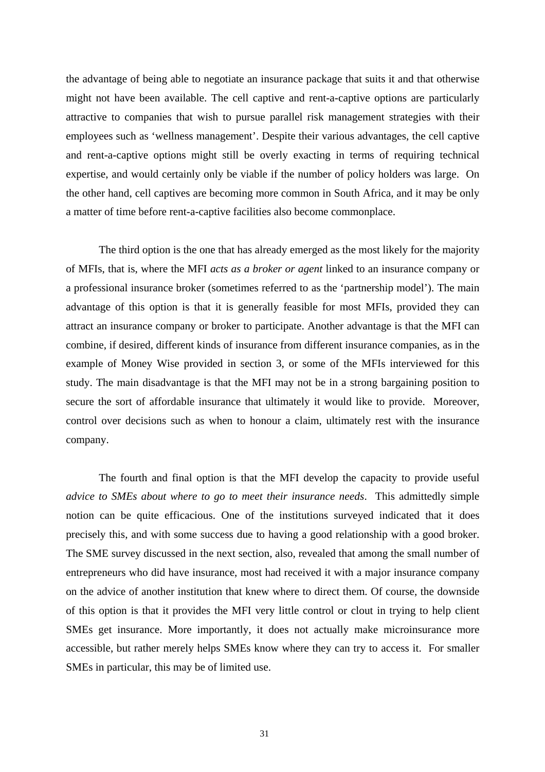the advantage of being able to negotiate an insurance package that suits it and that otherwise might not have been available. The cell captive and rent-a-captive options are particularly attractive to companies that wish to pursue parallel risk management strategies with their employees such as 'wellness management'. Despite their various advantages, the cell captive and rent-a-captive options might still be overly exacting in terms of requiring technical expertise, and would certainly only be viable if the number of policy holders was large. On the other hand, cell captives are becoming more common in South Africa, and it may be only a matter of time before rent-a-captive facilities also become commonplace.

The third option is the one that has already emerged as the most likely for the majority of MFIs, that is, where the MFI *acts as a broker or agent* linked to an insurance company or a professional insurance broker (sometimes referred to as the 'partnership model'). The main advantage of this option is that it is generally feasible for most MFIs, provided they can attract an insurance company or broker to participate. Another advantage is that the MFI can combine, if desired, different kinds of insurance from different insurance companies, as in the example of Money Wise provided in section 3, or some of the MFIs interviewed for this study. The main disadvantage is that the MFI may not be in a strong bargaining position to secure the sort of affordable insurance that ultimately it would like to provide. Moreover, control over decisions such as when to honour a claim, ultimately rest with the insurance company.

The fourth and final option is that the MFI develop the capacity to provide useful *advice to SMEs about where to go to meet their insurance needs*. This admittedly simple notion can be quite efficacious. One of the institutions surveyed indicated that it does precisely this, and with some success due to having a good relationship with a good broker. The SME survey discussed in the next section, also, revealed that among the small number of entrepreneurs who did have insurance, most had received it with a major insurance company on the advice of another institution that knew where to direct them. Of course, the downside of this option is that it provides the MFI very little control or clout in trying to help client SMEs get insurance. More importantly, it does not actually make microinsurance more accessible, but rather merely helps SMEs know where they can try to access it. For smaller SMEs in particular, this may be of limited use.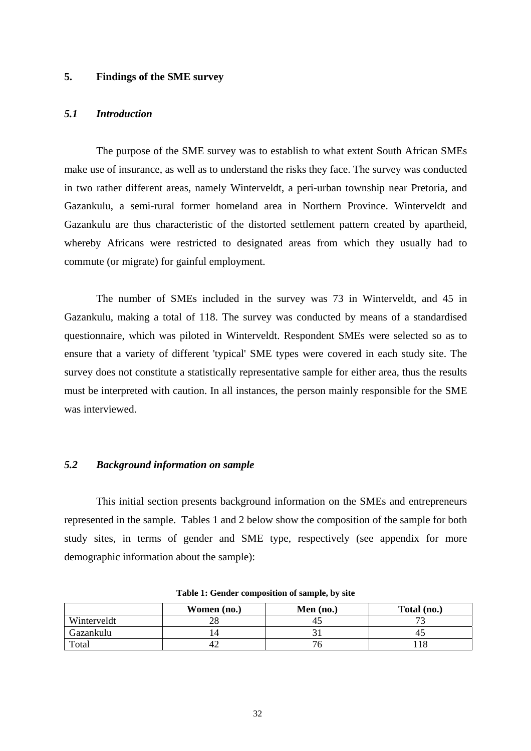## 5. Findings of the SME survey

### *5.1 Introduction*

The purpose of the SME survey was to establish to what extent South African SMEs make use of insurance, as well as to understand the risks they face. The survey was conducted in two rather different areas, namely Winterveldt, a peri-urban township near Pretoria, and Gazankulu, a semi-rural former homeland area in Northern Province. Winterveldt and Gazankulu are thus characteristic of the distorted settlement pattern created by apartheid, whereby Africans were restricted to designated areas from which they usually had to commute (or migrate) for gainful employment.

The number of SMEs included in the survey was 73 in Winterveldt, and 45 in Gazankulu, making a total of 118. The survey was conducted by means of a standardised questionnaire, which was piloted in Winterveldt. Respondent SMEs were selected so as to ensure that a variety of different 'typical' SME types were covered in each study site. The survey does not constitute a statistically representative sample for either area, thus the results must be interpreted with caution. In all instances, the person mainly responsible for the SME was interviewed.

### *5.2 Background information on sample*

This initial section presents background information on the SMEs and entrepreneurs represented in the sample. Tables 1 and 2 below show the composition of the sample for both study sites, in terms of gender and SME type, respectively (see appendix for more demographic information about the sample):

**Table 1: Gender composition of sample, by site**

| | Women (no.) | Men (no.) | Total (no.) |
|---|---|---|---|
| Winterveldt | 28 | 45 | 73 |
| Gazankulu | 14 | 31 | 45 |
| Total | 42 | 76 | 118 |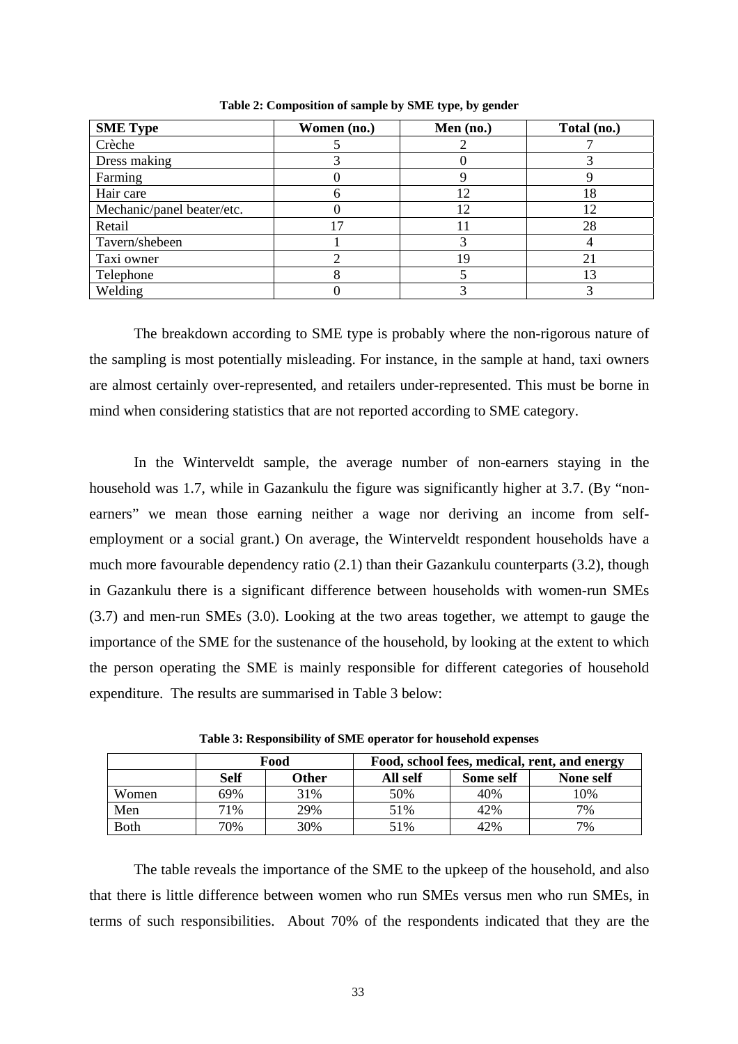**Table 2: Composition of sample by SME type, by gender**

| SME Type | Women (no.) | Men (no.) | Total (no.) |
|---|---|---|---|
| Crèche | 5 | 2 | 7 |
| Dress making | 3 | 0 | 3 |
| Farming | 0 | 9 | 9 |
| Hair care | 6 | 12 | 18 |
| Mechanic/panel beater/etc. | 0 | 12 | 12 |
| Retail | 17 | 11 | 28 |
| Tavern/shebeen | 1 | 3 | 4 |
| Taxi owner | 2 | 19 | 21 |
| Telephone | 8 | 5 | 13 |
| Welding | 0 | 3 | 3 |

The breakdown according to SME type is probably where the non-rigorous nature of the sampling is most potentially misleading. For instance, in the sample at hand, taxi owners are almost certainly over-represented, and retailers under-represented. This must be borne in mind when considering statistics that are not reported according to SME category.

In the Winterveldt sample, the average number of non-earners staying in the household was 1.7, while in Gazankulu the figure was significantly higher at 3.7. (By "non-earners" we mean those earning neither a wage nor deriving an income from self-employment or a social grant.) On average, the Winterveldt respondent households have a much more favourable dependency ratio (2.1) than their Gazankulu counterparts (3.2), though in Gazankulu there is a significant difference between households with women-run SMEs (3.7) and men-run SMEs (3.0). Looking at the two areas together, we attempt to gauge the importance of the SME for the sustenance of the household, by looking at the extent to which the person operating the SME is mainly responsible for different categories of household expenditure. The results are summarised in Table 3 below:

**Table 3: Responsibility of SME operator for household expenses**

| | Food | | Food, school fees, medical, rent, and energy | | |
|---|---|---|---|---|---|
| | **Self** | **Other** | **All self** | **Some self** | **None self** |
| Women | 69% | 31% | 50% | 40% | 10% |
| Men | 71% | 29% | 51% | 42% | 7% |
| Both | 70% | 30% | 51% | 42% | 7% |

The table reveals the importance of the SME to the upkeep of the household, and also that there is little difference between women who run SMEs versus men who run SMEs, in terms of such responsibilities. About 70% of the respondents indicated that they are the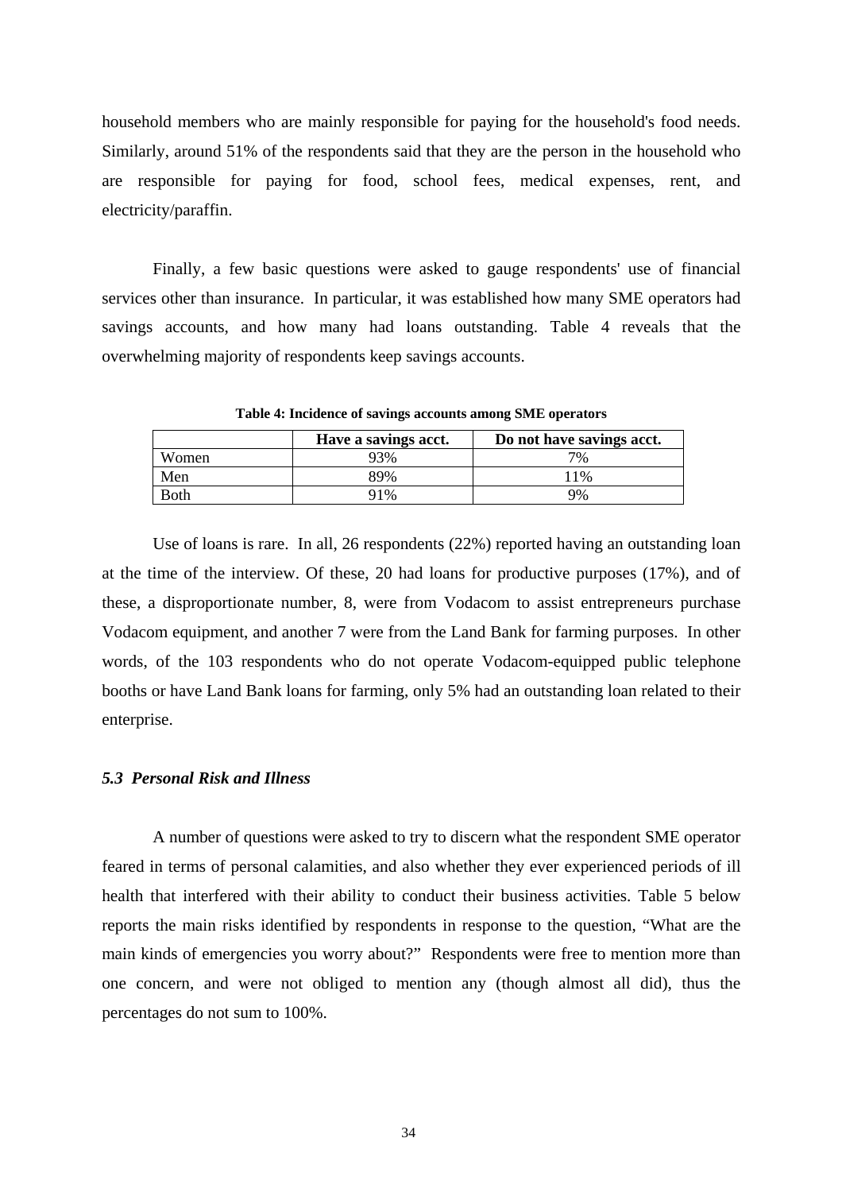household members who are mainly responsible for paying for the household's food needs. Similarly, around 51% of the respondents said that they are the person in the household who are responsible for paying for food, school fees, medical expenses, rent, and electricity/paraffin.

Finally, a few basic questions were asked to gauge respondents' use of financial services other than insurance. In particular, it was established how many SME operators had savings accounts, and how many had loans outstanding. Table 4 reveals that the overwhelming majority of respondents keep savings accounts.

**Table 4: Incidence of savings accounts among SME operators**

| | Have a savings acct. | Do not have savings acct. |
|---|---|---|
| Women | 93% | 7% |
| Men | 89% | 11% |
| Both | 91% | 9% |

Use of loans is rare. In all, 26 respondents (22%) reported having an outstanding loan at the time of the interview. Of these, 20 had loans for productive purposes (17%), and of these, a disproportionate number, 8, were from Vodacom to assist entrepreneurs purchase Vodacom equipment, and another 7 were from the Land Bank for farming purposes. In other words, of the 103 respondents who do not operate Vodacom-equipped public telephone booths or have Land Bank loans for farming, only 5% had an outstanding loan related to their enterprise.

### *5.3 Personal Risk and Illness*

A number of questions were asked to try to discern what the respondent SME operator feared in terms of personal calamities, and also whether they ever experienced periods of ill health that interfered with their ability to conduct their business activities. Table 5 below reports the main risks identified by respondents in response to the question, "What are the main kinds of emergencies you worry about?" Respondents were free to mention more than one concern, and were not obliged to mention any (though almost all did), thus the percentages do not sum to 100%.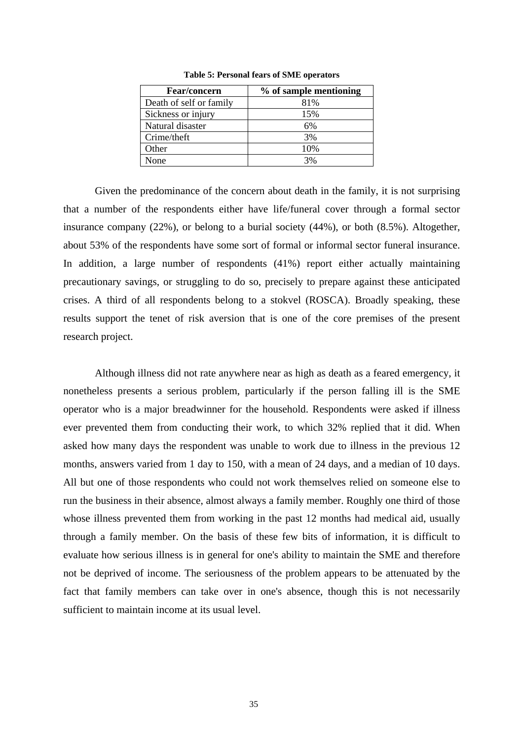**Table 5: Personal fears of SME operators**

| Fear/concern | % of sample mentioning |
| --- | --- |
| Death of self or family | 81% |
| Sickness or injury | 15% |
| Natural disaster | 6% |
| Crime/theft | 3% |
| Other | 10% |
| None | 3% |

Given the predominance of the concern about death in the family, it is not surprising that a number of the respondents either have life/funeral cover through a formal sector insurance company (22%), or belong to a burial society (44%), or both (8.5%). Altogether, about 53% of the respondents have some sort of formal or informal sector funeral insurance. In addition, a large number of respondents (41%) report either actually maintaining precautionary savings, or struggling to do so, precisely to prepare against these anticipated crises. A third of all respondents belong to a stokvel (ROSCA). Broadly speaking, these results support the tenet of risk aversion that is one of the core premises of the present research project.

Although illness did not rate anywhere near as high as death as a feared emergency, it nonetheless presents a serious problem, particularly if the person falling ill is the SME operator who is a major breadwinner for the household. Respondents were asked if illness ever prevented them from conducting their work, to which 32% replied that it did. When asked how many days the respondent was unable to work due to illness in the previous 12 months, answers varied from 1 day to 150, with a mean of 24 days, and a median of 10 days. All but one of those respondents who could not work themselves relied on someone else to run the business in their absence, almost always a family member. Roughly one third of those whose illness prevented them from working in the past 12 months had medical aid, usually through a family member. On the basis of these few bits of information, it is difficult to evaluate how serious illness is in general for one's ability to maintain the SME and therefore not be deprived of income. The seriousness of the problem appears to be attenuated by the fact that family members can take over in one's absence, though this is not necessarily sufficient to maintain income at its usual level.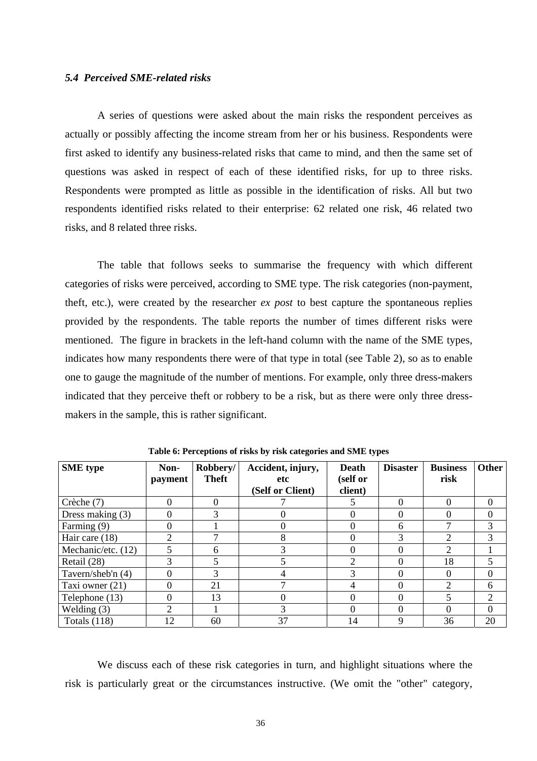### *5.4 Perceived SME-related risks*

A series of questions were asked about the main risks the respondent perceives as actually or possibly affecting the income stream from her or his business. Respondents were first asked to identify any business-related risks that came to mind, and then the same set of questions was asked in respect of each of these identified risks, for up to three risks. Respondents were prompted as little as possible in the identification of risks. All but two respondents identified risks related to their enterprise: 62 related one risk, 46 related two risks, and 8 related three risks.

The table that follows seeks to summarise the frequency with which different categories of risks were perceived, according to SME type. The risk categories (non-payment, theft, etc.), were created by the researcher *ex post* to best capture the spontaneous replies provided by the respondents. The table reports the number of times different risks were mentioned. The figure in brackets in the left-hand column with the name of the SME types, indicates how many respondents there were of that type in total (see Table 2), so as to enable one to gauge the magnitude of the number of mentions. For example, only three dress-makers indicated that they perceive theft or robbery to be a risk, but as there were only three dress-makers in the sample, this is rather significant.

**Table 6: Perceptions of risks by risk categories and SME types**

| SME type | Non-payment | Robbery/ Theft | Accident, injury, etc (Self or Client) | Death (self or client) | Disaster | Business risk | Other |
|---|---|---|---|---|---|---|---|
| Crèche (7) | 0 | 0 | 7 | 5 | 0 | 0 | 0 |
| Dress making (3) | 0 | 3 | 0 | 0 | 0 | 0 | 0 |
| Farming (9) | 0 | 1 | 0 | 0 | 6 | 7 | 3 |
| Hair care (18) | 2 | 7 | 8 | 0 | 3 | 2 | 3 |
| Mechanic/etc. (12) | 5 | 6 | 3 | 0 | 0 | 2 | 1 |
| Retail (28) | 3 | 5 | 5 | 2 | 0 | 18 | 5 |
| Tavern/sheb'n (4) | 0 | 3 | 4 | 3 | 0 | 0 | 0 |
| Taxi owner (21) | 0 | 21 | 7 | 4 | 0 | 2 | 6 |
| Telephone (13) | 0 | 13 | 0 | 0 | 0 | 5 | 2 |
| Welding (3) | 2 | 1 | 3 | 0 | 0 | 0 | 0 |
| Totals (118) | 12 | 60 | 37 | 14 | 9 | 36 | 20 |

We discuss each of these risk categories in turn, and highlight situations where the risk is particularly great or the circumstances instructive. (We omit the "other" category,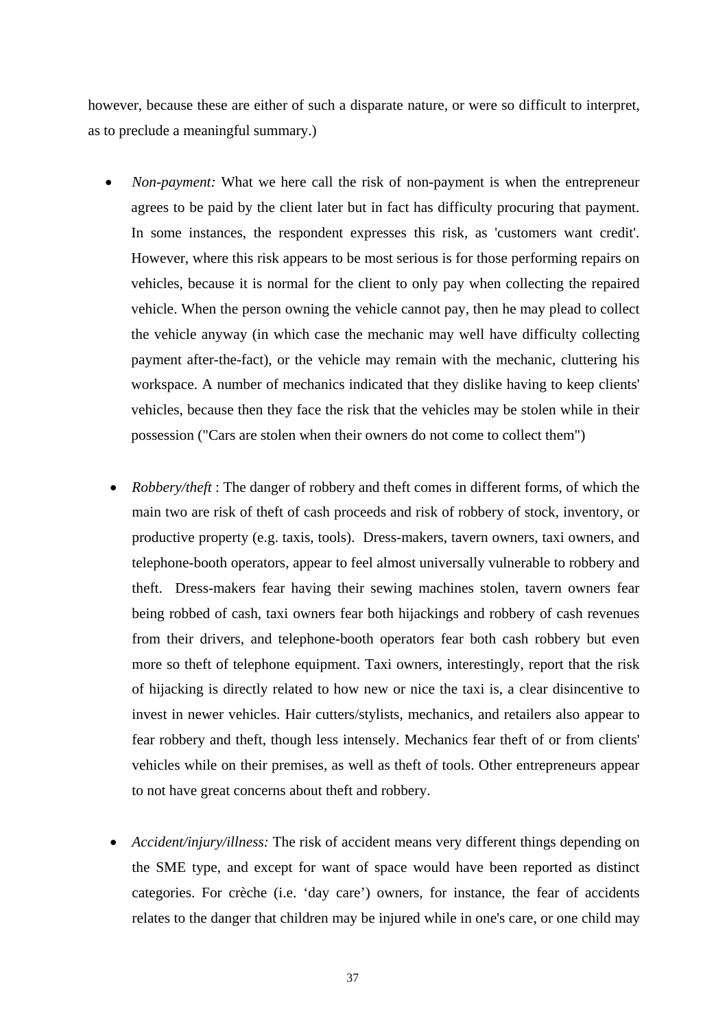however, because these are either of such a disparate nature, or were so difficult to interpret, as to preclude a meaningful summary.)

- *Non-payment:* What we here call the risk of non-payment is when the entrepreneur agrees to be paid by the client later but in fact has difficulty procuring that payment. In some instances, the respondent expresses this risk, as 'customers want credit'. However, where this risk appears to be most serious is for those performing repairs on vehicles, because it is normal for the client to only pay when collecting the repaired vehicle. When the person owning the vehicle cannot pay, then he may plead to collect the vehicle anyway (in which case the mechanic may well have difficulty collecting payment after-the-fact), or the vehicle may remain with the mechanic, cluttering his workspace. A number of mechanics indicated that they dislike having to keep clients' vehicles, because then they face the risk that the vehicles may be stolen while in their possession ("Cars are stolen when their owners do not come to collect them")

- *Robbery/theft* : The danger of robbery and theft comes in different forms, of which the main two are risk of theft of cash proceeds and risk of robbery of stock, inventory, or productive property (e.g. taxis, tools). Dress-makers, tavern owners, taxi owners, and telephone-booth operators, appear to feel almost universally vulnerable to robbery and theft. Dress-makers fear having their sewing machines stolen, tavern owners fear being robbed of cash, taxi owners fear both hijackings and robbery of cash revenues from their drivers, and telephone-booth operators fear both cash robbery but even more so theft of telephone equipment. Taxi owners, interestingly, report that the risk of hijacking is directly related to how new or nice the taxi is, a clear disincentive to invest in newer vehicles. Hair cutters/stylists, mechanics, and retailers also appear to fear robbery and theft, though less intensely. Mechanics fear theft of or from clients' vehicles while on their premises, as well as theft of tools. Other entrepreneurs appear to not have great concerns about theft and robbery.

- *Accident/injury/illness:* The risk of accident means very different things depending on the SME type, and except for want of space would have been reported as distinct categories. For crèche (i.e. 'day care') owners, for instance, the fear of accidents relates to the danger that children may be injured while in one's care, or one child may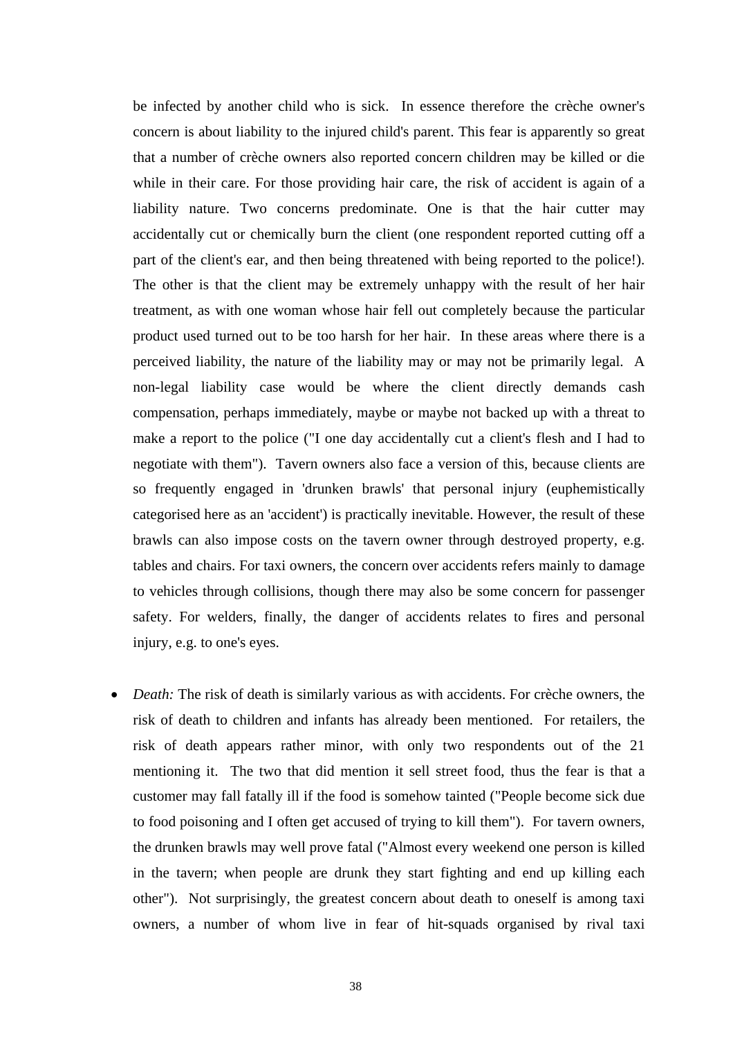be infected by another child who is sick. In essence therefore the crèche owner's concern is about liability to the injured child's parent. This fear is apparently so great that a number of crèche owners also reported concern children may be killed or die while in their care. For those providing hair care, the risk of accident is again of a liability nature. Two concerns predominate. One is that the hair cutter may accidentally cut or chemically burn the client (one respondent reported cutting off a part of the client's ear, and then being threatened with being reported to the police!). The other is that the client may be extremely unhappy with the result of her hair treatment, as with one woman whose hair fell out completely because the particular product used turned out to be too harsh for her hair. In these areas where there is a perceived liability, the nature of the liability may or may not be primarily legal. A non-legal liability case would be where the client directly demands cash compensation, perhaps immediately, maybe or maybe not backed up with a threat to make a report to the police ("I one day accidentally cut a client's flesh and I had to negotiate with them"). Tavern owners also face a version of this, because clients are so frequently engaged in 'drunken brawls' that personal injury (euphemistically categorised here as an 'accident') is practically inevitable. However, the result of these brawls can also impose costs on the tavern owner through destroyed property, e.g. tables and chairs. For taxi owners, the concern over accidents refers mainly to damage to vehicles through collisions, though there may also be some concern for passenger safety. For welders, finally, the danger of accidents relates to fires and personal injury, e.g. to one's eyes.

- *Death:* The risk of death is similarly various as with accidents. For crèche owners, the risk of death to children and infants has already been mentioned. For retailers, the risk of death appears rather minor, with only two respondents out of the 21 mentioning it. The two that did mention it sell street food, thus the fear is that a customer may fall fatally ill if the food is somehow tainted ("People become sick due to food poisoning and I often get accused of trying to kill them"). For tavern owners, the drunken brawls may well prove fatal ("Almost every weekend one person is killed in the tavern; when people are drunk they start fighting and end up killing each other"). Not surprisingly, the greatest concern about death to oneself is among taxi owners, a number of whom live in fear of hit-squads organised by rival taxi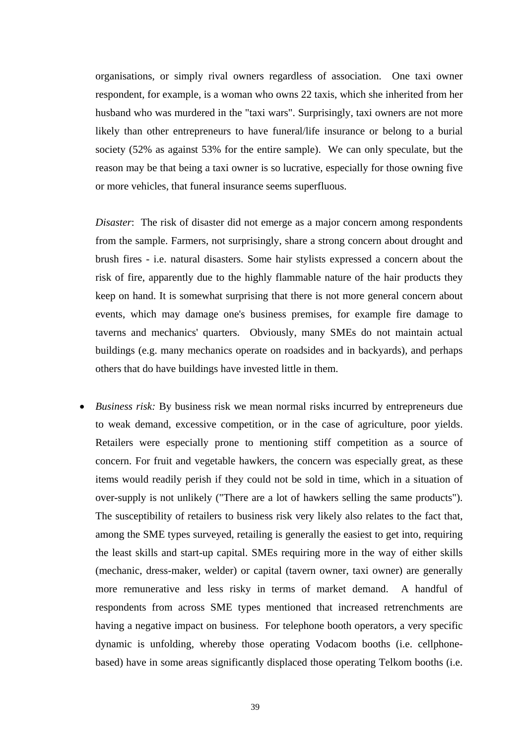organisations, or simply rival owners regardless of association. One taxi owner respondent, for example, is a woman who owns 22 taxis, which she inherited from her husband who was murdered in the "taxi wars". Surprisingly, taxi owners are not more likely than other entrepreneurs to have funeral/life insurance or belong to a burial society (52% as against 53% for the entire sample). We can only speculate, but the reason may be that being a taxi owner is so lucrative, especially for those owning five or more vehicles, that funeral insurance seems superfluous.

*Disaster*: The risk of disaster did not emerge as a major concern among respondents from the sample. Farmers, not surprisingly, share a strong concern about drought and brush fires - i.e. natural disasters. Some hair stylists expressed a concern about the risk of fire, apparently due to the highly flammable nature of the hair products they keep on hand. It is somewhat surprising that there is not more general concern about events, which may damage one's business premises, for example fire damage to taverns and mechanics' quarters. Obviously, many SMEs do not maintain actual buildings (e.g. many mechanics operate on roadsides and in backyards), and perhaps others that do have buildings have invested little in them.

- *Business risk:* By business risk we mean normal risks incurred by entrepreneurs due to weak demand, excessive competition, or in the case of agriculture, poor yields. Retailers were especially prone to mentioning stiff competition as a source of concern. For fruit and vegetable hawkers, the concern was especially great, as these items would readily perish if they could not be sold in time, which in a situation of over-supply is not unlikely ("There are a lot of hawkers selling the same products"). The susceptibility of retailers to business risk very likely also relates to the fact that, among the SME types surveyed, retailing is generally the easiest to get into, requiring the least skills and start-up capital. SMEs requiring more in the way of either skills (mechanic, dress-maker, welder) or capital (tavern owner, taxi owner) are generally more remunerative and less risky in terms of market demand. A handful of respondents from across SME types mentioned that increased retrenchments are having a negative impact on business. For telephone booth operators, a very specific dynamic is unfolding, whereby those operating Vodacom booths (i.e. cellphone-based) have in some areas significantly displaced those operating Telkom booths (i.e.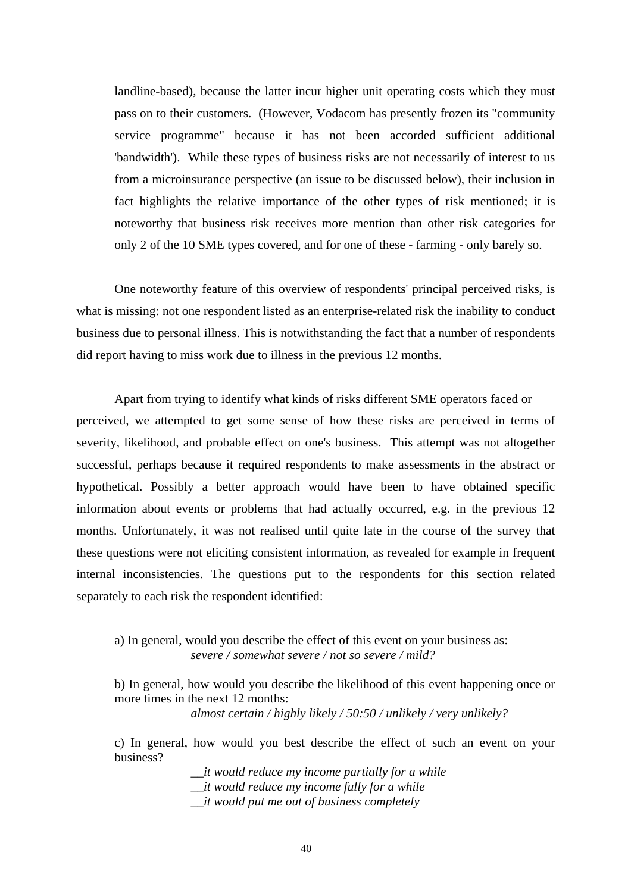landline-based), because the latter incur higher unit operating costs which they must pass on to their customers. (However, Vodacom has presently frozen its "community service programme" because it has not been accorded sufficient additional 'bandwidth'). While these types of business risks are not necessarily of interest to us from a microinsurance perspective (an issue to be discussed below), their inclusion in fact highlights the relative importance of the other types of risk mentioned; it is noteworthy that business risk receives more mention than other risk categories for only 2 of the 10 SME types covered, and for one of these - farming - only barely so.

One noteworthy feature of this overview of respondents' principal perceived risks, is what is missing: not one respondent listed as an enterprise-related risk the inability to conduct business due to personal illness. This is notwithstanding the fact that a number of respondents did report having to miss work due to illness in the previous 12 months.

Apart from trying to identify what kinds of risks different SME operators faced or perceived, we attempted to get some sense of how these risks are perceived in terms of severity, likelihood, and probable effect on one's business. This attempt was not altogether successful, perhaps because it required respondents to make assessments in the abstract or hypothetical. Possibly a better approach would have been to have obtained specific information about events or problems that had actually occurred, e.g. in the previous 12 months. Unfortunately, it was not realised until quite late in the course of the survey that these questions were not eliciting consistent information, as revealed for example in frequent internal inconsistencies. The questions put to the respondents for this section related separately to each risk the respondent identified:

a) In general, would you describe the effect of this event on your business as:
*severe / somewhat severe / not so severe / mild?*

b) In general, how would you describe the likelihood of this event happening once or more times in the next 12 months:
*almost certain / highly likely / 50:50 / unlikely / very unlikely?*

c) In general, how would you best describe the effect of such an event on your business?
*__it would reduce my income partially for a while*
*__it would reduce my income fully for a while*
*__it would put me out of business completely*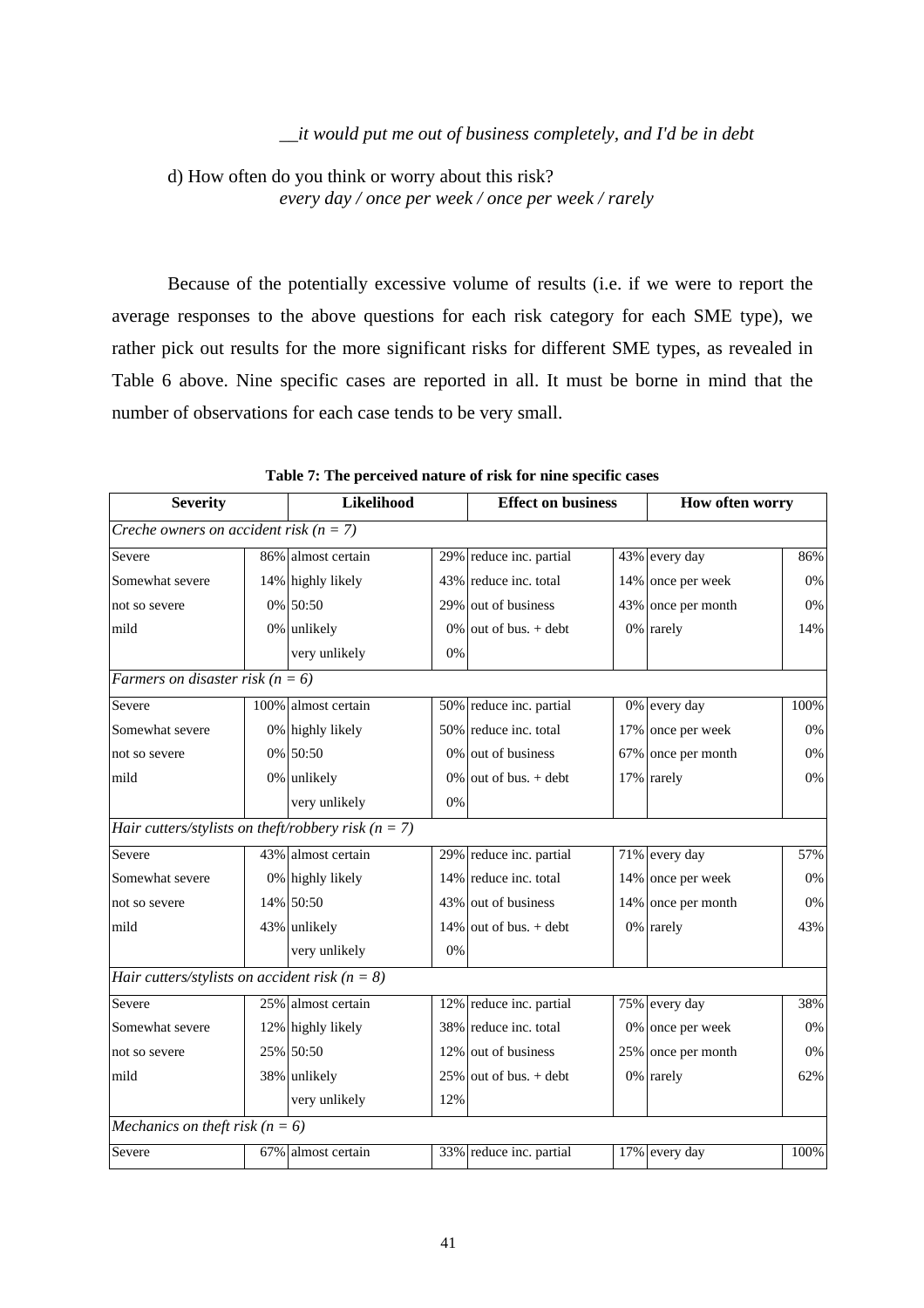*__it would put me out of business completely, and I'd be in debt*

d) How often do you think or worry about this risk?
*every day / once per week / once per week / rarely*

Because of the potentially excessive volume of results (i.e. if we were to report the average responses to the above questions for each risk category for each SME type), we rather pick out results for the more significant risks for different SME types, as revealed in Table 6 above. Nine specific cases are reported in all. It must be borne in mind that the number of observations for each case tends to be very small.

**Table 7: The perceived nature of risk for nine specific cases**

| Severity | | Likelihood | | Effect on business | | How often worry | |
|---|---|---|---|---|---|---|---|
| *Creche owners on accident risk (n = 7)* | | | | | | | |
| Severe | 86% | almost certain | 29% | reduce inc. partial | 43% | every day | 86% |
| Somewhat severe | 14% | highly likely | 43% | reduce inc. total | 14% | once per week | 0% |
| not so severe | 0% | 50:50 | 29% | out of business | 43% | once per month | 0% |
| mild | 0% | unlikely | 0% | out of bus. + debt | 0% | rarely | 14% |
| | | very unlikely | 0% | | | | |
| *Farmers on disaster risk (n = 6)* | | | | | | | |
| Severe | 100% | almost certain | 50% | reduce inc. partial | 0% | every day | 100% |
| Somewhat severe | 0% | highly likely | 50% | reduce inc. total | 17% | once per week | 0% |
| not so severe | 0% | 50:50 | 0% | out of business | 67% | once per month | 0% |
| mild | 0% | unlikely | 0% | out of bus. + debt | 17% | rarely | 0% |
| | | very unlikely | 0% | | | | |
| *Hair cutters/stylists on theft/robbery risk (n = 7)* | | | | | | | |
| Severe | 43% | almost certain | 29% | reduce inc. partial | 71% | every day | 57% |
| Somewhat severe | 0% | highly likely | 14% | reduce inc. total | 14% | once per week | 0% |
| not so severe | 14% | 50:50 | 43% | out of business | 14% | once per month | 0% |
| mild | 43% | unlikely | 14% | out of bus. + debt | 0% | rarely | 43% |
| | | very unlikely | 0% | | | | |
| *Hair cutters/stylists on accident risk (n = 8)* | | | | | | | |
| Severe | 25% | almost certain | 12% | reduce inc. partial | 75% | every day | 38% |
| Somewhat severe | 12% | highly likely | 38% | reduce inc. total | 0% | once per week | 0% |
| not so severe | 25% | 50:50 | 12% | out of business | 25% | once per month | 0% |
| mild | 38% | unlikely | 25% | out of bus. + debt | 0% | rarely | 62% |
| | | very unlikely | 12% | | | | |
| *Mechanics on theft risk (n = 6)* | | | | | | | |
| Severe | 67% | almost certain | 33% | reduce inc. partial | 17% | every day | 100% |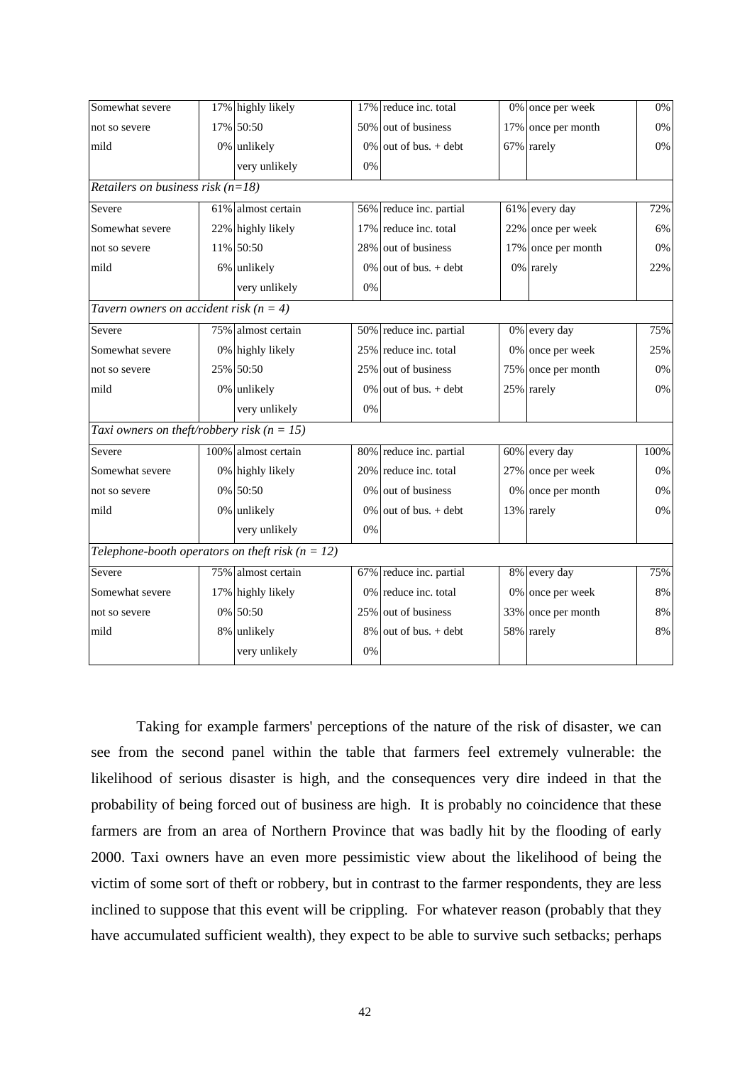| | | | | | | | |
|---|---|---|---|---|---|---|---|
| Somewhat severe | 17% | highly likely | 17% | reduce inc. total | 0% | once per week | 0% |
| not so severe | 17% | 50:50 | 50% | out of business | 17% | once per month | 0% |
| mild | 0% | unlikely | 0% | out of bus. + debt | 67% | rarely | 0% |
| | | very unlikely | 0% | | | | |
| *Retailers on business risk (n=18)* | | | | | | | |
| Severe | 61% | almost certain | 56% | reduce inc. partial | 61% | every day | 72% |
| Somewhat severe | 22% | highly likely | 17% | reduce inc. total | 22% | once per week | 6% |
| not so severe | 11% | 50:50 | 28% | out of business | 17% | once per month | 0% |
| mild | 6% | unlikely | 0% | out of bus. + debt | 0% | rarely | 22% |
| | | very unlikely | 0% | | | | |
| *Tavern owners on accident risk (n = 4)* | | | | | | | |
| Severe | 75% | almost certain | 50% | reduce inc. partial | 0% | every day | 75% |
| Somewhat severe | 0% | highly likely | 25% | reduce inc. total | 0% | once per week | 25% |
| not so severe | 25% | 50:50 | 25% | out of business | 75% | once per month | 0% |
| mild | 0% | unlikely | 0% | out of bus. + debt | 25% | rarely | 0% |
| | | very unlikely | 0% | | | | |
| *Taxi owners on theft/robbery risk (n = 15)* | | | | | | | |
| Severe | 100% | almost certain | 80% | reduce inc. partial | 60% | every day | 100% |
| Somewhat severe | 0% | highly likely | 20% | reduce inc. total | 27% | once per week | 0% |
| not so severe | 0% | 50:50 | 0% | out of business | 0% | once per month | 0% |
| mild | 0% | unlikely | 0% | out of bus. + debt | 13% | rarely | 0% |
| | | very unlikely | 0% | | | | |
| *Telephone-booth operators on theft risk (n = 12)* | | | | | | | |
| Severe | 75% | almost certain | 67% | reduce inc. partial | 8% | every day | 75% |
| Somewhat severe | 17% | highly likely | 0% | reduce inc. total | 0% | once per week | 8% |
| not so severe | 0% | 50:50 | 25% | out of business | 33% | once per month | 8% |
| mild | 8% | unlikely | 8% | out of bus. + debt | 58% | rarely | 8% |
| | | very unlikely | 0% | | | | |

Taking for example farmers' perceptions of the nature of the risk of disaster, we can see from the second panel within the table that farmers feel extremely vulnerable: the likelihood of serious disaster is high, and the consequences very dire indeed in that the probability of being forced out of business are high. It is probably no coincidence that these farmers are from an area of Northern Province that was badly hit by the flooding of early 2000. Taxi owners have an even more pessimistic view about the likelihood of being the victim of some sort of theft or robbery, but in contrast to the farmer respondents, they are less inclined to suppose that this event will be crippling. For whatever reason (probably that they have accumulated sufficient wealth), they expect to be able to survive such setbacks; perhaps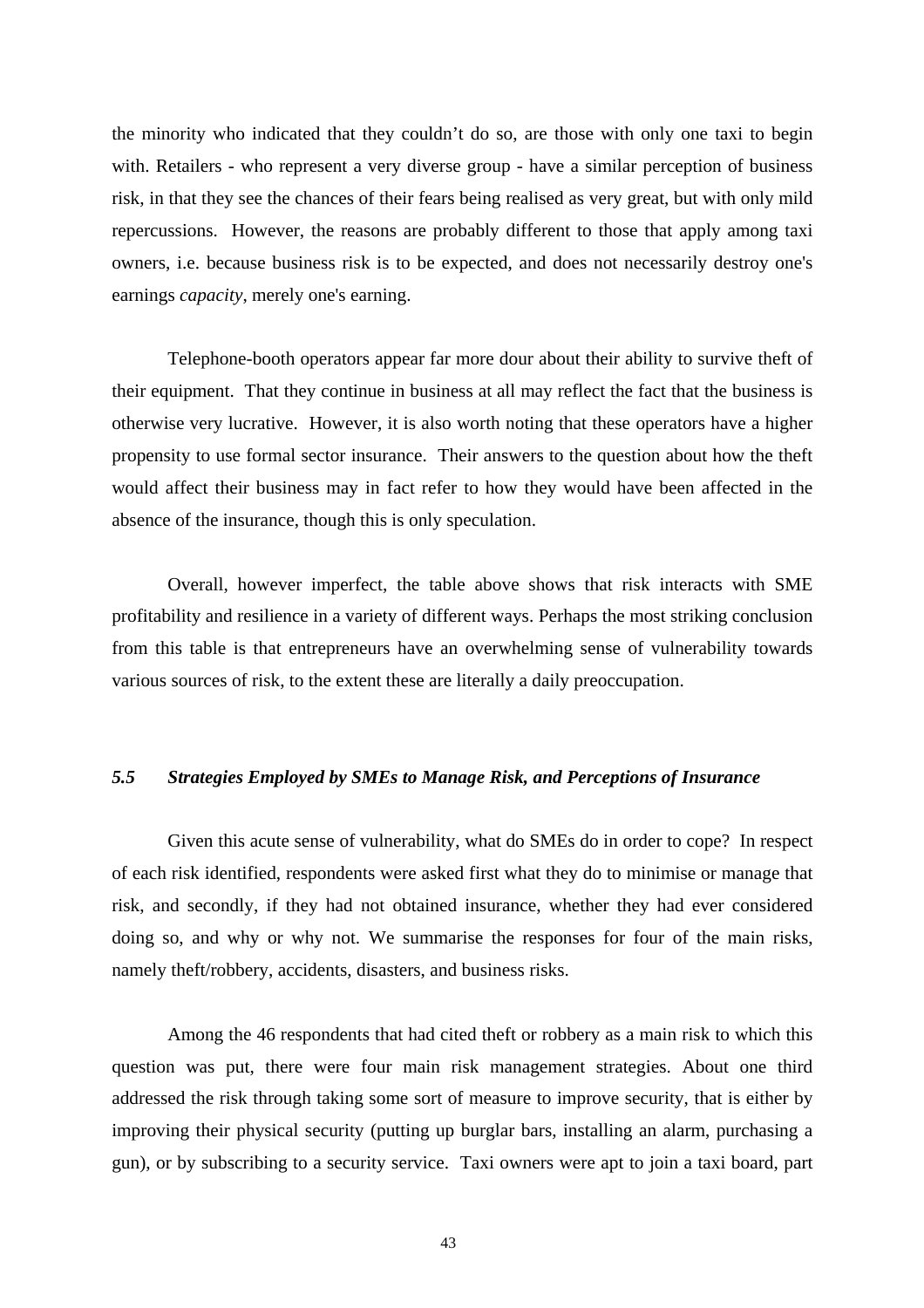the minority who indicated that they couldn't do so, are those with only one taxi to begin with. Retailers - who represent a very diverse group - have a similar perception of business risk, in that they see the chances of their fears being realised as very great, but with only mild repercussions. However, the reasons are probably different to those that apply among taxi owners, i.e. because business risk is to be expected, and does not necessarily destroy one's earnings *capacity*, merely one's earning.

Telephone-booth operators appear far more dour about their ability to survive theft of their equipment. That they continue in business at all may reflect the fact that the business is otherwise very lucrative. However, it is also worth noting that these operators have a higher propensity to use formal sector insurance. Their answers to the question about how the theft would affect their business may in fact refer to how they would have been affected in the absence of the insurance, though this is only speculation.

Overall, however imperfect, the table above shows that risk interacts with SME profitability and resilience in a variety of different ways. Perhaps the most striking conclusion from this table is that entrepreneurs have an overwhelming sense of vulnerability towards various sources of risk, to the extent these are literally a daily preoccupation.

### *5.5 Strategies Employed by SMEs to Manage Risk, and Perceptions of Insurance*

Given this acute sense of vulnerability, what do SMEs do in order to cope? In respect of each risk identified, respondents were asked first what they do to minimise or manage that risk, and secondly, if they had not obtained insurance, whether they had ever considered doing so, and why or why not. We summarise the responses for four of the main risks, namely theft/robbery, accidents, disasters, and business risks.

Among the 46 respondents that had cited theft or robbery as a main risk to which this question was put, there were four main risk management strategies. About one third addressed the risk through taking some sort of measure to improve security, that is either by improving their physical security (putting up burglar bars, installing an alarm, purchasing a gun), or by subscribing to a security service. Taxi owners were apt to join a taxi board, part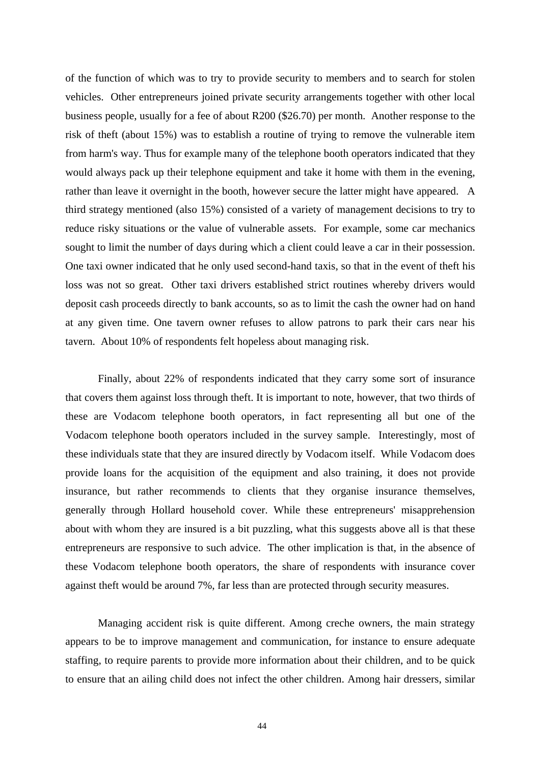of the function of which was to try to provide security to members and to search for stolen vehicles. Other entrepreneurs joined private security arrangements together with other local business people, usually for a fee of about R200 ($26.70) per month. Another response to the risk of theft (about 15%) was to establish a routine of trying to remove the vulnerable item from harm's way. Thus for example many of the telephone booth operators indicated that they would always pack up their telephone equipment and take it home with them in the evening, rather than leave it overnight in the booth, however secure the latter might have appeared. A third strategy mentioned (also 15%) consisted of a variety of management decisions to try to reduce risky situations or the value of vulnerable assets. For example, some car mechanics sought to limit the number of days during which a client could leave a car in their possession. One taxi owner indicated that he only used second-hand taxis, so that in the event of theft his loss was not so great. Other taxi drivers established strict routines whereby drivers would deposit cash proceeds directly to bank accounts, so as to limit the cash the owner had on hand at any given time. One tavern owner refuses to allow patrons to park their cars near his tavern. About 10% of respondents felt hopeless about managing risk.

Finally, about 22% of respondents indicated that they carry some sort of insurance that covers them against loss through theft. It is important to note, however, that two thirds of these are Vodacom telephone booth operators, in fact representing all but one of the Vodacom telephone booth operators included in the survey sample. Interestingly, most of these individuals state that they are insured directly by Vodacom itself. While Vodacom does provide loans for the acquisition of the equipment and also training, it does not provide insurance, but rather recommends to clients that they organise insurance themselves, generally through Hollard household cover. While these entrepreneurs' misapprehension about with whom they are insured is a bit puzzling, what this suggests above all is that these entrepreneurs are responsive to such advice. The other implication is that, in the absence of these Vodacom telephone booth operators, the share of respondents with insurance cover against theft would be around 7%, far less than are protected through security measures.

Managing accident risk is quite different. Among creche owners, the main strategy appears to be to improve management and communication, for instance to ensure adequate staffing, to require parents to provide more information about their children, and to be quick to ensure that an ailing child does not infect the other children. Among hair dressers, similar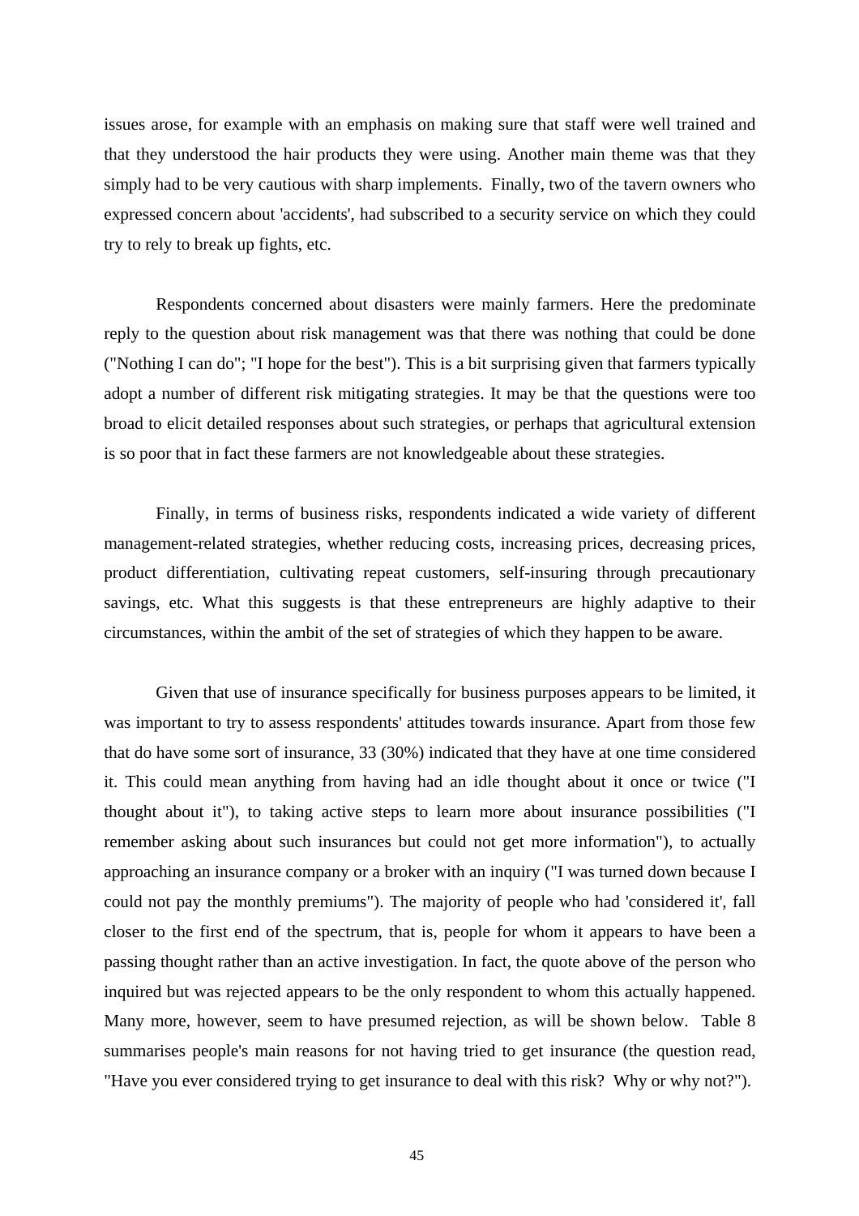issues arose, for example with an emphasis on making sure that staff were well trained and that they understood the hair products they were using. Another main theme was that they simply had to be very cautious with sharp implements. Finally, two of the tavern owners who expressed concern about 'accidents', had subscribed to a security service on which they could try to rely to break up fights, etc.

Respondents concerned about disasters were mainly farmers. Here the predominate reply to the question about risk management was that there was nothing that could be done ("Nothing I can do"; "I hope for the best"). This is a bit surprising given that farmers typically adopt a number of different risk mitigating strategies. It may be that the questions were too broad to elicit detailed responses about such strategies, or perhaps that agricultural extension is so poor that in fact these farmers are not knowledgeable about these strategies.

Finally, in terms of business risks, respondents indicated a wide variety of different management-related strategies, whether reducing costs, increasing prices, decreasing prices, product differentiation, cultivating repeat customers, self-insuring through precautionary savings, etc. What this suggests is that these entrepreneurs are highly adaptive to their circumstances, within the ambit of the set of strategies of which they happen to be aware.

Given that use of insurance specifically for business purposes appears to be limited, it was important to try to assess respondents' attitudes towards insurance. Apart from those few that do have some sort of insurance, 33 (30%) indicated that they have at one time considered it. This could mean anything from having had an idle thought about it once or twice ("I thought about it"), to taking active steps to learn more about insurance possibilities ("I remember asking about such insurances but could not get more information"), to actually approaching an insurance company or a broker with an inquiry ("I was turned down because I could not pay the monthly premiums"). The majority of people who had 'considered it', fall closer to the first end of the spectrum, that is, people for whom it appears to have been a passing thought rather than an active investigation. In fact, the quote above of the person who inquired but was rejected appears to be the only respondent to whom this actually happened. Many more, however, seem to have presumed rejection, as will be shown below. Table 8 summarises people's main reasons for not having tried to get insurance (the question read, "Have you ever considered trying to get insurance to deal with this risk? Why or why not?").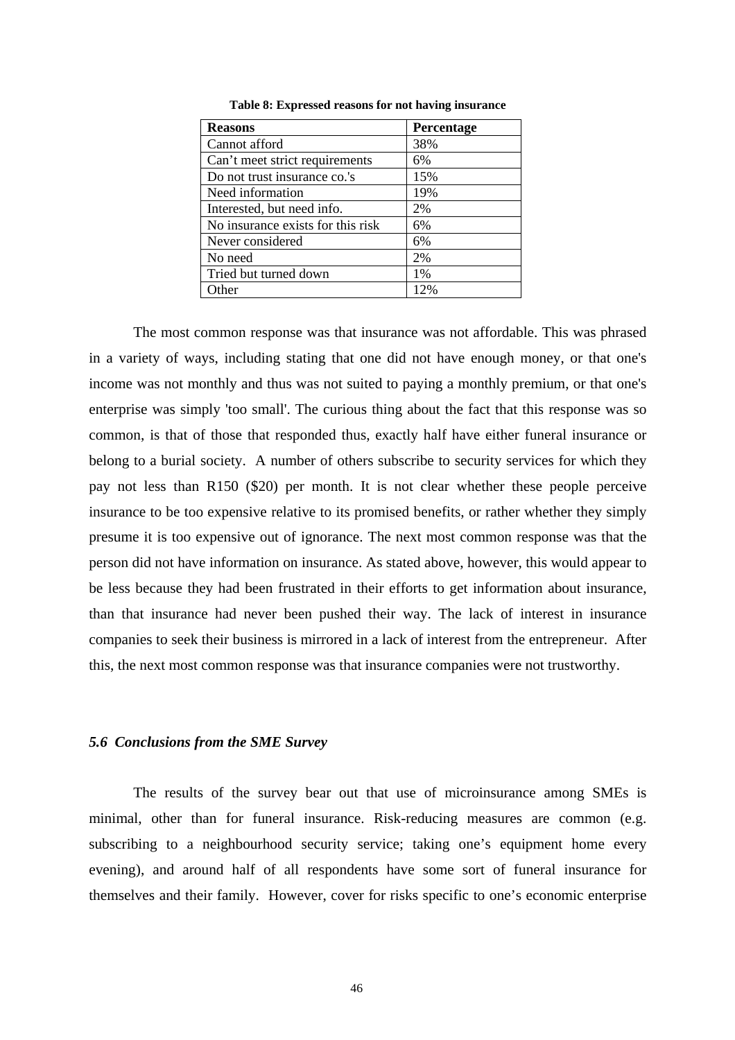**Table 8: Expressed reasons for not having insurance**

| Reasons | Percentage |
|---|---|
| Cannot afford | 38% |
| Can't meet strict requirements | 6% |
| Do not trust insurance co.'s | 15% |
| Need information | 19% |
| Interested, but need info. | 2% |
| No insurance exists for this risk | 6% |
| Never considered | 6% |
| No need | 2% |
| Tried but turned down | 1% |
| Other | 12% |

The most common response was that insurance was not affordable. This was phrased in a variety of ways, including stating that one did not have enough money, or that one's income was not monthly and thus was not suited to paying a monthly premium, or that one's enterprise was simply 'too small'. The curious thing about the fact that this response was so common, is that of those that responded thus, exactly half have either funeral insurance or belong to a burial society. A number of others subscribe to security services for which they pay not less than R150 ($20) per month. It is not clear whether these people perceive insurance to be too expensive relative to its promised benefits, or rather whether they simply presume it is too expensive out of ignorance. The next most common response was that the person did not have information on insurance. As stated above, however, this would appear to be less because they had been frustrated in their efforts to get information about insurance, than that insurance had never been pushed their way. The lack of interest in insurance companies to seek their business is mirrored in a lack of interest from the entrepreneur. After this, the next most common response was that insurance companies were not trustworthy.

### *5.6 Conclusions from the SME Survey*

The results of the survey bear out that use of microinsurance among SMEs is minimal, other than for funeral insurance. Risk-reducing measures are common (e.g. subscribing to a neighbourhood security service; taking one's equipment home every evening), and around half of all respondents have some sort of funeral insurance for themselves and their family. However, cover for risks specific to one's economic enterprise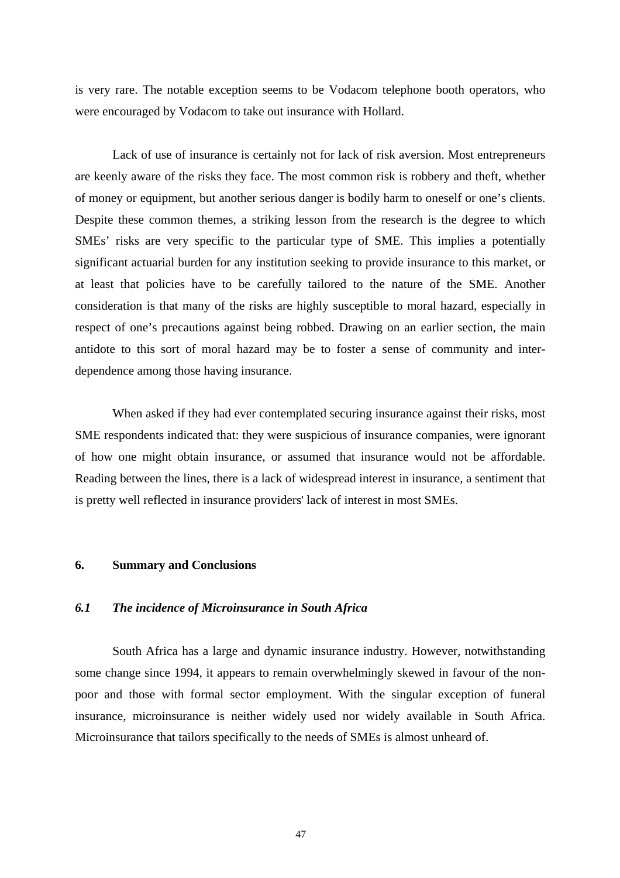is very rare. The notable exception seems to be Vodacom telephone booth operators, who were encouraged by Vodacom to take out insurance with Hollard.

Lack of use of insurance is certainly not for lack of risk aversion. Most entrepreneurs are keenly aware of the risks they face. The most common risk is robbery and theft, whether of money or equipment, but another serious danger is bodily harm to oneself or one's clients. Despite these common themes, a striking lesson from the research is the degree to which SMEs' risks are very specific to the particular type of SME. This implies a potentially significant actuarial burden for any institution seeking to provide insurance to this market, or at least that policies have to be carefully tailored to the nature of the SME. Another consideration is that many of the risks are highly susceptible to moral hazard, especially in respect of one's precautions against being robbed. Drawing on an earlier section, the main antidote to this sort of moral hazard may be to foster a sense of community and inter-dependence among those having insurance.

When asked if they had ever contemplated securing insurance against their risks, most SME respondents indicated that: they were suspicious of insurance companies, were ignorant of how one might obtain insurance, or assumed that insurance would not be affordable. Reading between the lines, there is a lack of widespread interest in insurance, a sentiment that is pretty well reflected in insurance providers' lack of interest in most SMEs.

## 6. Summary and Conclusions

### *6.1 The incidence of Microinsurance in South Africa*

South Africa has a large and dynamic insurance industry. However, notwithstanding some change since 1994, it appears to remain overwhelmingly skewed in favour of the non-poor and those with formal sector employment. With the singular exception of funeral insurance, microinsurance is neither widely used nor widely available in South Africa. Microinsurance that tailors specifically to the needs of SMEs is almost unheard of.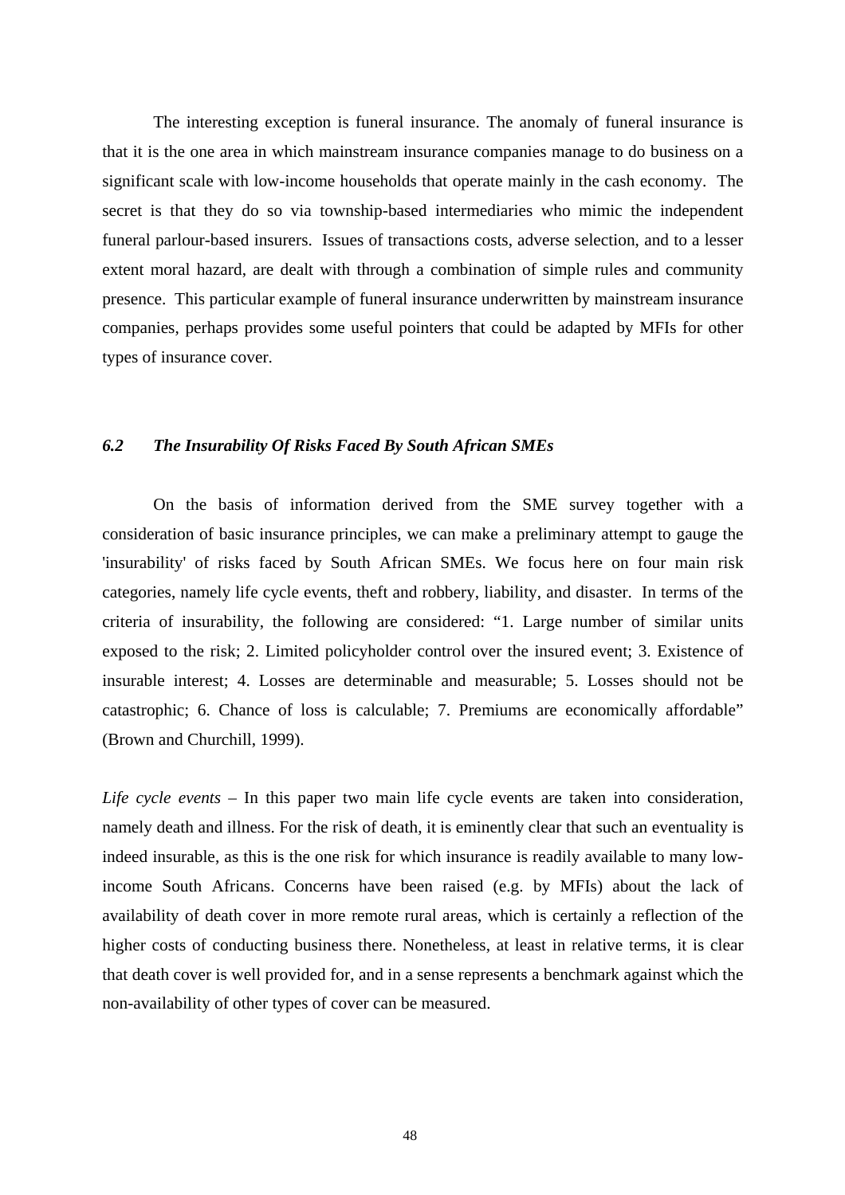The interesting exception is funeral insurance. The anomaly of funeral insurance is that it is the one area in which mainstream insurance companies manage to do business on a significant scale with low-income households that operate mainly in the cash economy. The secret is that they do so via township-based intermediaries who mimic the independent funeral parlour-based insurers. Issues of transactions costs, adverse selection, and to a lesser extent moral hazard, are dealt with through a combination of simple rules and community presence. This particular example of funeral insurance underwritten by mainstream insurance companies, perhaps provides some useful pointers that could be adapted by MFIs for other types of insurance cover.

### *6.2 The Insurability Of Risks Faced By South African SMEs*

On the basis of information derived from the SME survey together with a consideration of basic insurance principles, we can make a preliminary attempt to gauge the 'insurability' of risks faced by South African SMEs. We focus here on four main risk categories, namely life cycle events, theft and robbery, liability, and disaster. In terms of the criteria of insurability, the following are considered: "1. Large number of similar units exposed to the risk; 2. Limited policyholder control over the insured event; 3. Existence of insurable interest; 4. Losses are determinable and measurable; 5. Losses should not be catastrophic; 6. Chance of loss is calculable; 7. Premiums are economically affordable" (Brown and Churchill, 1999).

*Life cycle events* – In this paper two main life cycle events are taken into consideration, namely death and illness. For the risk of death, it is eminently clear that such an eventuality is indeed insurable, as this is the one risk for which insurance is readily available to many low-income South Africans. Concerns have been raised (e.g. by MFIs) about the lack of availability of death cover in more remote rural areas, which is certainly a reflection of the higher costs of conducting business there. Nonetheless, at least in relative terms, it is clear that death cover is well provided for, and in a sense represents a benchmark against which the non-availability of other types of cover can be measured.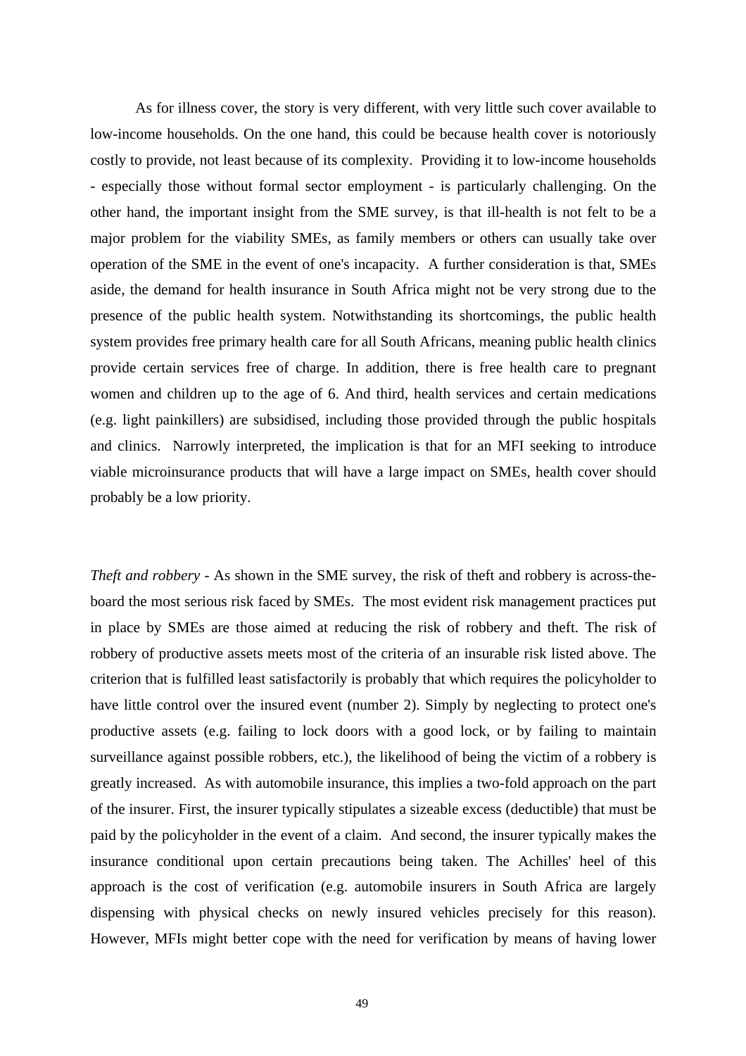As for illness cover, the story is very different, with very little such cover available to low-income households. On the one hand, this could be because health cover is notoriously costly to provide, not least because of its complexity. Providing it to low-income households - especially those without formal sector employment - is particularly challenging. On the other hand, the important insight from the SME survey, is that ill-health is not felt to be a major problem for the viability SMEs, as family members or others can usually take over operation of the SME in the event of one's incapacity. A further consideration is that, SMEs aside, the demand for health insurance in South Africa might not be very strong due to the presence of the public health system. Notwithstanding its shortcomings, the public health system provides free primary health care for all South Africans, meaning public health clinics provide certain services free of charge. In addition, there is free health care to pregnant women and children up to the age of 6. And third, health services and certain medications (e.g. light painkillers) are subsidised, including those provided through the public hospitals and clinics. Narrowly interpreted, the implication is that for an MFI seeking to introduce viable microinsurance products that will have a large impact on SMEs, health cover should probably be a low priority.

*Theft and robbery* - As shown in the SME survey, the risk of theft and robbery is across-the-board the most serious risk faced by SMEs. The most evident risk management practices put in place by SMEs are those aimed at reducing the risk of robbery and theft. The risk of robbery of productive assets meets most of the criteria of an insurable risk listed above. The criterion that is fulfilled least satisfactorily is probably that which requires the policyholder to have little control over the insured event (number 2). Simply by neglecting to protect one's productive assets (e.g. failing to lock doors with a good lock, or by failing to maintain surveillance against possible robbers, etc.), the likelihood of being the victim of a robbery is greatly increased. As with automobile insurance, this implies a two-fold approach on the part of the insurer. First, the insurer typically stipulates a sizeable excess (deductible) that must be paid by the policyholder in the event of a claim. And second, the insurer typically makes the insurance conditional upon certain precautions being taken. The Achilles' heel of this approach is the cost of verification (e.g. automobile insurers in South Africa are largely dispensing with physical checks on newly insured vehicles precisely for this reason). However, MFIs might better cope with the need for verification by means of having lower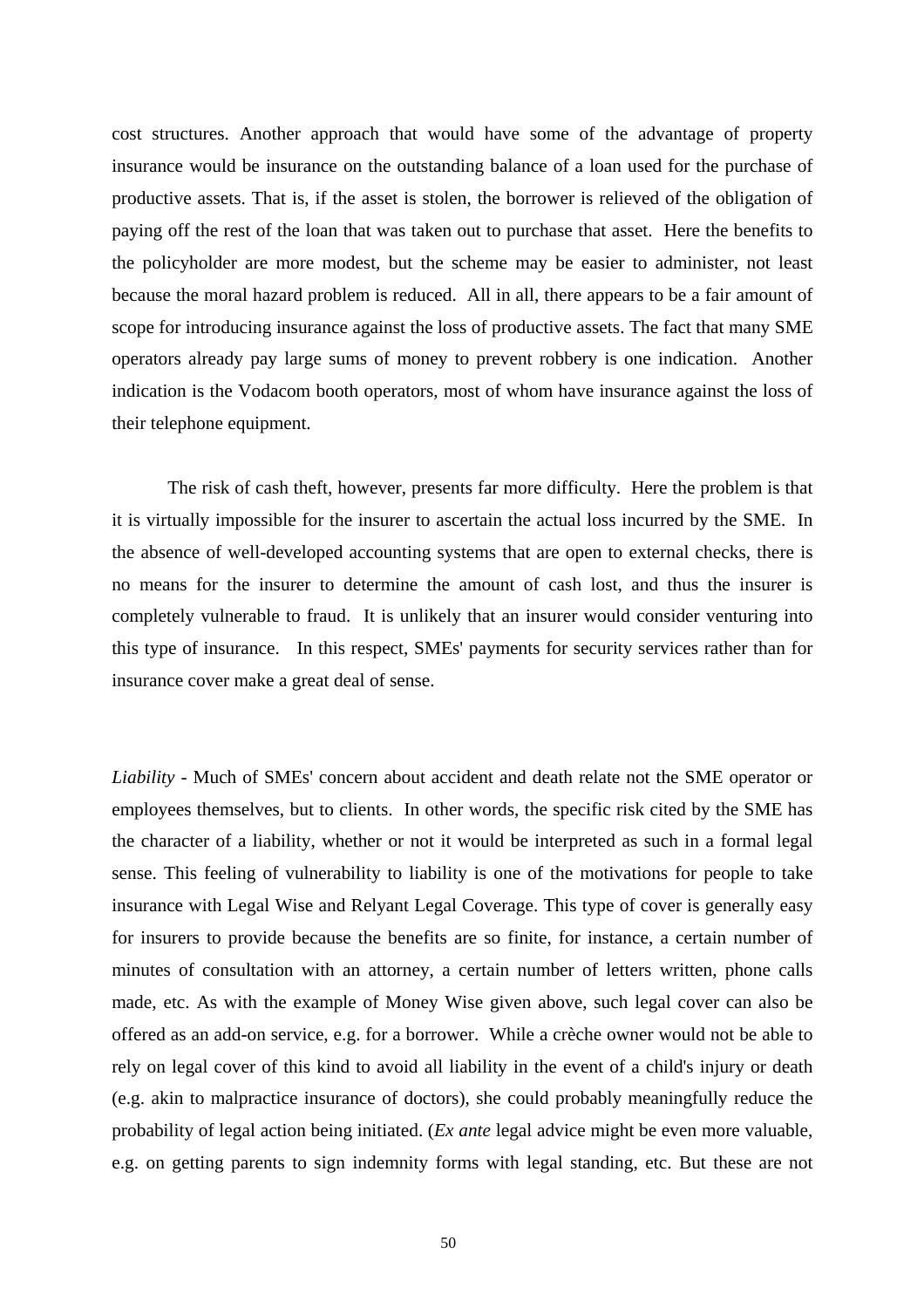cost structures. Another approach that would have some of the advantage of property insurance would be insurance on the outstanding balance of a loan used for the purchase of productive assets. That is, if the asset is stolen, the borrower is relieved of the obligation of paying off the rest of the loan that was taken out to purchase that asset. Here the benefits to the policyholder are more modest, but the scheme may be easier to administer, not least because the moral hazard problem is reduced. All in all, there appears to be a fair amount of scope for introducing insurance against the loss of productive assets. The fact that many SME operators already pay large sums of money to prevent robbery is one indication. Another indication is the Vodacom booth operators, most of whom have insurance against the loss of their telephone equipment.

The risk of cash theft, however, presents far more difficulty. Here the problem is that it is virtually impossible for the insurer to ascertain the actual loss incurred by the SME. In the absence of well-developed accounting systems that are open to external checks, there is no means for the insurer to determine the amount of cash lost, and thus the insurer is completely vulnerable to fraud. It is unlikely that an insurer would consider venturing into this type of insurance. In this respect, SMEs' payments for security services rather than for insurance cover make a great deal of sense.

*Liability* - Much of SMEs' concern about accident and death relate not the SME operator or employees themselves, but to clients. In other words, the specific risk cited by the SME has the character of a liability, whether or not it would be interpreted as such in a formal legal sense. This feeling of vulnerability to liability is one of the motivations for people to take insurance with Legal Wise and Relyant Legal Coverage. This type of cover is generally easy for insurers to provide because the benefits are so finite, for instance, a certain number of minutes of consultation with an attorney, a certain number of letters written, phone calls made, etc. As with the example of Money Wise given above, such legal cover can also be offered as an add-on service, e.g. for a borrower. While a crèche owner would not be able to rely on legal cover of this kind to avoid all liability in the event of a child's injury or death (e.g. akin to malpractice insurance of doctors), she could probably meaningfully reduce the probability of legal action being initiated. (*Ex ante* legal advice might be even more valuable, e.g. on getting parents to sign indemnity forms with legal standing, etc. But these are not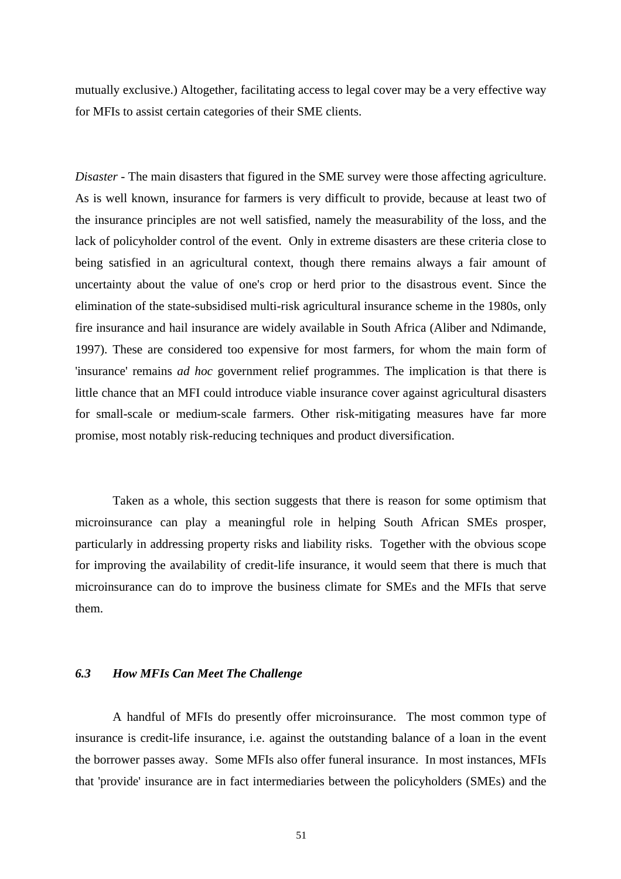mutually exclusive.) Altogether, facilitating access to legal cover may be a very effective way for MFIs to assist certain categories of their SME clients.

*Disaster* - The main disasters that figured in the SME survey were those affecting agriculture. As is well known, insurance for farmers is very difficult to provide, because at least two of the insurance principles are not well satisfied, namely the measurability of the loss, and the lack of policyholder control of the event. Only in extreme disasters are these criteria close to being satisfied in an agricultural context, though there remains always a fair amount of uncertainty about the value of one's crop or herd prior to the disastrous event. Since the elimination of the state-subsidised multi-risk agricultural insurance scheme in the 1980s, only fire insurance and hail insurance are widely available in South Africa (Aliber and Ndimande, 1997). These are considered too expensive for most farmers, for whom the main form of 'insurance' remains *ad hoc* government relief programmes. The implication is that there is little chance that an MFI could introduce viable insurance cover against agricultural disasters for small-scale or medium-scale farmers. Other risk-mitigating measures have far more promise, most notably risk-reducing techniques and product diversification.

Taken as a whole, this section suggests that there is reason for some optimism that microinsurance can play a meaningful role in helping South African SMEs prosper, particularly in addressing property risks and liability risks. Together with the obvious scope for improving the availability of credit-life insurance, it would seem that there is much that microinsurance can do to improve the business climate for SMEs and the MFIs that serve them.

### *6.3 How MFIs Can Meet The Challenge*

A handful of MFIs do presently offer microinsurance. The most common type of insurance is credit-life insurance, i.e. against the outstanding balance of a loan in the event the borrower passes away. Some MFIs also offer funeral insurance. In most instances, MFIs that 'provide' insurance are in fact intermediaries between the policyholders (SMEs) and the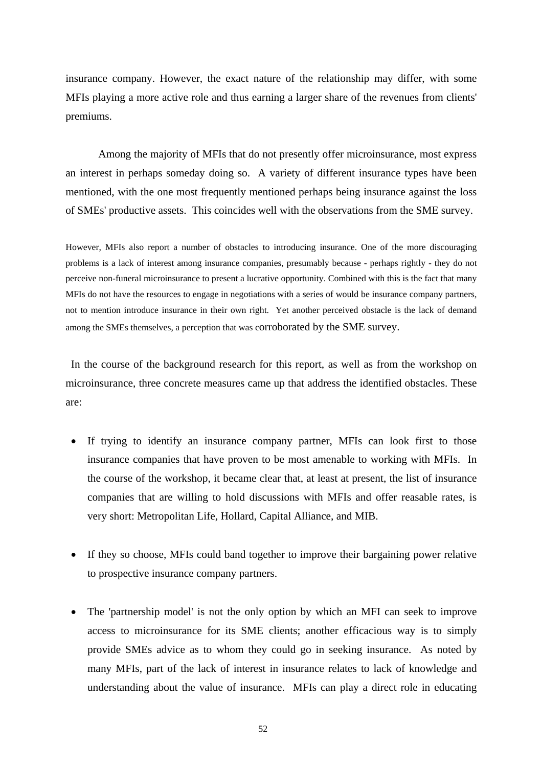insurance company. However, the exact nature of the relationship may differ, with some MFIs playing a more active role and thus earning a larger share of the revenues from clients' premiums.

Among the majority of MFIs that do not presently offer microinsurance, most express an interest in perhaps someday doing so. A variety of different insurance types have been mentioned, with the one most frequently mentioned perhaps being insurance against the loss of SMEs' productive assets. This coincides well with the observations from the SME survey.

However, MFIs also report a number of obstacles to introducing insurance. One of the more discouraging problems is a lack of interest among insurance companies, presumably because - perhaps rightly - they do not perceive non-funeral microinsurance to present a lucrative opportunity. Combined with this is the fact that many MFIs do not have the resources to engage in negotiations with a series of would be insurance company partners, not to mention introduce insurance in their own right. Yet another perceived obstacle is the lack of demand among the SMEs themselves, a perception that was corroborated by the SME survey.

In the course of the background research for this report, as well as from the workshop on microinsurance, three concrete measures came up that address the identified obstacles. These are:

- If trying to identify an insurance company partner, MFIs can look first to those insurance companies that have proven to be most amenable to working with MFIs. In the course of the workshop, it became clear that, at least at present, the list of insurance companies that are willing to hold discussions with MFIs and offer reasable rates, is very short: Metropolitan Life, Hollard, Capital Alliance, and MIB.

- If they so choose, MFIs could band together to improve their bargaining power relative to prospective insurance company partners.

- The 'partnership model' is not the only option by which an MFI can seek to improve access to microinsurance for its SME clients; another efficacious way is to simply provide SMEs advice as to whom they could go in seeking insurance. As noted by many MFIs, part of the lack of interest in insurance relates to lack of knowledge and understanding about the value of insurance. MFIs can play a direct role in educating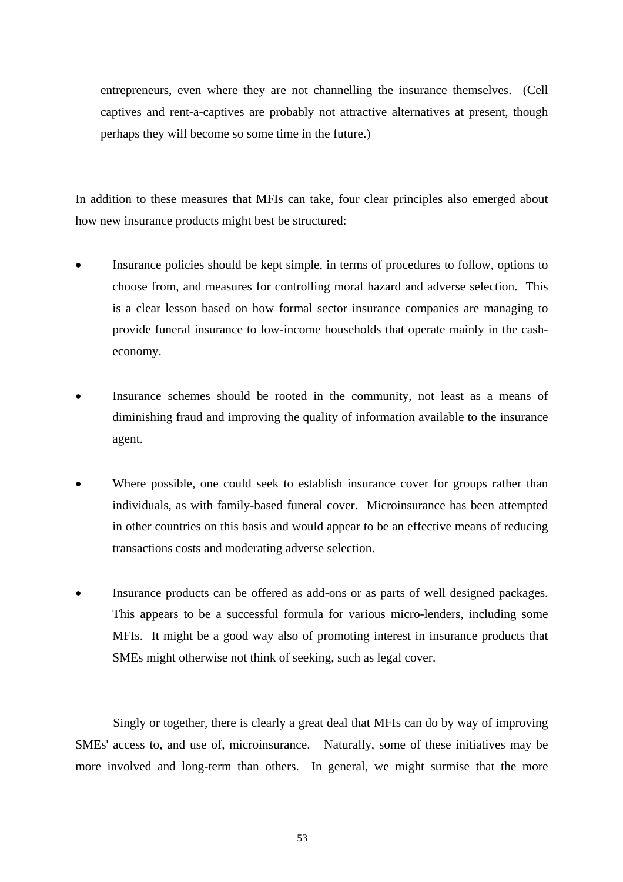entrepreneurs, even where they are not channelling the insurance themselves. (Cell captives and rent-a-captives are probably not attractive alternatives at present, though perhaps they will become so some time in the future.)

In addition to these measures that MFIs can take, four clear principles also emerged about how new insurance products might best be structured:

- Insurance policies should be kept simple, in terms of procedures to follow, options to choose from, and measures for controlling moral hazard and adverse selection. This is a clear lesson based on how formal sector insurance companies are managing to provide funeral insurance to low-income households that operate mainly in the cash-economy.

- Insurance schemes should be rooted in the community, not least as a means of diminishing fraud and improving the quality of information available to the insurance agent.

- Where possible, one could seek to establish insurance cover for groups rather than individuals, as with family-based funeral cover. Microinsurance has been attempted in other countries on this basis and would appear to be an effective means of reducing transactions costs and moderating adverse selection.

- Insurance products can be offered as add-ons or as parts of well designed packages. This appears to be a successful formula for various micro-lenders, including some MFIs. It might be a good way also of promoting interest in insurance products that SMEs might otherwise not think of seeking, such as legal cover.

Singly or together, there is clearly a great deal that MFIs can do by way of improving SMEs' access to, and use of, microinsurance. Naturally, some of these initiatives may be more involved and long-term than others. In general, we might surmise that the more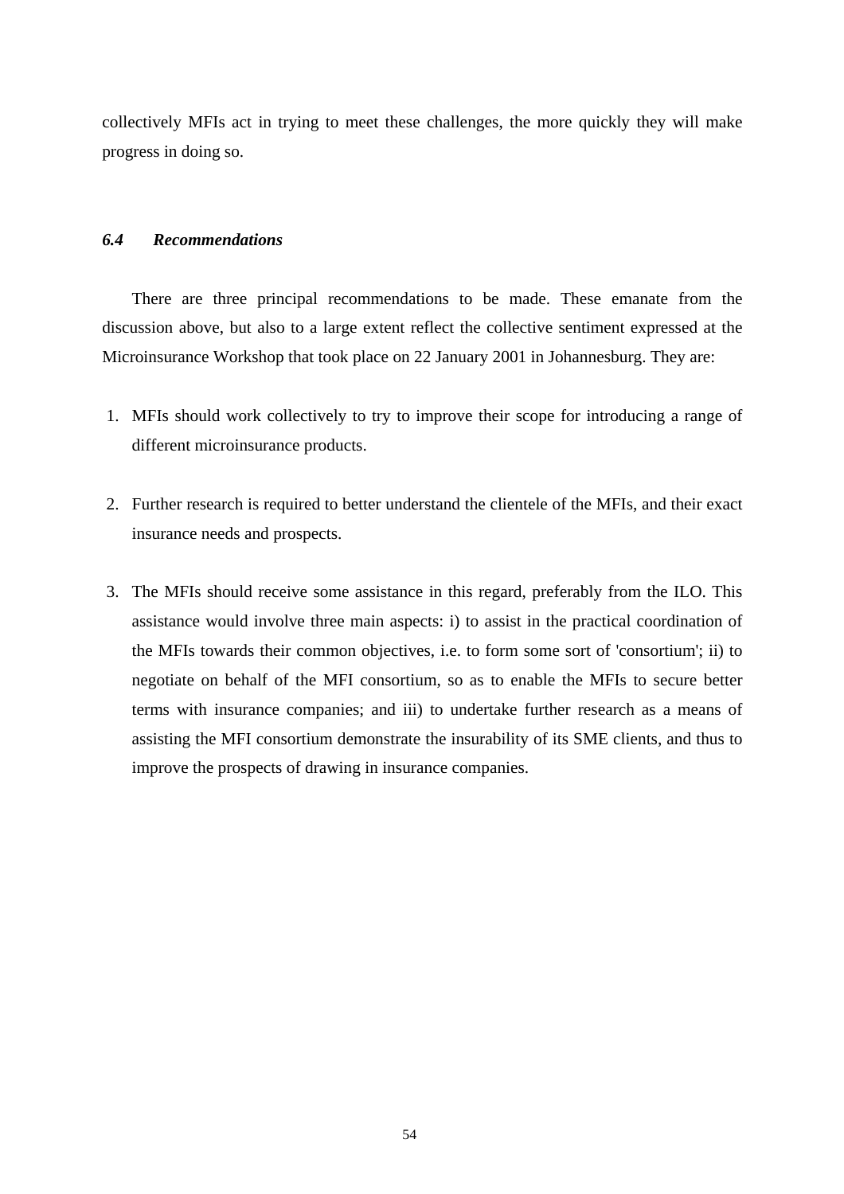collectively MFIs act in trying to meet these challenges, the more quickly they will make progress in doing so.

### *6.4 Recommendations*

There are three principal recommendations to be made. These emanate from the discussion above, but also to a large extent reflect the collective sentiment expressed at the Microinsurance Workshop that took place on 22 January 2001 in Johannesburg. They are:

1. MFIs should work collectively to try to improve their scope for introducing a range of different microinsurance products.

2. Further research is required to better understand the clientele of the MFIs, and their exact insurance needs and prospects.

3. The MFIs should receive some assistance in this regard, preferably from the ILO. This assistance would involve three main aspects: i) to assist in the practical coordination of the MFIs towards their common objectives, i.e. to form some sort of 'consortium'; ii) to negotiate on behalf of the MFI consortium, so as to enable the MFIs to secure better terms with insurance companies; and iii) to undertake further research as a means of assisting the MFI consortium demonstrate the insurability of its SME clients, and thus to improve the prospects of drawing in insurance companies.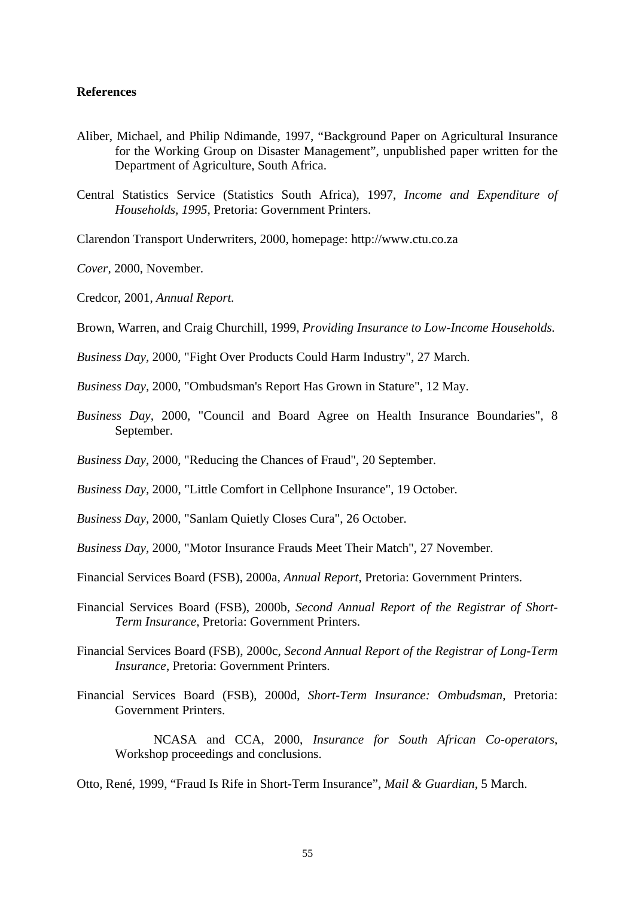**References**

Aliber, Michael, and Philip Ndimande, 1997, "Background Paper on Agricultural Insurance for the Working Group on Disaster Management", unpublished paper written for the Department of Agriculture, South Africa.

Central Statistics Service (Statistics South Africa), 1997, *Income and Expenditure of Households, 1995*, Pretoria: Government Printers.

Clarendon Transport Underwriters, 2000, homepage: http://www.ctu.co.za

*Cover*, 2000, November.

Credcor, 2001, *Annual Report.*

Brown, Warren, and Craig Churchill, 1999, *Providing Insurance to Low-Income Households.*

*Business Day*, 2000, "Fight Over Products Could Harm Industry", 27 March.

*Business Day*, 2000, "Ombudsman's Report Has Grown in Stature", 12 May.

*Business Day*, 2000, "Council and Board Agree on Health Insurance Boundaries", 8 September.

*Business Day*, 2000, "Reducing the Chances of Fraud", 20 September.

*Business Day*, 2000, "Little Comfort in Cellphone Insurance", 19 October.

*Business Day*, 2000, "Sanlam Quietly Closes Cura", 26 October.

*Business Day*, 2000, "Motor Insurance Frauds Meet Their Match", 27 November.

Financial Services Board (FSB), 2000a, *Annual Report*, Pretoria: Government Printers.

Financial Services Board (FSB), 2000b, *Second Annual Report of the Registrar of Short-Term Insurance*, Pretoria: Government Printers.

Financial Services Board (FSB), 2000c, *Second Annual Report of the Registrar of Long-Term Insurance*, Pretoria: Government Printers.

Financial Services Board (FSB), 2000d, *Short-Term Insurance: Ombudsman*, Pretoria: Government Printers.

NCASA and CCA, 2000, *Insurance for South African Co-operators*, Workshop proceedings and conclusions.

Otto, René, 1999, "Fraud Is Rife in Short-Term Insurance", *Mail & Guardian*, 5 March.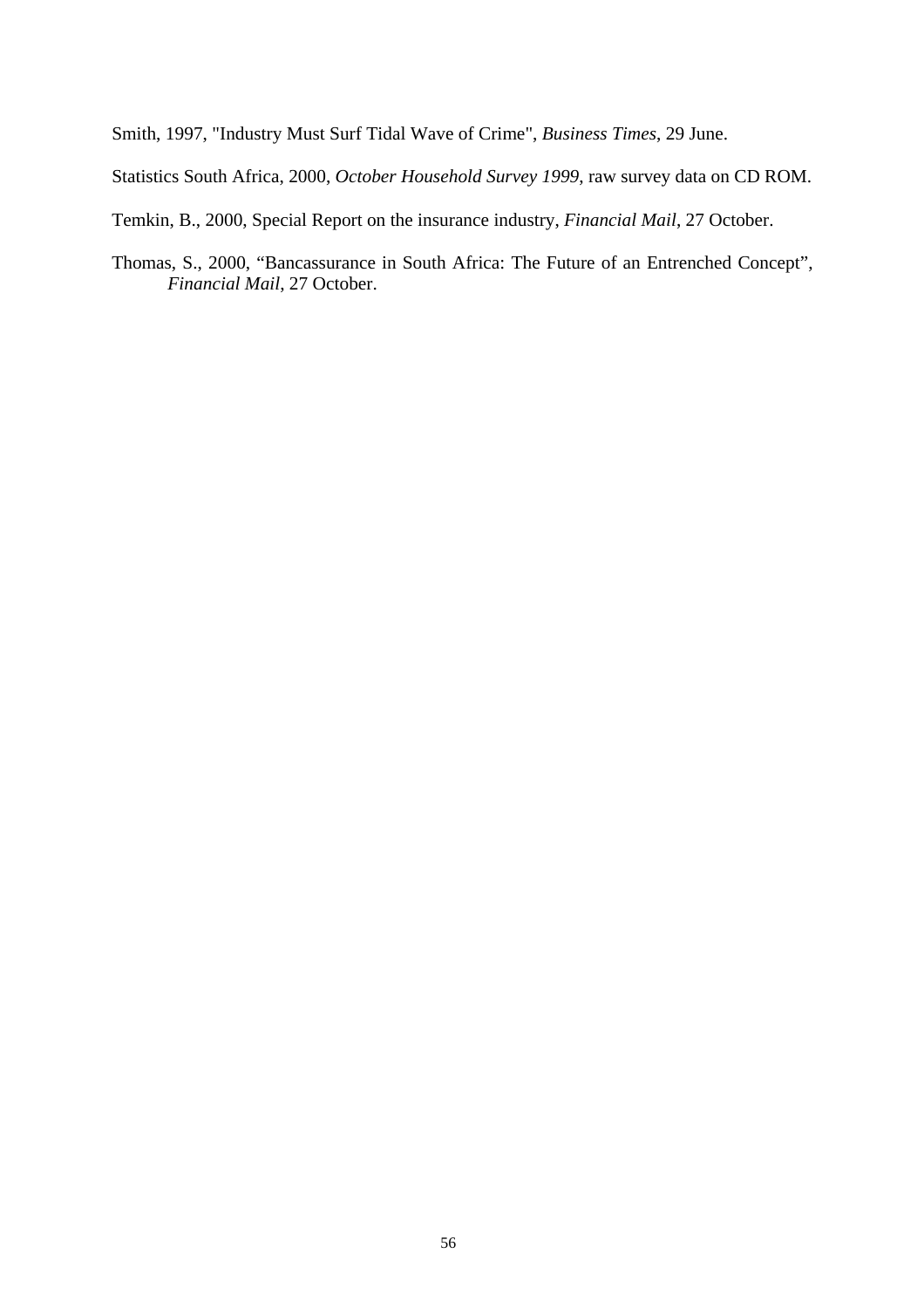Smith, 1997, "Industry Must Surf Tidal Wave of Crime", *Business Times*, 29 June.

Statistics South Africa, 2000, *October Household Survey 1999*, raw survey data on CD ROM.

Temkin, B., 2000, Special Report on the insurance industry, *Financial Mail*, 27 October.

Thomas, S., 2000, "Bancassurance in South Africa: The Future of an Entrenched Concept", *Financial Mail*, 27 October.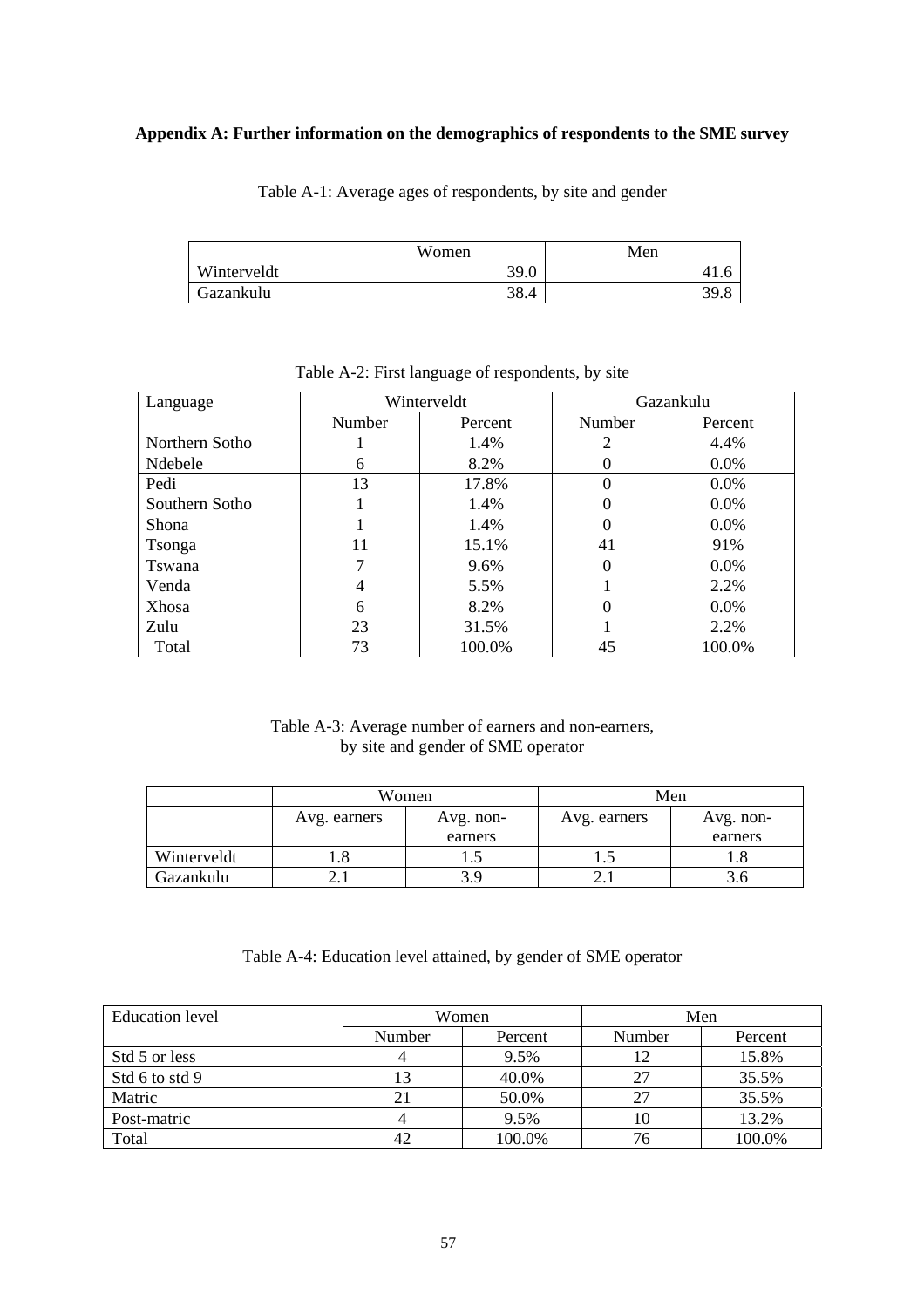**Appendix A: Further information on the demographics of respondents to the SME survey**

Table A-1: Average ages of respondents, by site and gender

| | Women | Men |
|---|---|---|
| Winterveldt | 39.0 | 41.6 |
| Gazankulu | 38.4 | 39.8 |

Table A-2: First language of respondents, by site

| Language | Winterveldt | | Gazankulu | |
|---|---|---|---|---|
| | Number | Percent | Number | Percent |
| Northern Sotho | 1 | 1.4% | 2 | 4.4% |
| Ndebele | 6 | 8.2% | 0 | 0.0% |
| Pedi | 13 | 17.8% | 0 | 0.0% |
| Southern Sotho | 1 | 1.4% | 0 | 0.0% |
| Shona | 1 | 1.4% | 0 | 0.0% |
| Tsonga | 11 | 15.1% | 41 | 91% |
| Tswana | 7 | 9.6% | 0 | 0.0% |
| Venda | 4 | 5.5% | 1 | 2.2% |
| Xhosa | 6 | 8.2% | 0 | 0.0% |
| Zulu | 23 | 31.5% | 1 | 2.2% |
| Total | 73 | 100.0% | 45 | 100.0% |

Table A-3: Average number of earners and non-earners, by site and gender of SME operator

| | Women | | Men | |
|---|---|---|---|---|
| | Avg. earners | Avg. non-earners | Avg. earners | Avg. non-earners |
| Winterveldt | 1.8 | 1.5 | 1.5 | 1.8 |
| Gazankulu | 2.1 | 3.9 | 2.1 | 3.6 |

Table A-4: Education level attained, by gender of SME operator

| Education level | Women | | Men | |
|---|---|---|---|---|
| | Number | Percent | Number | Percent |
| Std 5 or less | 4 | 9.5% | 12 | 15.8% |
| Std 6 to std 9 | 13 | 40.0% | 27 | 35.5% |
| Matric | 21 | 50.0% | 27 | 35.5% |
| Post-matric | 4 | 9.5% | 10 | 13.2% |
| Total | 42 | 100.0% | 76 | 100.0% |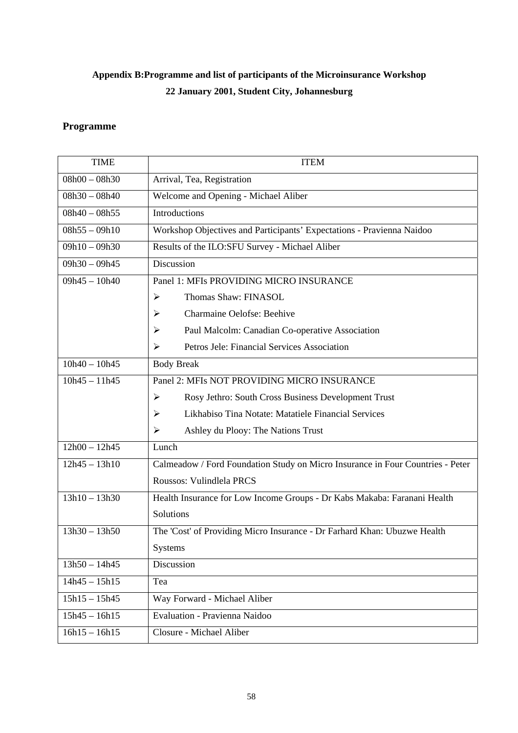# Appendix B:Programme and list of participants of the Microinsurance Workshop

## 22 January 2001, Student City, Johannesburg

## Programme

| TIME | ITEM |
|---|---|
| 08h00 – 08h30 | Arrival, Tea, Registration |
| 08h30 – 08h40 | Welcome and Opening - Michael Aliber |
| 08h40 – 08h55 | Introductions |
| 08h55 – 09h10 | Workshop Objectives and Participants' Expectations - Pravienna Naidoo |
| 09h10 – 09h30 | Results of the ILO:SFU Survey - Michael Aliber |
| 09h30 – 09h45 | Discussion |
| 09h45 – 10h40 | Panel 1: MFIs PROVIDING MICRO INSURANCE<br>➢ Thomas Shaw: FINASOL<br>➢ Charmaine Oelofse: Beehive<br>➢ Paul Malcolm: Canadian Co-operative Association<br>➢ Petros Jele: Financial Services Association |
| 10h40 – 10h45 | Body Break |
| 10h45 – 11h45 | Panel 2: MFIs NOT PROVIDING MICRO INSURANCE<br>➢ Rosy Jethro: South Cross Business Development Trust<br>➢ Likhabiso Tina Notate: Matatiele Financial Services<br>➢ Ashley du Plooy: The Nations Trust |
| 12h00 – 12h45 | Lunch |
| 12h45 – 13h10 | Calmeadow / Ford Foundation Study on Micro Insurance in Four Countries - Peter Roussos: Vulindlela PRCS |
| 13h10 – 13h30 | Health Insurance for Low Income Groups - Dr Kabs Makaba: Faranani Health Solutions |
| 13h30 – 13h50 | The 'Cost' of Providing Micro Insurance - Dr Farhard Khan: Ubuzwe Health Systems |
| 13h50 – 14h45 | Discussion |
| 14h45 – 15h15 | Tea |
| 15h15 – 15h45 | Way Forward - Michael Aliber |
| 15h45 – 16h15 | Evaluation - Pravienna Naidoo |
| 16h15 – 16h15 | Closure - Michael Aliber |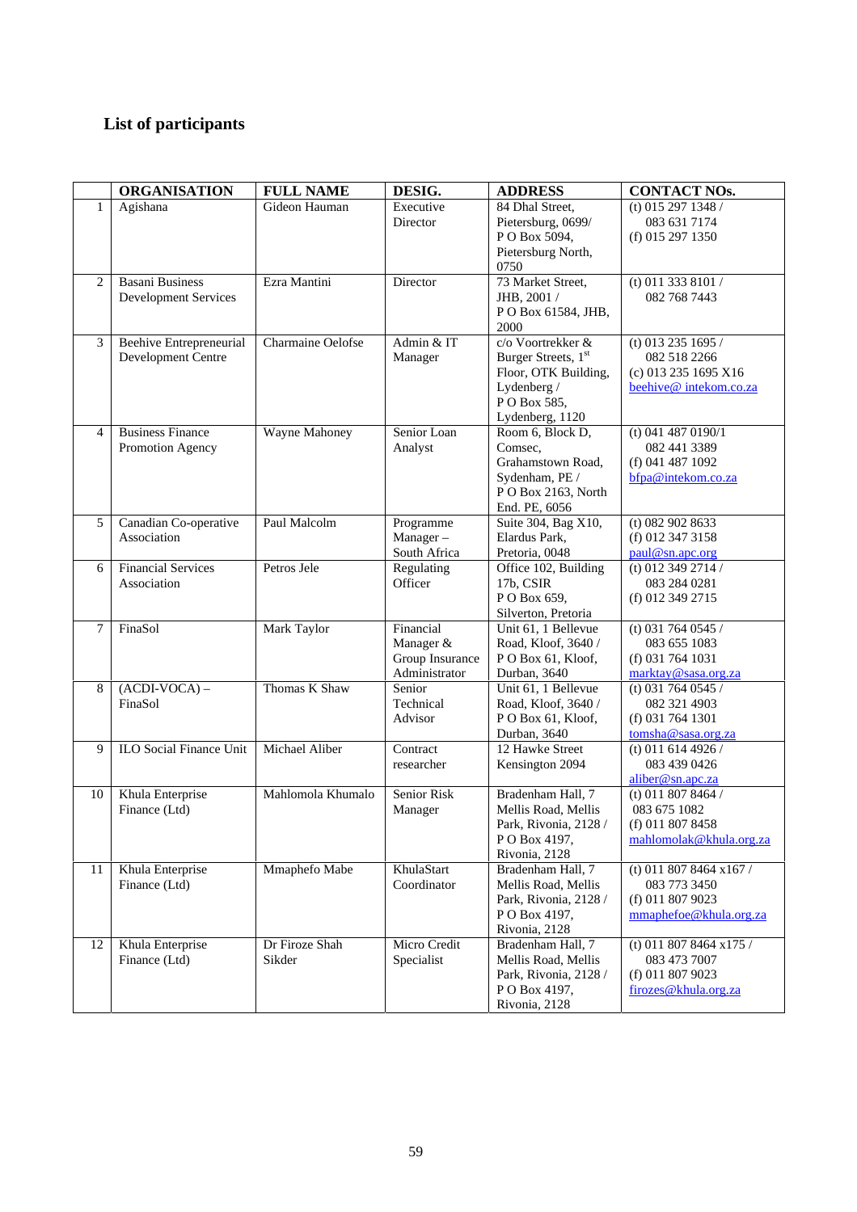## List of participants

| | ORGANISATION | FULL NAME | DESIG. | ADDRESS | CONTACT NOs. |
|---|---|---|---|---|---|
| 1 | Agishana | Gideon Hauman | Executive Director | 84 Dhal Street, Pietersburg, 0699/ P O Box 5094, Pietersburg North, 0750 | (t) 015 297 1348 / 083 631 7174 (f) 015 297 1350 |
| 2 | Basani Business Development Services | Ezra Mantini | Director | 73 Market Street, JHB, 2001 / P O Box 61584, JHB, 2000 | (t) 011 333 8101 / 082 768 7443 |
| 3 | Beehive Entrepreneurial Development Centre | Charmaine Oelofse | Admin & IT Manager | c/o Voortrekker & Burger Streets, 1st Floor, OTK Building, Lydenberg / P O Box 585, Lydenberg, 1120 | (t) 013 235 1695 / 082 518 2266 (c) 013 235 1695 X16 beehive@ intekom.co.za |
| 4 | Business Finance Promotion Agency | Wayne Mahoney | Senior Loan Analyst | Room 6, Block D, Comsec, Grahamstown Road, Sydenham, PE / P O Box 2163, North End. PE, 6056 | (t) 041 487 0190/1 082 441 3389 (f) 041 487 1092 bfpa@intekom.co.za |
| 5 | Canadian Co-operative Association | Paul Malcolm | Programme Manager – South Africa | Suite 304, Bag X10, Elardus Park, Pretoria, 0048 | (t) 082 902 8633 (f) 012 347 3158 paul@sn.apc.org |
| 6 | Financial Services Association | Petros Jele | Regulating Officer | Office 102, Building 17b, CSIR P O Box 659, Silverton, Pretoria | (t) 012 349 2714 / 083 284 0281 (f) 012 349 2715 |
| 7 | FinaSol | Mark Taylor | Financial Manager & Group Insurance Administrator | Unit 61, 1 Bellevue Road, Kloof, 3640 / P O Box 61, Kloof, Durban, 3640 | (t) 031 764 0545 / 083 655 1083 (f) 031 764 1031 marktay@sasa.org.za |
| 8 | (ACDI-VOCA) – FinaSol | Thomas K Shaw | Senior Technical Advisor | Unit 61, 1 Bellevue Road, Kloof, 3640 / P O Box 61, Kloof, Durban, 3640 | (t) 031 764 0545 / 082 321 4903 (f) 031 764 1301 tomsha@sasa.org.za |
| 9 | ILO Social Finance Unit | Michael Aliber | Contract researcher | 12 Hawke Street Kensington 2094 | (t) 011 614 4926 / 083 439 0426 aliber@sn.apc.za |
| 10 | Khula Enterprise Finance (Ltd) | Mahlomola Khumalo | Senior Risk Manager | Bradenham Hall, 7 Mellis Road, Mellis Park, Rivonia, 2128 / P O Box 4197, Rivonia, 2128 | (t) 011 807 8464 / 083 675 1082 (f) 011 807 8458 mahlomolak@khula.org.za |
| 11 | Khula Enterprise Finance (Ltd) | Mmaphefo Mabe | KhulaStart Coordinator | Bradenham Hall, 7 Mellis Road, Mellis Park, Rivonia, 2128 / P O Box 4197, Rivonia, 2128 | (t) 011 807 8464 x167 / 083 773 3450 (f) 011 807 9023 mmaphefoe@khula.org.za |
| 12 | Khula Enterprise Finance (Ltd) | Dr Firoze Shah Sikder | Micro Credit Specialist | Bradenham Hall, 7 Mellis Road, Mellis Park, Rivonia, 2128 / P O Box 4197, Rivonia, 2128 | (t) 011 807 8464 x175 / 083 473 7007 (f) 011 807 9023 firozes@khula.org.za |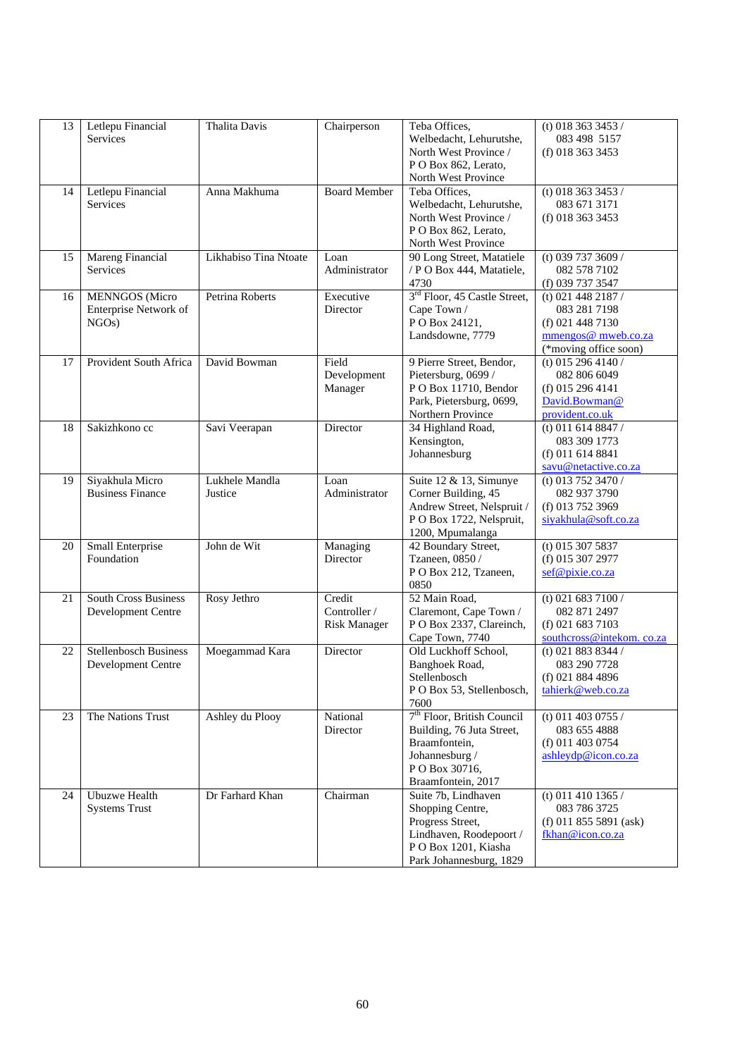| 13 | Letlepu Financial Services | Thalita Davis | Chairperson | Teba Offices, Welbedacht, Lehurutshe, North West Province / P O Box 862, Lerato, North West Province | (t) 018 363 3453 / 083 498 5157 (f) 018 363 3453 |
|---|---|---|---|---|---|
| 14 | Letlepu Financial Services | Anna Makhuma | Board Member | Teba Offices, Welbedacht, Lehurutshe, North West Province / P O Box 862, Lerato, North West Province | (t) 018 363 3453 / 083 671 3171 (f) 018 363 3453 |
| 15 | Mareng Financial Services | Likhabiso Tina Ntoate | Loan Administrator | 90 Long Street, Matatiele / P O Box 444, Matatiele, 4730 | (t) 039 737 3609 / 082 578 7102 (f) 039 737 3547 |
| 16 | MENNGOS (Micro Enterprise Network of NGOs) | Petrina Roberts | Executive Director | 3rd Floor, 45 Castle Street, Cape Town / P O Box 24121, Landsdowne, 7779 | (t) 021 448 2187 / 083 281 7198 (f) 021 448 7130 mmengos@ mweb.co.za (*moving office soon) |
| 17 | Provident South Africa | David Bowman | Field Development Manager | 9 Pierre Street, Bendor, Pietersburg, 0699 / P O Box 11710, Bendor Park, Pietersburg, 0699, Northern Province | (t) 015 296 4140 / 082 806 6049 (f) 015 296 4141 David.Bowman@ provident.co.uk |
| 18 | Sakizhkono cc | Savi Veerapan | Director | 34 Highland Road, Kensington, Johannesburg | (t) 011 614 8847 / 083 309 1773 (f) 011 614 8841 savu@netactive.co.za |
| 19 | Siyakhula Micro Business Finance | Lukhele Mandla Justice | Loan Administrator | Suite 12 & 13, Simunye Corner Building, 45 Andrew Street, Nelspruit / P O Box 1722, Nelspruit, 1200, Mpumalanga | (t) 013 752 3470 / 082 937 3790 (f) 013 752 3969 siyakhula@soft.co.za |
| 20 | Small Enterprise Foundation | John de Wit | Managing Director | 42 Boundary Street, Tzaneen, 0850 / P O Box 212, Tzaneen, 0850 | (t) 015 307 5837 (f) 015 307 2977 sef@pixie.co.za |
| 21 | South Cross Business Development Centre | Rosy Jethro | Credit Controller / Risk Manager | 52 Main Road, Claremont, Cape Town / P O Box 2337, Clareinch, Cape Town, 7740 | (t) 021 683 7100 / 082 871 2497 (f) 021 683 7103 southcross@intekom. co.za |
| 22 | Stellenbosch Business Development Centre | Moegammad Kara | Director | Old Luckhoff School, Banghoek Road, Stellenbosch P O Box 53, Stellenbosch, 7600 | (t) 021 883 8344 / 083 290 7728 (f) 021 884 4896 tahierk@web.co.za |
| 23 | The Nations Trust | Ashley du Plooy | National Director | 7th Floor, British Council Building, 76 Juta Street, Braamfontein, Johannesburg / P O Box 30716, Braamfontein, 2017 | (t) 011 403 0755 / 083 655 4888 (f) 011 403 0754 ashleydp@icon.co.za |
| 24 | Ubuzwe Health Systems Trust | Dr Farhard Khan | Chairman | Suite 7b, Lindhaven Shopping Centre, Progress Street, Lindhaven, Roodepoort / P O Box 1201, Kiasha Park Johannesburg, 1829 | (t) 011 410 1365 / 083 786 3725 (f) 011 855 5891 (ask) fkhan@icon.co.za |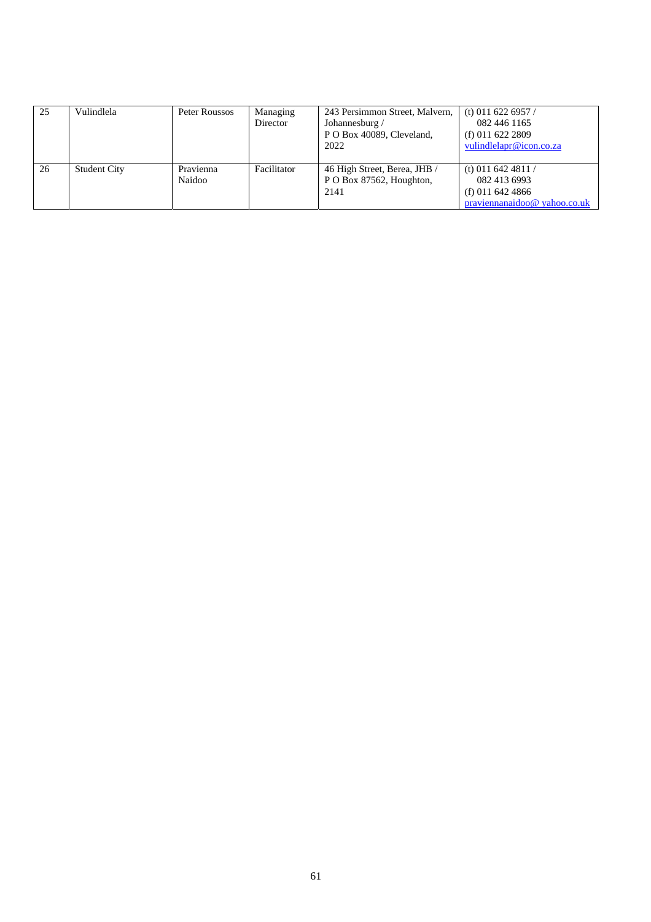| | | | | | |
|---|---|---|---|---|---|
| 25 | Vulindlela | Peter Roussos | Managing Director | 243 Persimmon Street, Malvern, Johannesburg / P O Box 40089, Cleveland, 2022 | (t) 011 622 6957 / 082 446 1165 (f) 011 622 2809 vulindlelapr@icon.co.za |
| 26 | Student City | Pravienna Naidoo | Facilitator | 46 High Street, Berea, JHB / P O Box 87562, Houghton, 2141 | (t) 011 642 4811 / 082 413 6993 (f) 011 642 4866 praviennanaidoo@ yahoo.co.uk |